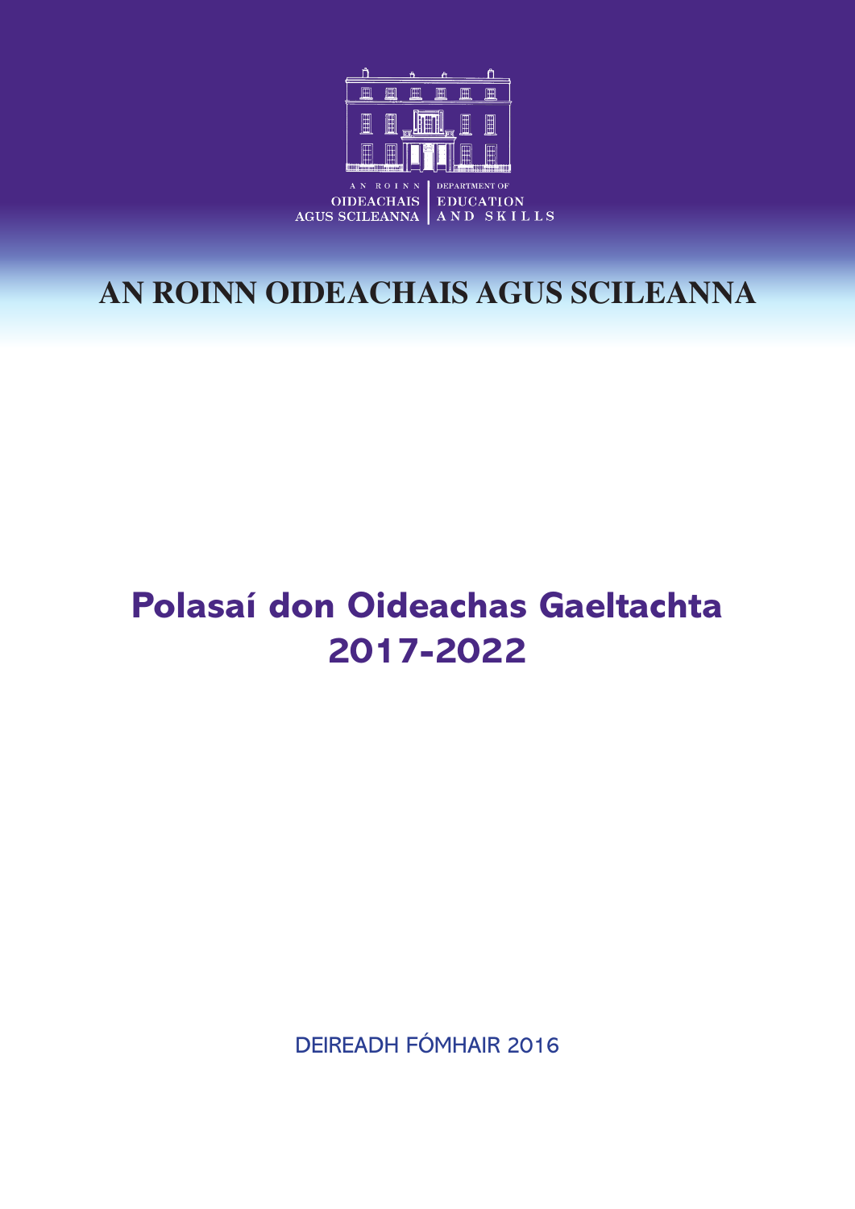AN ROINN OIDEACHAIS AGUS SCILEANNA | DEPARTMENT OF EDUCATION AND SKILLS

# AN ROINN OIDEACHAIS AGUS SCILEANNA

# Polasaí don Oideachas Gaeltachta 2017-2022

DEIREADH FÓMHAIR 2016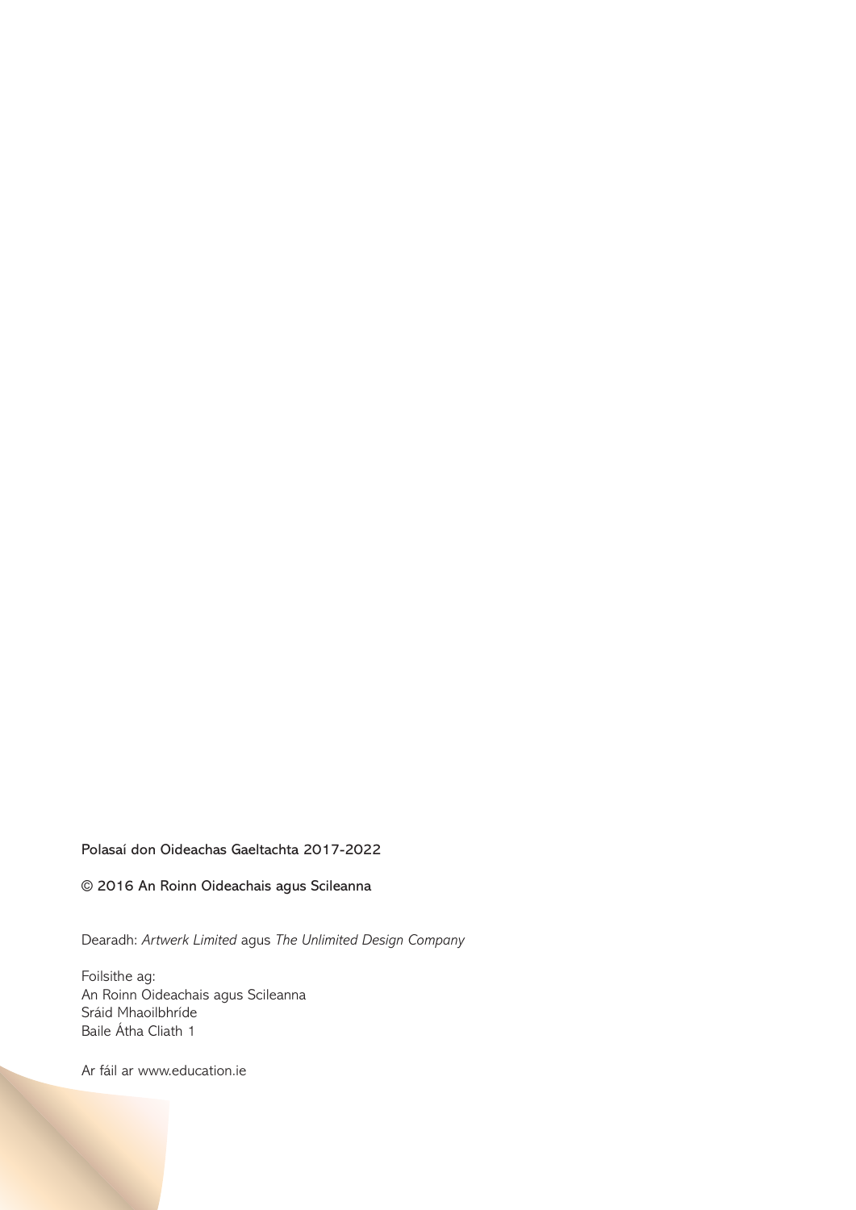Polasaí don Oideachas Gaeltachta 2017-2022

© 2016 An Roinn Oideachais agus Scileanna

Dearadh: *Artwerk Limited* agus *The Unlimited Design Company*

Foilsithe ag:
An Roinn Oideachais agus Scileanna
Sráid Mhaoilbhríde
Baile Átha Cliath 1

Ar fáil ar www.education.ie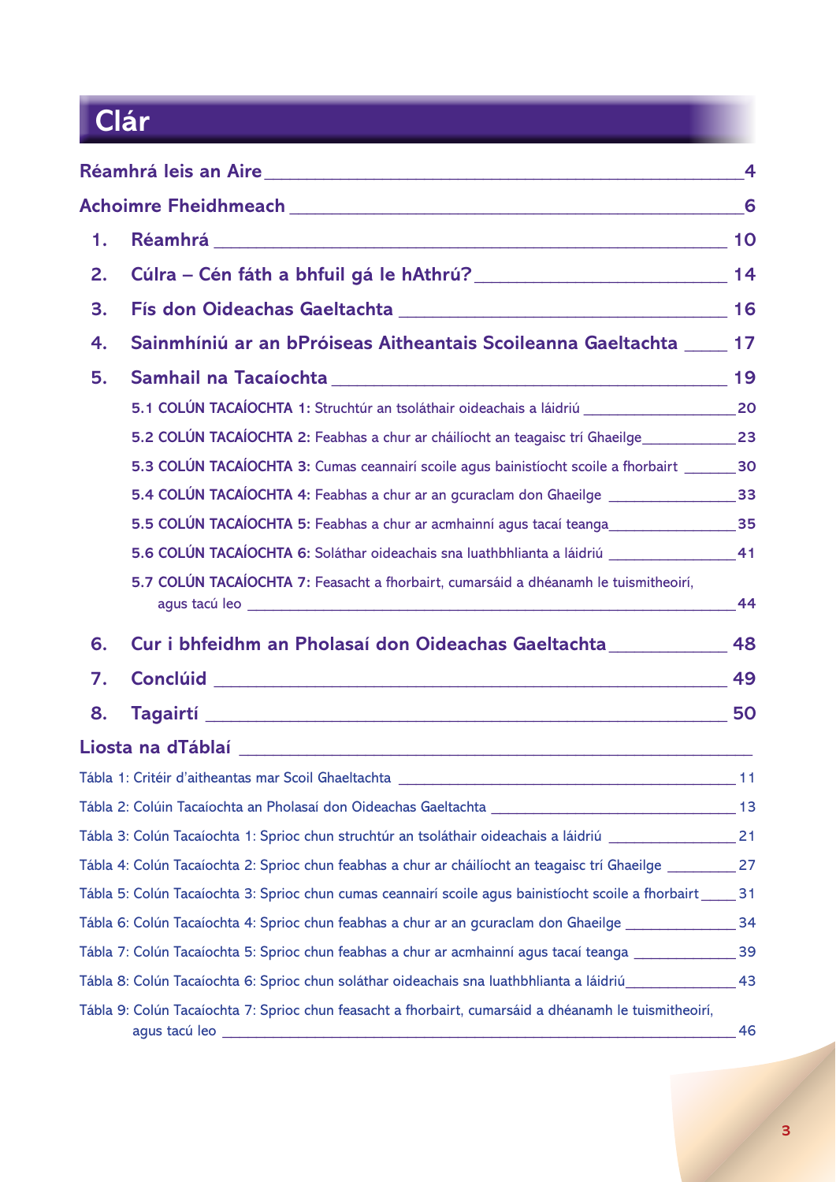# Clár

Réamhrá leis an Aire ____ 4

Achoimre Fheidhmeach ____ 6

1. Réamhrá ____ 10
2. Cúlra – Cén fáth a bhfuil gá le hAthrú? ____ 14
3. Fís don Oideachas Gaeltachta ____ 16
4. Sainmhíniú ar an bPróiseas Aitheantais Scoileanna Gaeltachta ____ 17
5. Samhail na Tacaíochta ____ 19
   - 5.1 **COLÚN TACAÍOCHTA 1:** Struchtúr an tsoláthair oideachais a láidriú ____ 20
   - 5.2 **COLÚN TACAÍOCHTA 2:** Feabhas a chur ar cháilíocht an teagaisc trí Ghaeilge ____ 23
   - 5.3 **COLÚN TACAÍOCHTA 3:** Cumas ceannairí scoile agus bainistíocht scoile a fhorbairt ____ 30
   - 5.4 **COLÚN TACAÍOCHTA 4:** Feabhas a chur ar an gcuraclam don Ghaeilge ____ 33
   - 5.5 **COLÚN TACAÍOCHTA 5:** Feabhas a chur ar acmhainní agus tacaí teanga ____ 35
   - 5.6 **COLÚN TACAÍOCHTA 6:** Soláthar oideachais sna luathbhlianta a láidriú ____ 41
   - 5.7 **COLÚN TACAÍOCHTA 7:** Feasacht a fhorbairt, cumarsáid a dhéanamh le tuismitheoirí, agus tacú leo ____ 44
6. Cur i bhfeidhm an Pholasaí don Oideachas Gaeltachta ____ 48
7. Conclúid ____ 49
8. Tagairtí ____ 50

Liosta na dTáblaí

Tábla 1: Critéir d'aitheantas mar Scoil Ghaeltachta ____ 11

Tábla 2: Colúin Tacaíochta an Pholasaí don Oideachas Gaeltachta ____ 13

Tábla 3: Colún Tacaíochta 1: Sprioc chun struchtúr an tsoláthair oideachais a láidriú ____ 21

Tábla 4: Colún Tacaíochta 2: Sprioc chun feabhas a chur ar cháilíocht an teagaisc trí Ghaeilge ____ 27

Tábla 5: Colún Tacaíochta 3: Sprioc chun cumas ceannairí scoile agus bainistíocht scoile a fhorbairt ____ 31

Tábla 6: Colún Tacaíochta 4: Sprioc chun feabhas a chur ar an gcuraclam don Ghaeilge ____ 34

Tábla 7: Colún Tacaíochta 5: Sprioc chun feabhas a chur ar acmhainní agus tacaí teanga ____ 39

Tábla 8: Colún Tacaíochta 6: Sprioc chun soláthar oideachais sna luathbhlianta a láidriú ____ 43

Tábla 9: Colún Tacaíochta 7: Sprioc chun feasacht a fhorbairt, cumarsáid a dhéanamh le tuismitheoirí, agus tacú leo ____ 46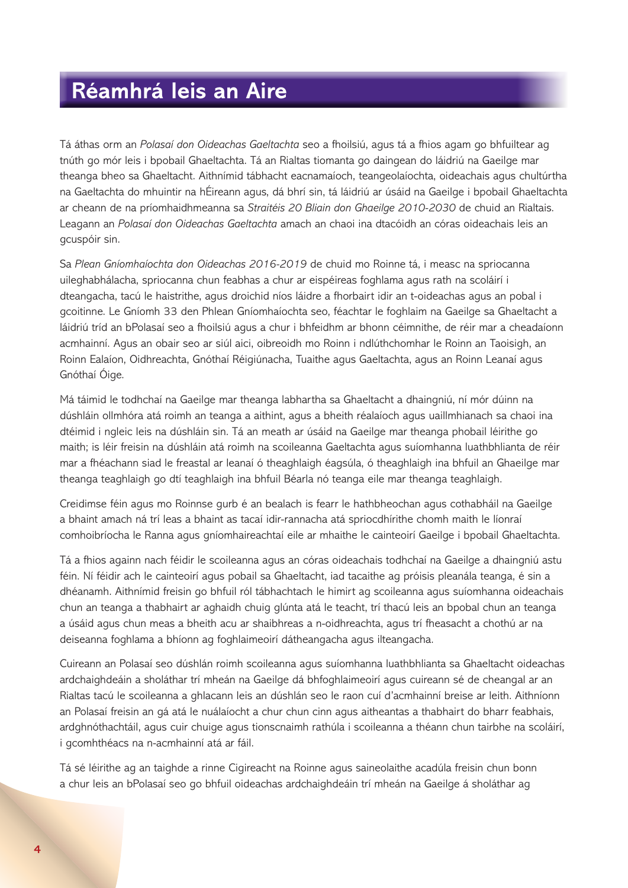# Réamhrá leis an Aire

Tá áthas orm an *Polasaí don Oideachas Gaeltachta* seo a fhoilsiú, agus tá a fhios agam go bhfuiltear ag tnúth go mór leis i bpobail Ghaeltachta. Tá an Rialtas tiomanta go daingean do láidriú na Gaeilge mar theanga bheo sa Ghaeltacht. Aithnímid tábhacht eacnamaíoch, teangeolaíochta, oideachais agus chultúrtha na Gaeltachta do mhuintir na hÉireann agus, dá bhrí sin, tá láidriú ar úsáid na Gaeilge i bpobail Ghaeltachta ar cheann de na príomhaidhmeanna sa *Straitéis 20 Bliain don Ghaeilge 2010-2030* de chuid an Rialtais. Leagann an *Polasaí don Oideachas Gaeltachta* amach an chaoi ina dtacóidh an córas oideachais leis an gcuspóir sin.

Sa *Plean Gníomhaíochta don Oideachas 2016-2019* de chuid mo Roinne tá, i measc na spriocanna uileghabhálacha, spriocanna chun feabhas a chur ar eispéireas foghlama agus rath na scoláirí i dteangacha, tacú le haistrithe, agus droichid níos láidre a fhorbairt idir an t-oideachas agus an pobal i gcoitinne. Le Gníomh 33 den Phlean Gníomhaíochta seo, féachtar le foghlaim na Gaeilge sa Ghaeltacht a láidriú tríd an bPolasaí seo a fhoilsiú agus a chur i bhfeidhm ar bhonn céimnithe, de réir mar a cheadaíonn acmhainní. Agus an obair seo ar siúl aici, oibreoidh mo Roinn i ndlúthchomhar le Roinn an Taoisigh, an Roinn Ealaíon, Oidhreachta, Gnóthaí Réigiúnacha, Tuaithe agus Gaeltachta, agus an Roinn Leanaí agus Gnóthaí Óige.

Má táimid le todhchaí na Gaeilge mar theanga labhartha sa Ghaeltacht a dhaingniú, ní mór dúinn na dúshláin ollmhóra atá roimh an teanga a aithint, agus a bheith réalaíoch agus uaillmhianach sa chaoi ina dtéimid i ngleic leis na dúshláin sin. Tá an meath ar úsáid na Gaeilge mar theanga phobail léirithe go maith; is léir freisin na dúshláin atá roimh na scoileanna Gaeltachta agus suíomhanna luathbhlianta de réir mar a fhéachann siad le freastal ar leanaí ó theaghlaigh éagsúla, ó theaghlaigh ina bhfuil an Ghaeilge mar theanga teaghlaigh go dtí teaghlaigh ina bhfuil Béarla nó teanga eile mar theanga teaghlaigh.

Creidimse féin agus mo Roinnse gurb é an bealach is fearr le hathbheochan agus cothabháil na Gaeilge a bhaint amach ná trí leas a bhaint as tacaí idir-rannacha atá spriocdhírithe chomh maith le líonraí comhoibríocha le Ranna agus gníomhaireachtaí eile ar mhaithe le cainteoirí Gaeilge i bpobail Ghaeltachta.

Tá a fhios againn nach féidir le scoileanna agus an córas oideachais todhchaí na Gaeilge a dhaingniú astu féin. Ní féidir ach le cainteoirí agus pobail sa Ghaeltacht, iad tacaithe ag próisis pleanála teanga, é sin a dhéanamh. Aithnímid freisin go bhfuil ról tábhachtach le himirt ag scoileanna agus suíomhanna oideachais chun an teanga a thabhairt ar aghaidh chuig glúnta atá le teacht, trí thacú leis an bpobal chun an teanga a úsáid agus chun meas a bheith acu ar shaibhreas a n-oidhreachta, agus trí fheasacht a chothú ar na deiseanna foghlama a bhíonn ag foghlaimeoirí dátheangacha agus ilteangacha.

Cuireann an Polasaí seo dúshlán roimh scoileanna agus suíomhanna luathbhlianta sa Ghaeltacht oideachas ardchaighdeáin a sholáthar trí mheán na Gaeilge dá bhfoghlaimeoirí agus cuireann sé de cheangal ar an Rialtas tacú le scoileanna a ghlacann leis an dúshlán seo le raon cuí d'acmhainní breise ar leith. Aithníonn an Polasaí freisin an gá atá le nuálaíocht a chur chun cinn agus aitheantas a thabhairt do bharr feabhais, ardghnóthachtáil, agus cuir chuige agus tionscnaimh rathúla i scoileanna a théann chun tairbhe na scoláirí, i gcomhthéacs na n-acmhainní atá ar fáil.

Tá sé léirithe ag an taighde a rinne Cigireacht na Roinne agus saineolaithe acadúla freisin chun bonn a chur leis an bPolasaí seo go bhfuil oideachas ardchaighdeáin trí mheán na Gaeilge á sholáthar ag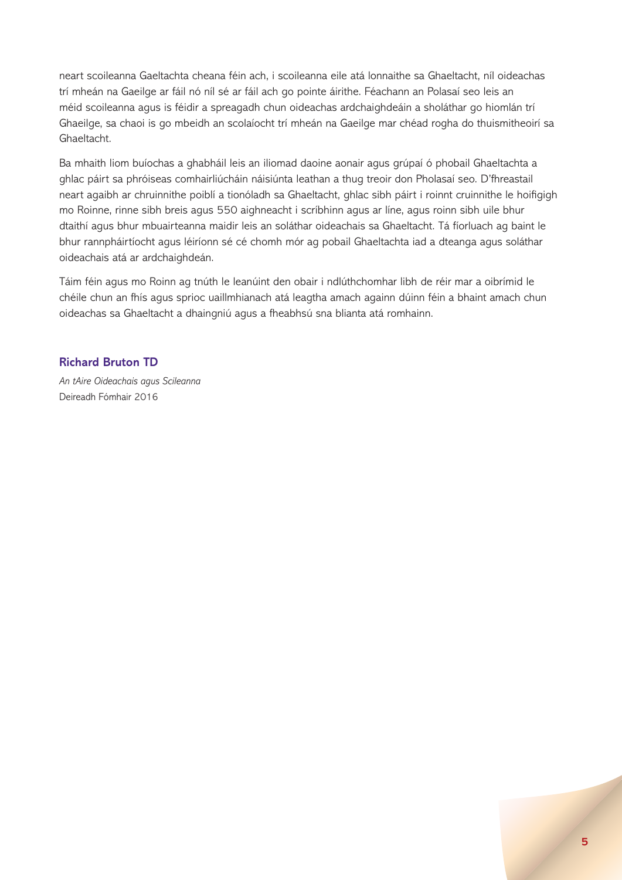neart scoileanna Gaeltachta cheana féin ach, i scoileanna eile atá lonnaithe sa Ghaeltacht, níl oideachas trí mheán na Gaeilge ar fáil nó níl sé ar fáil ach go pointe áirithe. Féachann an Polasaí seo leis an méid scoileanna agus is féidir a spreagadh chun oideachas ardchaighdeáin a sholáthar go hiomlán trí Ghaeilge, sa chaoi is go mbeidh an scolaíocht trí mheán na Gaeilge mar chéad rogha do thuismitheoirí sa Ghaeltacht.

Ba mhaith liom buíochas a ghabháil leis an iliomad daoine aonair agus grúpaí ó phobail Ghaeltachta a ghlac páirt sa phróiseas comhairliúcháin náisiúnta leathan a thug treoir don Pholasaí seo. D'fhreastail neart agaibh ar chruinnithe poiblí a tionóladh sa Ghaeltacht, ghlac sibh páirt i roinnt cruinnithe le hoifigigh mo Roinne, rinne sibh breis agus 550 aighneacht i scríbhinn agus ar líne, agus roinn sibh uile bhur dtaithí agus bhur mbuairteanna maidir leis an soláthar oideachais sa Ghaeltacht. Tá fíorluach ag baint le bhur rannpháirtíocht agus léiríonn sé cé chomh mór ag pobail Ghaeltachta iad a dteanga agus soláthar oideachais atá ar ardchaighdeán.

Táim féin agus mo Roinn ag tnúth le leanúint den obair i ndlúthchomhar libh de réir mar a oibrímid le chéile chun an fhís agus sprioc uaillmhianach atá leagtha amach againn dúinn féin a bhaint amach chun oideachas sa Ghaeltacht a dhaingniú agus a fheabhsú sna blianta atá romhainn.

**Richard Bruton TD**

*An tAire Oideachais agus Scileanna*
Deireadh Fómhair 2016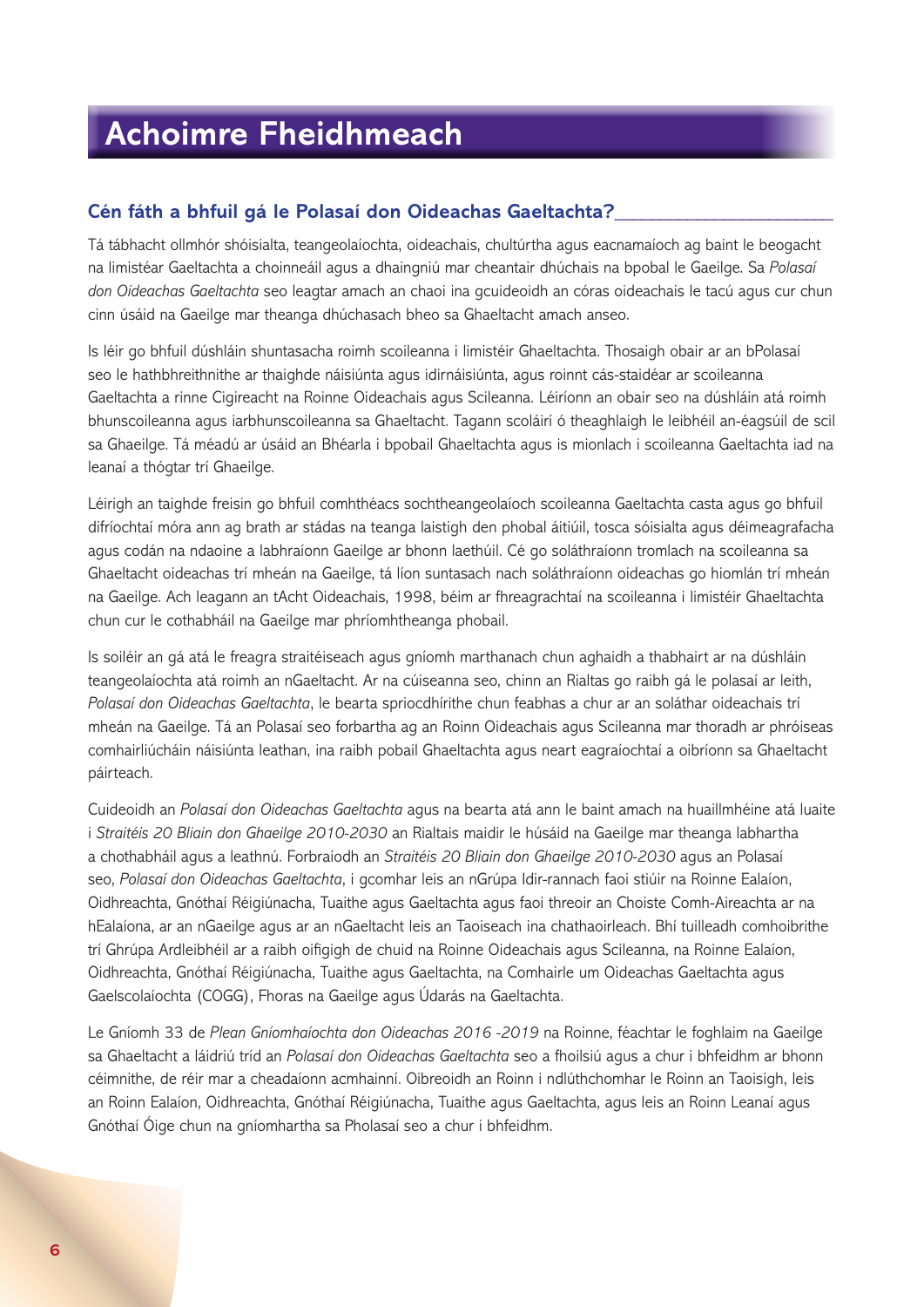# Achoimre Fheidhmeach

## Cén fáth a bhfuil gá le Polasaí don Oideachas Gaeltachta?

Tá tábhacht ollmhór shóisialta, teangeolaíochta, oideachais, chultúrtha agus eacnamaíoch ag baint le beogacht na limistéar Gaeltachta a choinneáil agus a dhaingniú mar cheantair dhúchais na bpobal le Gaeilge. Sa *Polasaí don Oideachas Gaeltachta* seo leagtar amach an chaoi ina gcuideoidh an córas oideachais le tacú agus cur chun cinn úsáid na Gaeilge mar theanga dhúchasach bheo sa Ghaeltacht amach anseo.

Is léir go bhfuil dúshláin shuntasacha roimh scoileanna i limistéir Ghaeltachta. Thosaigh obair ar an bPolasaí seo le hathbhreithnithe ar thaighde náisiúnta agus idirnáisiúnta, agus roinnt cás-staidéar ar scoileanna Gaeltachta a rinne Cigireacht na Roinne Oideachais agus Scileanna. Léiríonn an obair seo na dúshláin atá roimh bhunscoileanna agus iarbhunscoileanna sa Ghaeltacht. Tagann scoláirí ó theaghlaigh le leibhéil an-éagsúil de scil sa Ghaeilge. Tá méadú ar úsáid an Bhéarla i bpobail Ghaeltachta agus is mionlach i scoileanna Gaeltachta iad na leanaí a thógtar trí Ghaeilge.

Léirigh an taighde freisin go bhfuil comhthéacs sochtheangeolaíoch scoileanna Gaeltachta casta agus go bhfuil difríochtaí móra ann ag brath ar stádas na teanga laistigh den phobal áitiúil, tosca sóisialta agus déimeagrafacha agus codán na ndaoine a labhraíonn Gaeilge ar bhonn laethúil. Cé go soláthraíonn tromlach na scoileanna sa Ghaeltacht oideachas trí mheán na Gaeilge, tá líon suntasach nach soláthraíonn oideachas go hiomlán trí mheán na Gaeilge. Ach leagann an tAcht Oideachais, 1998, béim ar fhreagrachtaí na scoileanna i limistéir Ghaeltachta chun cur le cothabháil na Gaeilge mar phríomhtheanga phobail.

Is soiléir an gá atá le freagra straitéiseach agus gníomh marthanach chun aghaidh a thabhairt ar na dúshláin teangeolaíochta atá roimh an nGaeltacht. Ar na cúiseanna seo, chinn an Rialtas go raibh gá le polasaí ar leith, *Polasaí don Oideachas Gaeltachta*, le bearta spriocdhírithe chun feabhas a chur ar an soláthar oideachais trí mheán na Gaeilge. Tá an Polasaí seo forbartha ag an Roinn Oideachais agus Scileanna mar thoradh ar phróiseas comhairliúcháin náisiúnta leathan, ina raibh pobail Ghaeltachta agus neart eagraíochtaí a oibríonn sa Ghaeltacht páirteach.

Cuideoidh an *Polasaí don Oideachas Gaeltachta* agus na bearta atá ann le baint amach na huaillmhéine atá luaite i *Straitéis 20 Bliain don Ghaeilge 2010-2030* an Rialtais maidir le húsáid na Gaeilge mar theanga labhartha a chothabháil agus a leathnú. Forbraíodh an *Straitéis 20 Bliain don Ghaeilge 2010-2030* agus an Polasaí seo, *Polasaí don Oideachas Gaeltachta*, i gcomhar leis an nGrúpa Idir-rannach faoi stiúir na Roinne Ealaíon, Oidhreachta, Gnóthaí Réigiúnacha, Tuaithe agus Gaeltachta agus faoi threoir an Choiste Comh-Aireachta ar na hEalaíona, ar an nGaeilge agus ar an nGaeltacht leis an Taoiseach ina chathaoirleach. Bhí tuilleadh comhoibrithe trí Ghrúpa Ardleibhéil ar a raibh oifigigh de chuid na Roinne Oideachais agus Scileanna, na Roinne Ealaíon, Oidhreachta, Gnóthaí Réigiúnacha, Tuaithe agus Gaeltachta, na Comhairle um Oideachas Gaeltachta agus Gaelscolaíochta (COGG), Fhoras na Gaeilge agus Údarás na Gaeltachta.

Le Gníomh 33 de *Plean Gníomhaíochta don Oideachas 2016 -2019* na Roinne, féachtar le foghlaim na Gaeilge sa Ghaeltacht a láidriú tríd an *Polasaí don Oideachas Gaeltachta* seo a fhoilsiú agus a chur i bhfeidhm ar bhonn céimnithe, de réir mar a cheadaíonn acmhainní. Oibreoidh an Roinn i ndlúthchomhar le Roinn an Taoisigh, leis an Roinn Ealaíon, Oidhreachta, Gnóthaí Réigiúnacha, Tuaithe agus Gaeltachta, agus leis an Roinn Leanaí agus Gnóthaí Óige chun na gníomhartha sa Pholasaí seo a chur i bhfeidhm.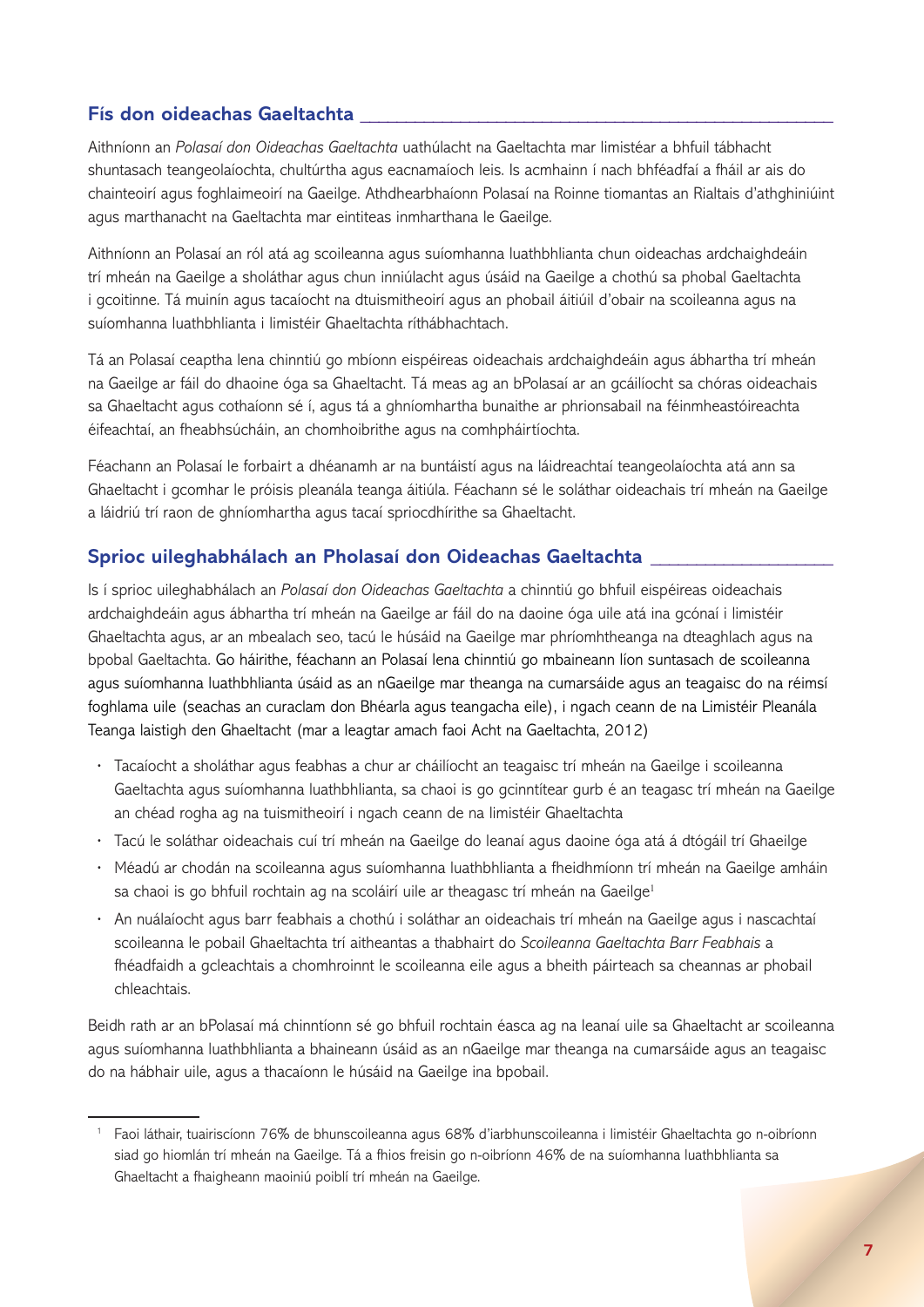## Fís don oideachas Gaeltachta

Aithníonn an *Polasaí don Oideachas Gaeltachta* uathúlacht na Gaeltachta mar limistéar a bhfuil tábhacht shuntasach teangeolaíochta, chultúrtha agus eacnamaíoch leis. Is acmhainn í nach bhféadfaí a fháil ar ais do chainteoirí agus foghlaimeoirí na Gaeilge. Athdhearbhaíonn Polasaí na Roinne tiomantas an Rialtais d'athghiniúint agus marthanacht na Gaeltachta mar eintiteas inmharthana le Gaeilge.

Aithníonn an Polasaí an ról atá ag scoileanna agus suíomhanna luathbhlianta chun oideachas ardchaighdeáin trí mheán na Gaeilge a sholáthar agus chun inniúlacht agus úsáid na Gaeilge a chothú sa phobal Gaeltachta i gcoitinne. Tá muinín agus tacaíocht na dtuismitheoirí agus an phobail áitiúil d'obair na scoileanna agus na suíomhanna luathbhlianta i limistéir Ghaeltachta ríthábhachtach.

Tá an Polasaí ceaptha lena chinntiú go mbíonn eispéireas oideachais ardchaighdeáin agus ábhartha trí mheán na Gaeilge ar fáil do dhaoine óga sa Ghaeltacht. Tá meas ag an bPolasaí ar an gcáilíocht sa chóras oideachais sa Ghaeltacht agus cothaíonn sé í, agus tá a ghníomhartha bunaithe ar phrionsabail na féinmheastóireachta éifeachtaí, an fheabhsúcháin, an chomhoibrithe agus na comhpháirtíochta.

Féachann an Polasaí le forbairt a dhéanamh ar na buntáistí agus na láidreachtaí teangeolaíochta atá ann sa Ghaeltacht i gcomhar le próisis pleanála teanga áitiúla. Féachann sé le soláthar oideachais trí mheán na Gaeilge a láidriú trí raon de ghníomhartha agus tacaí spriocdhírithe sa Ghaeltacht.

## Sprioc uileghabhálach an Pholasaí don Oideachas Gaeltachta

Is í sprioc uileghabhálach an *Polasaí don Oideachas Gaeltachta* a chinntiú go bhfuil eispéireas oideachais ardchaighdeáin agus ábhartha trí mheán na Gaeilge ar fáil do na daoine óga uile atá ina gcónaí i limistéir Ghaeltachta agus, ar an mbealach seo, tacú le húsáid na Gaeilge mar phríomhtheanga na dteaghlach agus na bpobal Gaeltachta. Go háirithe, féachann an Polasaí lena chinntiú go mbaineann líon suntasach de scoileanna agus suíomhanna luathbhlianta úsáid as an nGaeilge mar theanga na cumarsáide agus an teagaisc do na réimsí foghlama uile (seachas an curaclam don Bhéarla agus teangacha eile), i ngach ceann de na Limistéir Pleanála Teanga laistigh den Ghaeltacht (mar a leagtar amach faoi Acht na Gaeltachta, 2012)

- Tacaíocht a sholáthar agus feabhas a chur ar cháilíocht an teagaisc trí mheán na Gaeilge i scoileanna Gaeltachta agus suíomhanna luathbhlianta, sa chaoi is go gcinntítear gurb é an teagasc trí mheán na Gaeilge an chéad rogha ag na tuismitheoirí i ngach ceann de na limistéir Ghaeltachta
- Tacú le soláthar oideachais cuí trí mheán na Gaeilge do leanaí agus daoine óga atá á dtógáil trí Ghaeilge
- Méadú ar chodán na scoileanna agus suíomhanna luathbhlianta a fheidhmíonn trí mheán na Gaeilge amháin sa chaoi is go bhfuil rochtain ag na scoláirí uile ar theagasc trí mheán na Gaeilge[1]
- An nuálaíocht agus barr feabhais a chothú i soláthar an oideachais trí mheán na Gaeilge agus i nascachtaí scoileanna le pobail Ghaeltachta trí aitheantas a thabhairt do *Scoileanna Gaeltachta Barr Feabhais* a fhéadfaidh a gcleachtais a chomhroinnt le scoileanna eile agus a bheith páirteach sa cheannas ar phobail chleachtais.

Beidh rath ar an bPolasaí má chinntíonn sé go bhfuil rochtain éasca ag na leanaí uile sa Ghaeltacht ar scoileanna agus suíomhanna luathbhlianta a bhaineann úsáid as an nGaeilge mar theanga na cumarsáide agus an teagaisc do na hábhair uile, agus a thacaíonn le húsáid na Gaeilge ina bpobail.

---

[1] Faoi láthair, tuairiscíonn 76% de bhunscoileanna agus 68% d'iarbhunscoileanna i limistéir Ghaeltachta go n-oibríonn siad go hiomlán trí mheán na Gaeilge. Tá a fhios freisin go n-oibríonn 46% de na suíomhanna luathbhlianta sa Ghaeltacht a fhaigheann maoiniú poiblí trí mheán na Gaeilge.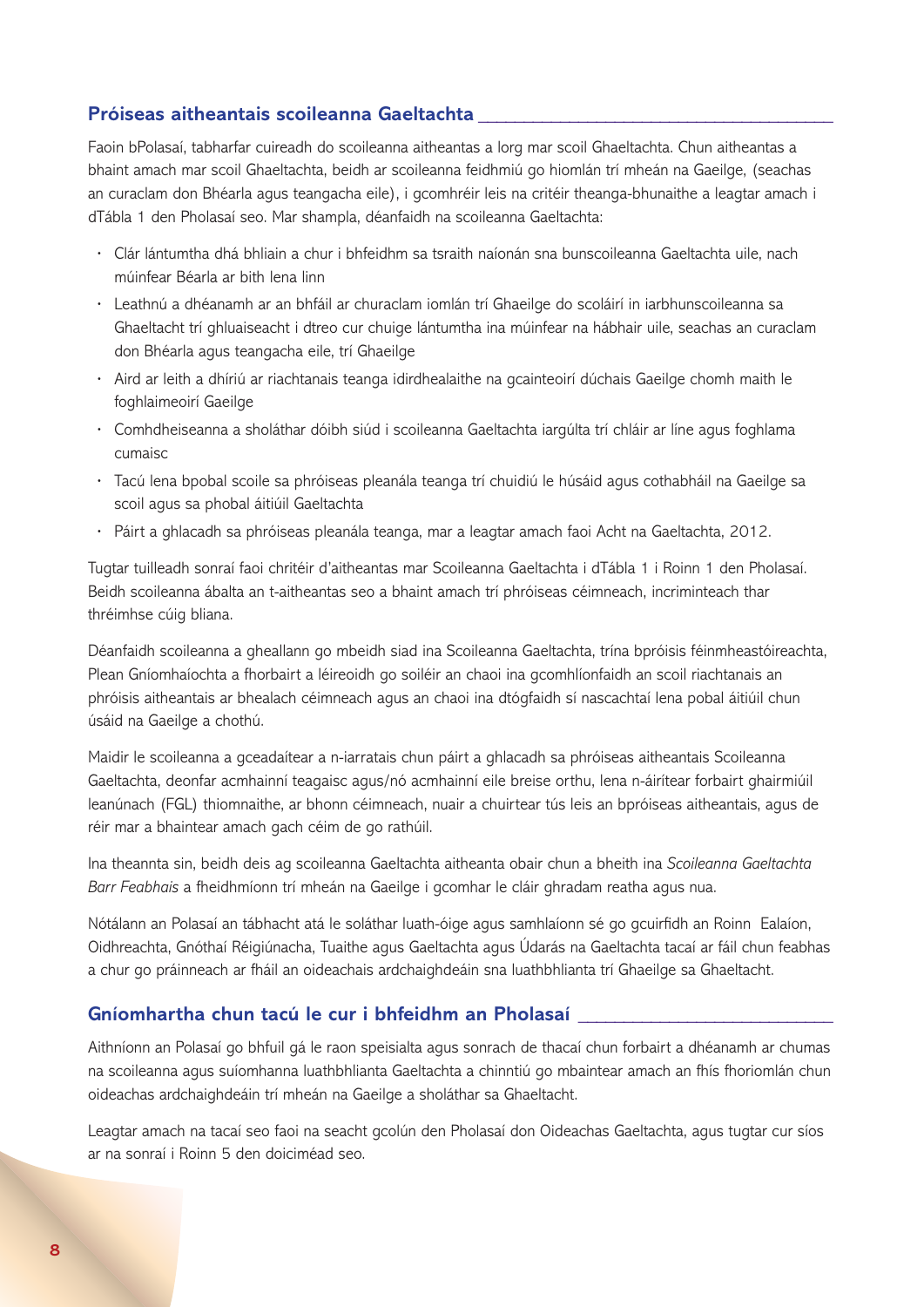## Próiseas aitheantais scoileanna Gaeltachta

Faoin bPolasaí, tabharfar cuireadh do scoileanna aitheantas a lorg mar scoil Ghaeltachta. Chun aitheantas a bhaint amach mar scoil Ghaeltachta, beidh ar scoileanna feidhmiú go hiomlán trí mheán na Gaeilge, (seachas an curaclam don Bhéarla agus teangacha eile), i gcomhréir leis na critéir theanga-bhunaithe a leagtar amach i dTábla 1 den Pholasaí seo. Mar shampla, déanfaidh na scoileanna Gaeltachta:

- Clár lántumtha dhá bhliain a chur i bhfeidhm sa tsraith naíonán sna bunscoileanna Gaeltachta uile, nach múinfear Béarla ar bith lena linn
- Leathnú a dhéanamh ar an bhfáil ar churaclam iomlán trí Ghaeilge do scoláirí in iarbhunscoileanna sa Ghaeltacht trí ghluaiseacht i dtreo cur chuige lántumtha ina múinfear na hábhair uile, seachas an curaclam don Bhéarla agus teangacha eile, trí Ghaeilge
- Aird ar leith a dhíriú ar riachtanais teanga idirdhealaithe na gcainteoirí dúchais Gaeilge chomh maith le foghlaimeoirí Gaeilge
- Comhdheiseanna a sholáthar dóibh siúd i scoileanna Gaeltachta iargúlta trí chláir ar líne agus foghlama cumaisc
- Tacú lena bpobal scoile sa phróiseas pleanála teanga trí chuidiú le húsáid agus cothabháil na Gaeilge sa scoil agus sa phobal áitiúil Gaeltachta
- Páirt a ghlacadh sa phróiseas pleanála teanga, mar a leagtar amach faoi Acht na Gaeltachta, 2012.

Tugtar tuilleadh sonraí faoi chritéir d'aitheantas mar Scoileanna Gaeltachta i dTábla 1 i Roinn 1 den Pholasaí. Beidh scoileanna ábalta an t-aitheantas seo a bhaint amach trí phróiseas céimneach, incriminteach thar thréimhse cúig bliana.

Déanfaidh scoileanna a gheallann go mbeidh siad ina Scoileanna Gaeltachta, trína bpróisis féinmheastóireachta, Plean Gníomhaíochta a fhorbairt a léireoidh go soiléir an chaoi ina gcomhlíonfaidh an scoil riachtanais an phróisis aitheantais ar bhealach céimneach agus an chaoi ina dtógfaidh sí nascachtaí lena pobal áitiúil chun úsáid na Gaeilge a chothú.

Maidir le scoileanna a gceadaítear a n-iarratais chun páirt a ghlacadh sa phróiseas aitheantais Scoileanna Gaeltachta, deonfar acmhainní teagaisc agus/nó acmhainní eile breise orthu, lena n-áirítear forbairt ghairmiúil leanúnach (FGL) thiomnaithe, ar bhonn céimneach, nuair a chuirtear tús leis an bpróiseas aitheantais, agus de réir mar a bhaintear amach gach céim de go rathúil.

Ina theannta sin, beidh deis ag scoileanna Gaeltachta aitheanta obair chun a bheith ina *Scoileanna Gaeltachta Barr Feabhais* a fheidhmíonn trí mheán na Gaeilge i gcomhar le cláir ghradam reatha agus nua.

Nótálann an Polasaí an tábhacht atá le soláthar luath-óige agus samhlaíonn sé go gcuirfidh an Roinn Ealaíon, Oidhreachta, Gnóthaí Réigiúnacha, Tuaithe agus Gaeltachta agus Údarás na Gaeltachta tacaí ar fáil chun feabhas a chur go práinneach ar fháil an oideachais ardchaighdeáin sna luathbhlianta trí Ghaeilge sa Ghaeltacht.

## Gníomhartha chun tacú le cur i bhfeidhm an Pholasaí

Aithníonn an Polasaí go bhfuil gá le raon speisialta agus sonrach de thacaí chun forbairt a dhéanamh ar chumas na scoileanna agus suíomhanna luathbhlianta Gaeltachta a chinntiú go mbaintear amach an fhís fhoriomlán chun oideachas ardchaighdeáin trí mheán na Gaeilge a sholáthar sa Ghaeltacht.

Leagtar amach na tacaí seo faoi na seacht gcolún den Pholasaí don Oideachas Gaeltachta, agus tugtar cur síos ar na sonraí i Roinn 5 den doiciméad seo.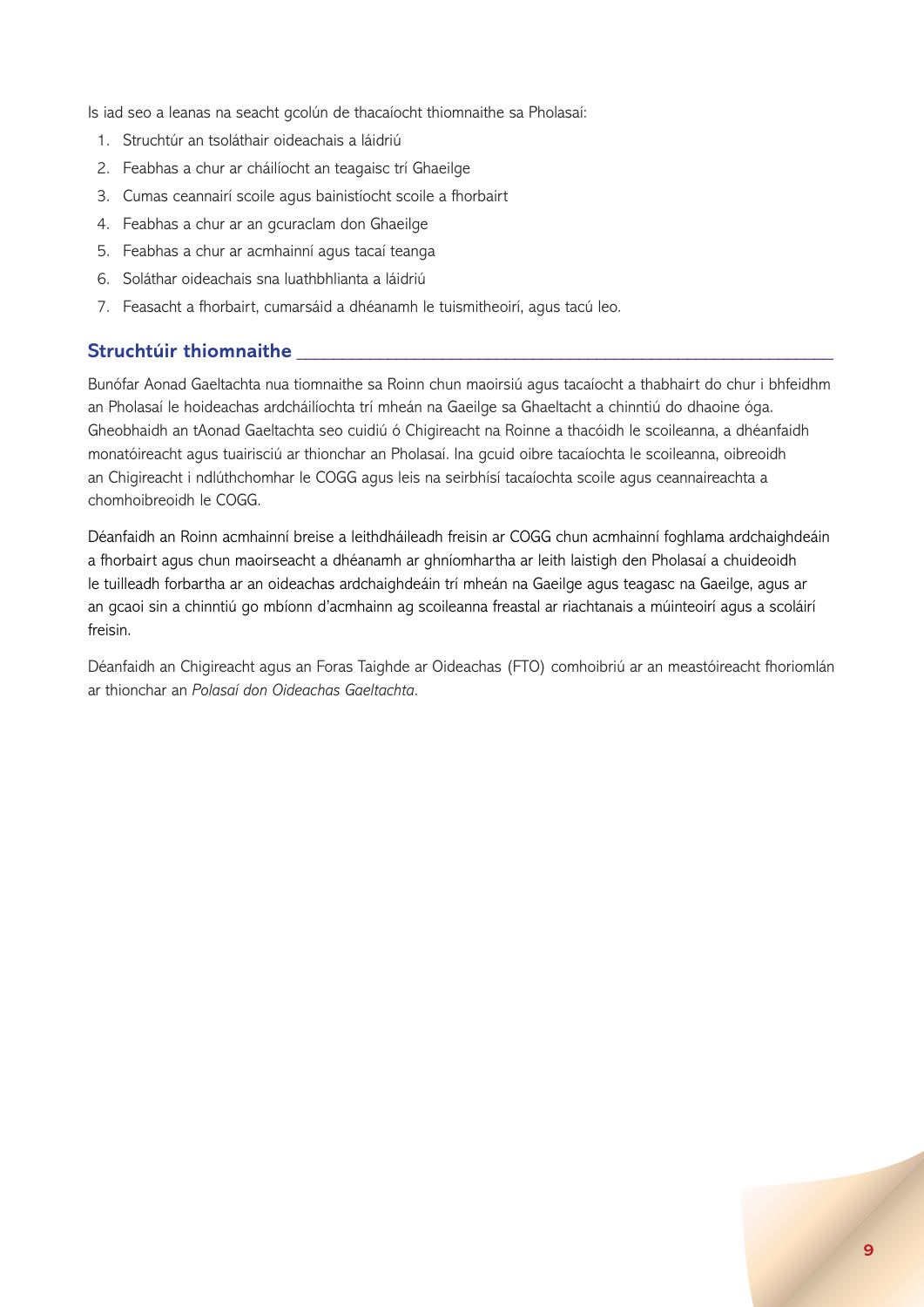Is iad seo a leanas na seacht gcolún de thacaíocht thiomnaithe sa Pholasaí:

1. Struchtúr an tsoláthair oideachais a láidriú
2. Feabhas a chur ar cháilíocht an teagaisc trí Ghaeilge
3. Cumas ceannairí scoile agus bainistíocht scoile a fhorbairt
4. Feabhas a chur ar an gcuraclam don Ghaeilge
5. Feabhas a chur ar acmhainní agus tacaí teanga
6. Soláthar oideachais sna luathbhlianta a láidriú
7. Feasacht a fhorbairt, cumarsáid a dhéanamh le tuismitheoirí, agus tacú leo.

## Struchtúir thiomnaithe

Bunófar Aonad Gaeltachta nua tiomnaithe sa Roinn chun maoirsiú agus tacaíocht a thabhairt do chur i bhfeidhm an Pholasaí le hoideachas ardcháilíochta trí mheán na Gaeilge sa Ghaeltacht a chinntiú do dhaoine óga. Gheobhaidh an tAonad Gaeltachta seo cuidiú ó Chigireacht na Roinne a thacóidh le scoileanna, a dhéanfaidh monatóireacht agus tuairisciú ar thionchar an Pholasaí. Ina gcuid oibre tacaíochta le scoileanna, oibreoidh an Chigireacht i ndlúthchomhar le COGG agus leis na seirbhísí tacaíochta scoile agus ceannaireachta a chomhoibreoidh le COGG.

Déanfaidh an Roinn acmhainní breise a leithdháileadh freisin ar COGG chun acmhainní foghlama ardchaighdeáin a fhorbairt agus chun maoirseacht a dhéanamh ar ghníomhartha ar leith laistigh den Pholasaí a chuideoidh le tuilleadh forbartha ar an oideachas ardchaighdeáin trí mheán na Gaeilge agus teagasc na Gaeilge, agus ar an gcaoi sin a chinntiú go mbíonn d'acmhainn ag scoileanna freastal ar riachtanais a múinteoirí agus a scoláirí freisin.

Déanfaidh an Chigireacht agus an Foras Taighde ar Oideachas (FTO) comhoibriú ar an meastóireacht fhoriomlán ar thionchar an *Polasaí don Oideachas Gaeltachta*.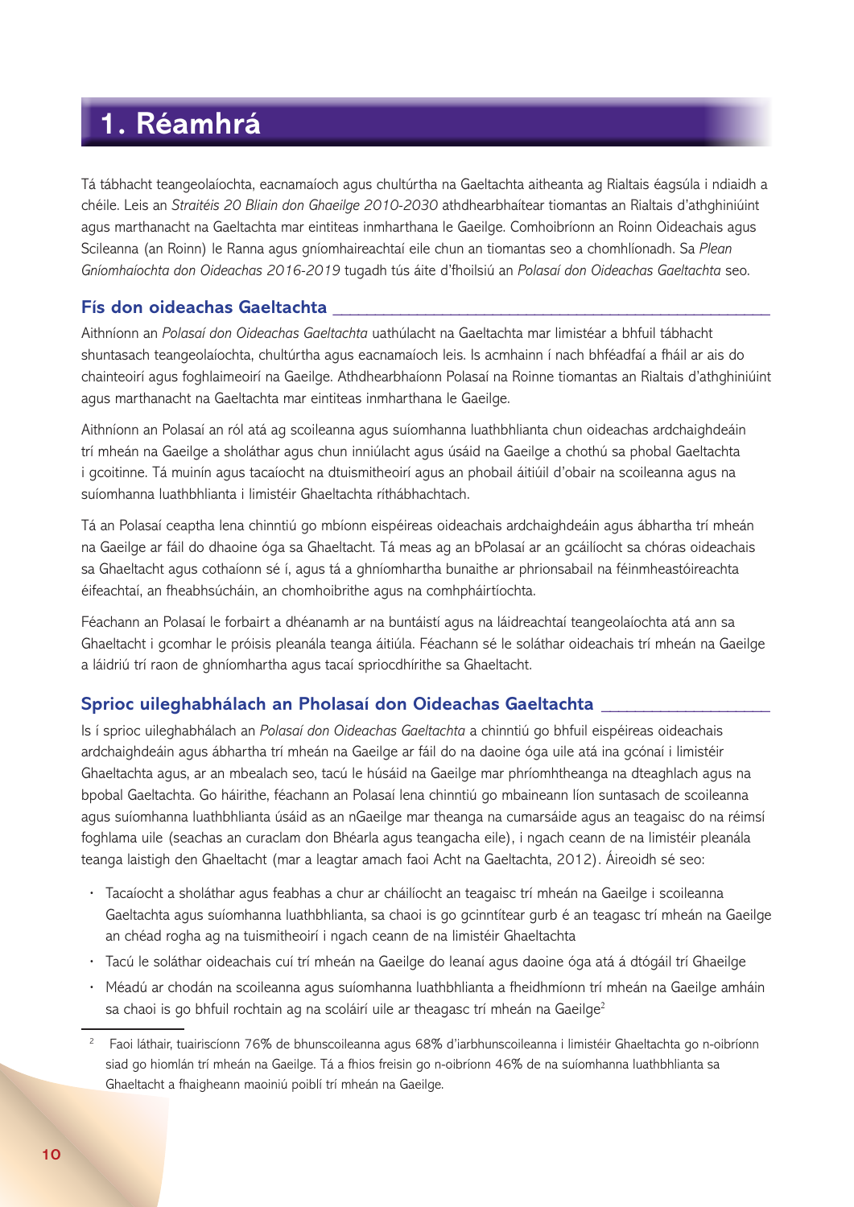# 1. Réamhrá

Tá tábhacht teangeolaíochta, eacnamaíoch agus chultúrtha na Gaeltachta aitheanta ag Rialtais éagsúla i ndiaidh a chéile. Leis an *Straitéis 20 Bliain don Ghaeilge 2010-2030* athdhearbhaítear tiomantas an Rialtais d'athghiniúint agus marthanacht na Gaeltachta mar eintiteas inmharthana le Gaeilge. Comhoibríonn an Roinn Oideachais agus Scileanna (an Roinn) le Ranna agus gníomhaireachtaí eile chun an tiomantas seo a chomhlíonadh. Sa *Plean Gníomhaíochta don Oideachas 2016-2019* tugadh tús áite d'fhoilsiú an *Polasaí don Oideachas Gaeltachta* seo.

## Fís don oideachas Gaeltachta

Aithníonn an *Polasaí don Oideachas Gaeltachta* uathúlacht na Gaeltachta mar limistéar a bhfuil tábhacht shuntasach teangeolaíochta, chultúrtha agus eacnamaíoch leis. Is acmhainn í nach bhféadfaí a fháil ar ais do chainteoirí agus foghlaimeoirí na Gaeilge. Athdhearbhaíonn Polasaí na Roinne tiomantas an Rialtais d'athghiniúint agus marthanacht na Gaeltachta mar eintiteas inmharthana le Gaeilge.

Aithníonn an Polasaí an ról atá ag scoileanna agus suíomhanna luathbhlianta chun oideachas ardchaighdeáin trí mheán na Gaeilge a sholáthar agus chun inniúlacht agus úsáid na Gaeilge a chothú sa phobal Gaeltachta i gcoitinne. Tá muinín agus tacaíocht na dtuismitheoirí agus an phobail áitiúil d'obair na scoileanna agus na suíomhanna luathbhlianta i limistéir Ghaeltachta ríthábhachtach.

Tá an Polasaí ceaptha lena chinntiú go mbíonn eispéireas oideachais ardchaighdeáin agus ábhartha trí mheán na Gaeilge ar fáil do dhaoine óga sa Ghaeltacht. Tá meas ag an bPolasaí ar an gcáilíocht sa chóras oideachais sa Ghaeltacht agus cothaíonn sé í, agus tá a ghníomhartha bunaithe ar phrionsabail na féinmheastóireachta éifeachtaí, an fheabhsúcháin, an chomhoibrithe agus na comhpháirtíochta.

Féachann an Polasaí le forbairt a dhéanamh ar na buntáistí agus na láidreachtaí teangeolaíochta atá ann sa Ghaeltacht i gcomhar le próisis pleanála teanga áitiúla. Féachann sé le soláthar oideachais trí mheán na Gaeilge a láidriú trí raon de ghníomhartha agus tacaí spriocdhírithe sa Ghaeltacht.

## Sprioc uileghabhálach an Pholasaí don Oideachas Gaeltachta

Is í sprioc uileghabhálach an *Polasaí don Oideachas Gaeltachta* a chinntiú go bhfuil eispéireas oideachais ardchaighdeáin agus ábhartha trí mheán na Gaeilge ar fáil do na daoine óga uile atá ina gcónaí i limistéir Ghaeltachta agus, ar an mbealach seo, tacú le húsáid na Gaeilge mar phríomhtheanga na dteaghlach agus na bpobal Gaeltachta. Go háirithe, féachann an Polasaí lena chinntiú go mbaineann líon suntasach de scoileanna agus suíomhanna luathbhlianta úsáid as an nGaeilge mar theanga na cumarsáide agus an teagaisc do na réimsí foghlama uile (seachas an curaclam don Bhéarla agus teangacha eile), i ngach ceann de na limistéir pleanála teanga laistigh den Ghaeltacht (mar a leagtar amach faoi Acht na Gaeltachta, 2012). Áireoidh sé seo:

- Tacaíocht a sholáthar agus feabhas a chur ar cháilíocht an teagaisc trí mheán na Gaeilge i scoileanna Gaeltachta agus suíomhanna luathbhlianta, sa chaoi is go gcinntítear gurb é an teagasc trí mheán na Gaeilge an chéad rogha ag na tuismitheoirí i ngach ceann de na limistéir Ghaeltachta
- Tacú le soláthar oideachais cuí trí mheán na Gaeilge do leanaí agus daoine óga atá á dtógáil trí Ghaeilge
- Méadú ar chodán na scoileanna agus suíomhanna luathbhlianta a fheidhmíonn trí mheán na Gaeilge amháin sa chaoi is go bhfuil rochtain ag na scoláirí uile ar theagasc trí mheán na Gaeilge[2]

[2] Faoi láthair, tuairiscíonn 76% de bhunscoileanna agus 68% d'iarbhunscoileanna i limistéir Ghaeltachta go n-oibríonn siad go hiomlán trí mheán na Gaeilge. Tá a fhios freisin go n-oibríonn 46% de na suíomhanna luathbhlianta sa Ghaeltacht a fhaigheann maoiniú poiblí trí mheán na Gaeilge.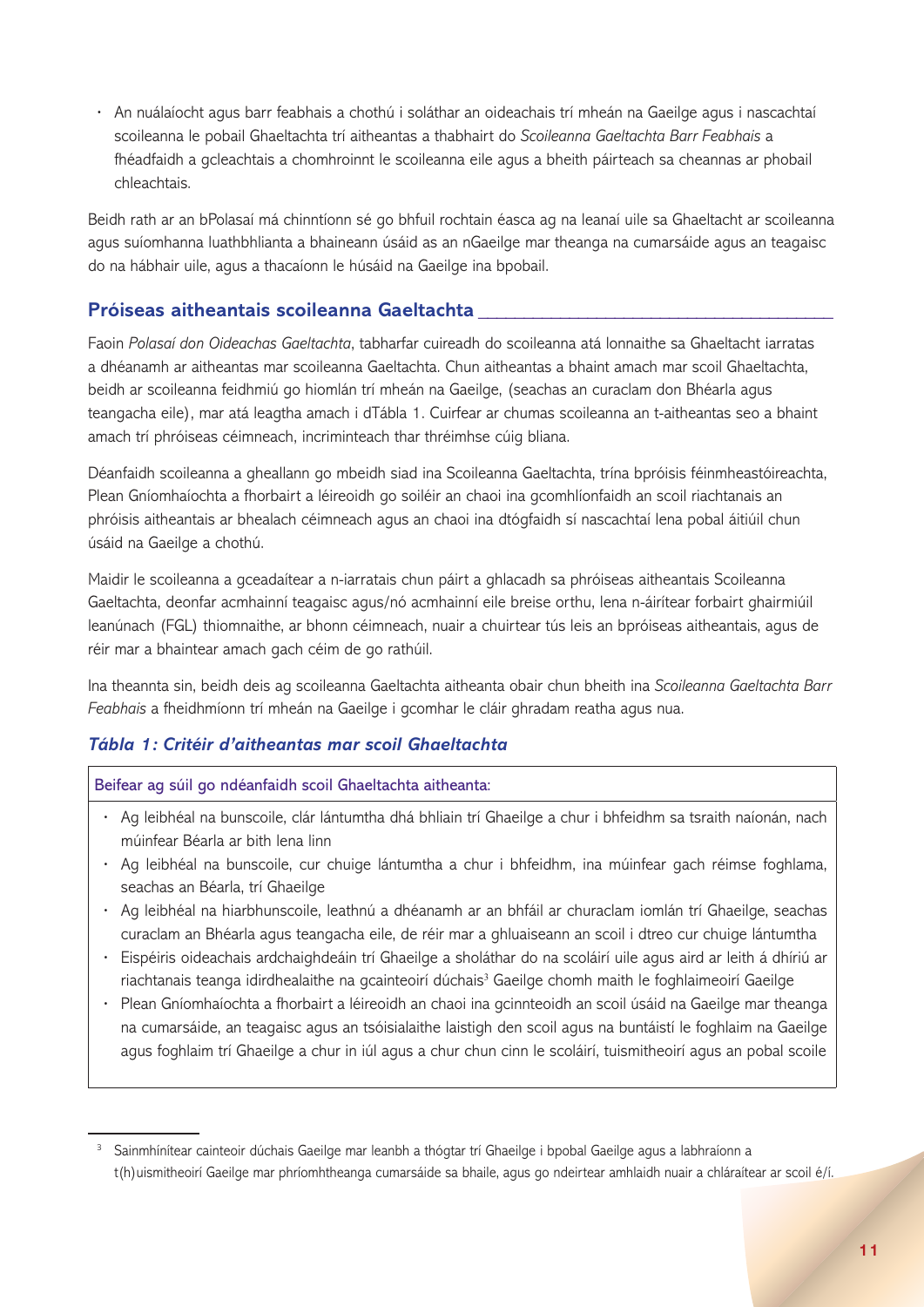- An nuálaíocht agus barr feabhais a chothú i soláthar an oideachais trí mheán na Gaeilge agus i nascachtaí scoileanna le pobail Ghaeltachta trí aitheantas a thabhairt do *Scoileanna Gaeltachta Barr Feabhais* a fhéadfaidh a gcleachtais a chomhroinnt le scoileanna eile agus a bheith páirteach sa cheannas ar phobail chleachtais.

Beidh rath ar an bPolasaí má chinntíonn sé go bhfuil rochtain éasca ag na leanaí uile sa Ghaeltacht ar scoileanna agus suíomhanna luathbhlianta a bhaineann úsáid as an nGaeilge mar theanga na cumarsáide agus an teagaisc do na hábhair uile, agus a thacaíonn le húsáid na Gaeilge ina bpobail.

## Próiseas aitheantais scoileanna Gaeltachta

Faoin *Polasaí don Oideachas Gaeltachta*, tabharfar cuireadh do scoileanna atá lonnaithe sa Ghaeltacht iarratas a dhéanamh ar aitheantas mar scoileanna Gaeltachta. Chun aitheantas a bhaint amach mar scoil Ghaeltachta, beidh ar scoileanna feidhmiú go hiomlán trí mheán na Gaeilge, (seachas an curaclam don Bhéarla agus teangacha eile), mar atá leagtha amach i dTábla 1. Cuirfear ar chumas scoileanna an t-aitheantas seo a bhaint amach trí phróiseas céimneach, incriminteach thar thréimhse cúig bliana.

Déanfaidh scoileanna a gheallann go mbeidh siad ina Scoileanna Gaeltachta, trína bpróisis féinmheastóireachta, Plean Gníomhaíochta a fhorbairt a léireoidh go soiléir an chaoi ina gcomhlíonfaidh an scoil riachtanais an phróisis aitheantais ar bhealach céimneach agus an chaoi ina dtógfaidh sí nascachtaí lena pobal áitiúil chun úsáid na Gaeilge a chothú.

Maidir le scoileanna a gceadaítear a n-iarratais chun páirt a ghlacadh sa phróiseas aitheantais Scoileanna Gaeltachta, deonfar acmhainní teagaisc agus/nó acmhainní eile breise orthu, lena n-áirítear forbairt ghairmiúil leanúnach (FGL) thiomnaithe, ar bhonn céimneach, nuair a chuirtear tús leis an bpróiseas aitheantais, agus de réir mar a bhaintear amach gach céim de go rathúil.

Ina theannta sin, beidh deis ag scoileanna Gaeltachta aitheanta obair chun bheith ina *Scoileanna Gaeltachta Barr Feabhais* a fheidhmíonn trí mheán na Gaeilge i gcomhar le cláir ghradam reatha agus nua.

### *Tábla 1: Critéir d'aitheantas mar scoil Ghaeltachta*

| Beifear ag súil go ndéanfaidh scoil Ghaeltachta aitheanta: |
|---|
| • Ag leibhéal na bunscoile, clár lántumtha dhá bhliain trí Ghaeilge a chur i bhfeidhm sa tsraith naíonán, nach múinfear Béarla ar bith lena linn<br>• Ag leibhéal na bunscoile, cur chuige lántumtha a chur i bhfeidhm, ina múinfear gach réimse foghlama, seachas an Béarla, trí Ghaeilge<br>• Ag leibhéal na hiarbhunscoile, leathnú a dhéanamh ar an bhfáil ar churaclam iomlán trí Ghaeilge, seachas curaclam an Bhéarla agus teangacha eile, de réir mar a ghluaiseann an scoil i dtreo cur chuige lántumtha<br>• Eispéiris oideachais ardchaighdeáin trí Ghaeilge a sholáthar do na scoláirí uile agus aird ar leith á dhíriú ar riachtanais teanga idirdhealaithe na gcainteoirí dúchais[3] Gaeilge chomh maith le foghlaimeoirí Gaeilge<br>• Plean Gníomhaíochta a fhorbairt a léireoidh an chaoi ina gcinnteoidh an scoil úsáid na Gaeilge mar theanga na cumarsáide, an teagaisc agus an tsóisialaithe laistigh den scoil agus na buntáistí le foghlaim na Gaeilge agus foghlaim trí Ghaeilge a chur in iúl agus a chur chun cinn le scoláirí, tuismitheoirí agus an pobal scoile |

[3] Sainmhínítear cainteoir dúchais Gaeilge mar leanbh a thógtar trí Ghaeilge i bpobal Gaeilge agus a labhraíonn a t(h)uismitheoirí Gaeilge mar phríomhtheanga cumarsáide sa bhaile, agus go ndeirtear amhlaidh nuair a chláraítear ar scoil é/í.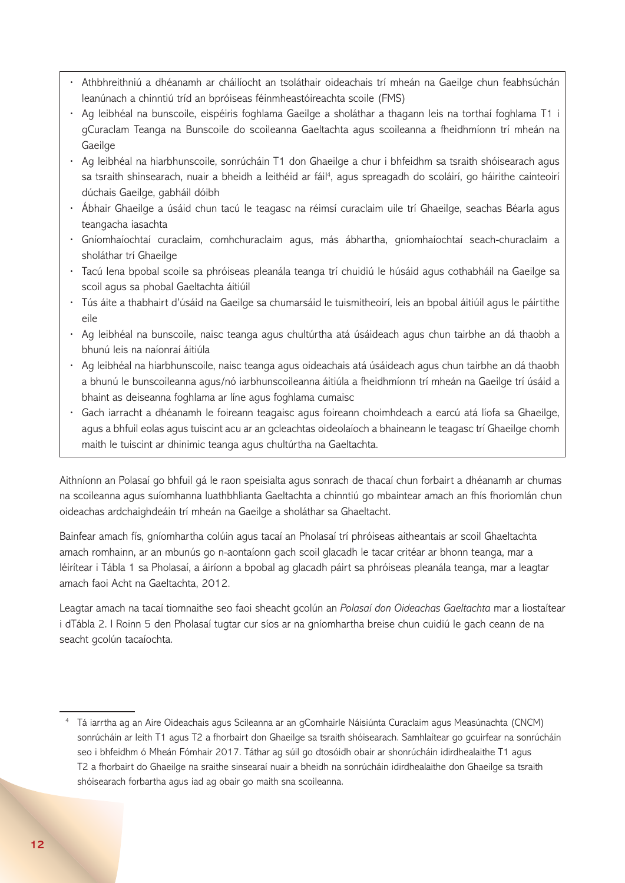- Athbhreithniú a dhéanamh ar cháilíocht an tsoláthair oideachais trí mheán na Gaeilge chun feabhsúchán leanúnach a chinntiú tríd an bpróiseas féinmheastóireachta scoile (FMS)
- Ag leibhéal na bunscoile, eispéiris foghlama Gaeilge a sholáthar a thagann leis na torthaí foghlama T1 i gCuraclam Teanga na Bunscoile do scoileanna Gaeltachta agus scoileanna a fheidhmíonn trí mheán na Gaeilge
- Ag leibhéal na hiarbhunscoile, sonrúcháin T1 don Ghaeilge a chur i bhfeidhm sa tsraith shóisearach agus sa tsraith shinsearach, nuair a bheidh a leithéid ar fáil[4], agus spreagadh do scoláirí, go háirithe cainteoirí dúchais Gaeilge, gabháil dóibh
- Ábhair Ghaeilge a úsáid chun tacú le teagasc na réimsí curaclaim uile trí Ghaeilge, seachas Béarla agus teangacha iasachta
- Gníomhaíochtaí curaclaim, comhchuraclaim agus, más ábhartha, gníomhaíochtaí seach-churaclaim a sholáthar trí Ghaeilge
- Tacú lena bpobal scoile sa phróiseas pleanála teanga trí chuidiú le húsáid agus cothabháil na Gaeilge sa scoil agus sa phobal Gaeltachta áitiúil
- Tús áite a thabhairt d'úsáid na Gaeilge sa chumarsáid le tuismitheoirí, leis an bpobal áitiúil agus le páirtithe eile
- Ag leibhéal na bunscoile, naisc teanga agus chultúrtha atá úsáideach agus chun tairbhe an dá thaobh a bhunú leis na naíonraí áitiúla
- Ag leibhéal na hiarbhunscoile, naisc teanga agus oideachais atá úsáideach agus chun tairbhe an dá thaobh a bhunú le bunscoileanna agus/nó iarbhunscoileanna áitiúla a fheidhmíonn trí mheán na Gaeilge trí úsáid a bhaint as deiseanna foghlama ar líne agus foghlama cumaisc
- Gach iarracht a dhéanamh le foireann teagaisc agus foireann choimhdeach a earcú atá líofa sa Ghaeilge, agus a bhfuil eolas agus tuiscint acu ar an gcleachtas oideolaíoch a bhaineann le teagasc trí Ghaeilge chomh maith le tuiscint ar dhinimic teanga agus chultúrtha na Gaeltachta.

Aithníonn an Polasaí go bhfuil gá le raon speisialta agus sonrach de thacaí chun forbairt a dhéanamh ar chumas na scoileanna agus suíomhanna luathbhlianta Gaeltachta a chinntiú go mbaintear amach an fhís fhoriomlán chun oideachas ardchaighdeáin trí mheán na Gaeilge a sholáthar sa Ghaeltacht.

Bainfear amach fís, gníomhartha colúin agus tacaí an Pholasaí trí phróiseas aitheantais ar scoil Ghaeltachta amach romhainn, ar an mbunús go n-aontaíonn gach scoil glacadh le tacar critéar ar bhonn teanga, mar a léirítear i Tábla 1 sa Pholasaí, a áiríonn a bpobal ag glacadh páirt sa phróiseas pleanála teanga, mar a leagtar amach faoi Acht na Gaeltachta, 2012.

Leagtar amach na tacaí tiomnaithe seo faoi sheacht gcolún an *Polasaí don Oideachas Gaeltachta* mar a liostaítear i dTábla 2. I Roinn 5 den Pholasaí tugtar cur síos ar na gníomhartha breise chun cuidiú le gach ceann de na seacht gcolún tacaíochta.

[4] Tá iarrtha ag an Aire Oideachais agus Scileanna ar an gComhairle Náisiúnta Curaclaim agus Measúnachta (CNCM) sonrúcháin ar leith T1 agus T2 a fhorbairt don Ghaeilge sa tsraith shóisearach. Samhlaítear go gcuirfear na sonrúcháin seo i bhfeidhm ó Mheán Fómhair 2017. Táthar ag súil go dtosóidh obair ar shonrúcháin idirdhealaithe T1 agus T2 a fhorbairt do Ghaeilge na sraithe sinsearaí nuair a bheidh na sonrúcháin idirdhealaithe don Ghaeilge sa tsraith shóisearach forbartha agus iad ag obair go maith sna scoileanna.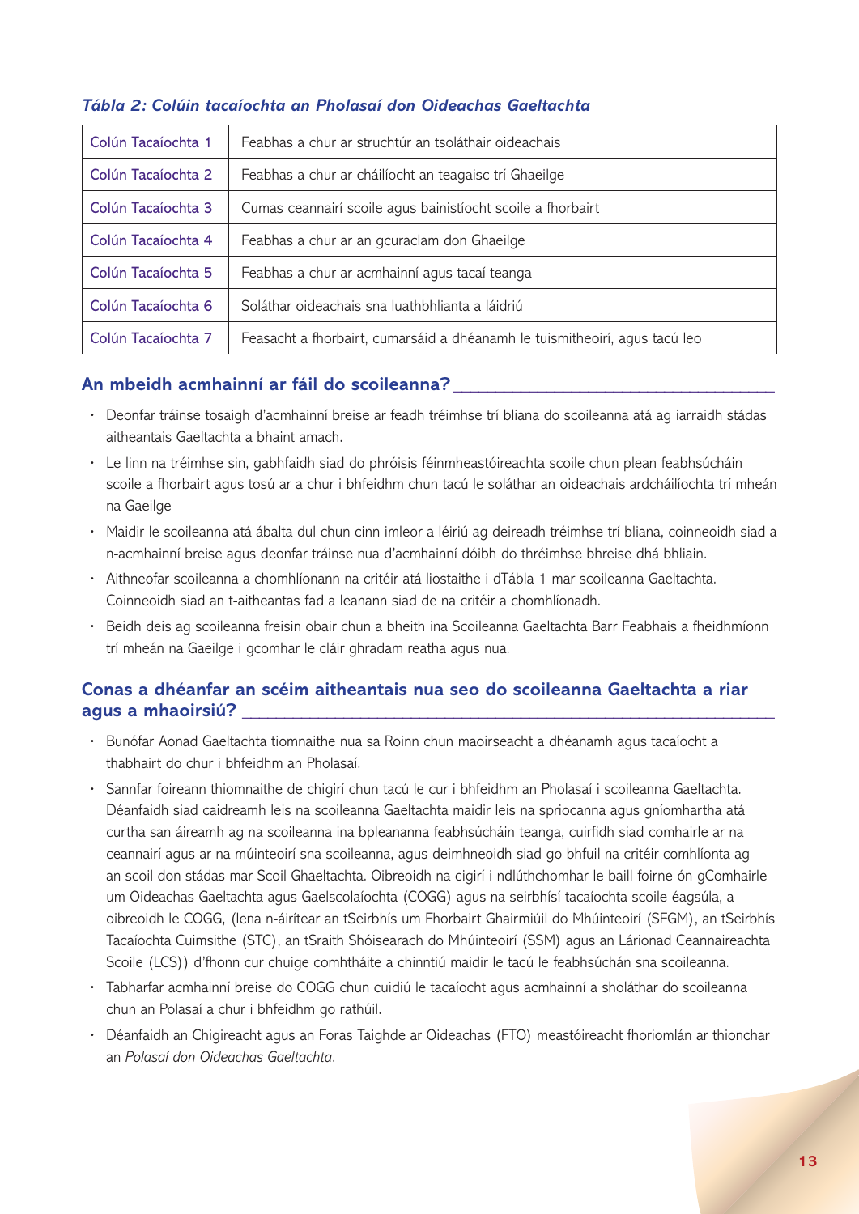*Tábla 2: Colúin tacaíochta an Pholasaí don Oideachas Gaeltachta*

| | |
|---|---|
| Colún Tacaíochta 1 | Feabhas a chur ar struchtúr an tsoláthair oideachais |
| Colún Tacaíochta 2 | Feabhas a chur ar cháilíocht an teagaisc trí Ghaeilge |
| Colún Tacaíochta 3 | Cumas ceannairí scoile agus bainistíocht scoile a fhorbairt |
| Colún Tacaíochta 4 | Feabhas a chur ar an gcuraclam don Ghaeilge |
| Colún Tacaíochta 5 | Feabhas a chur ar acmhainní agus tacaí teanga |
| Colún Tacaíochta 6 | Soláthar oideachais sna luathbhlianta a láidriú |
| Colún Tacaíochta 7 | Feasacht a fhorbairt, cumarsáid a dhéanamh le tuismitheoirí, agus tacú leo |

## An mbeidh acmhainní ar fáil do scoileanna?

- Deonfar tráinse tosaigh d'acmhainní breise ar feadh tréimhse trí bliana do scoileanna atá ag iarraidh stádas aitheantais Gaeltachta a bhaint amach.
- Le linn na tréimhse sin, gabhfaidh siad do phróisis féinmheastóireachta scoile chun plean feabhsúcháin scoile a fhorbairt agus tosú ar a chur i bhfeidhm chun tacú le soláthar an oideachais ardcháilíochta trí mheán na Gaeilge
- Maidir le scoileanna atá ábalta dul chun cinn imleor a léiriú ag deireadh tréimhse trí bliana, coinneoidh siad a n-acmhainní breise agus deonfar tráinse nua d'acmhainní dóibh do thréimhse bhreise dhá bhliain.
- Aithneofar scoileanna a chomhlíonann na critéir atá liostaithe i dTábla 1 mar scoileanna Gaeltachta. Coinneoidh siad an t-aitheantas fad a leanann siad de na critéir a chomhlíonadh.
- Beidh deis ag scoileanna freisin obair chun a bheith ina Scoileanna Gaeltachta Barr Feabhais a fheidhmíonn trí mheán na Gaeilge i gcomhar le cláir ghradam reatha agus nua.

## Conas a dhéanfar an scéim aitheantais nua seo do scoileanna Gaeltachta a riar agus a mhaoirsiú?

- Bunófar Aonad Gaeltachta tiomnaithe nua sa Roinn chun maoirseacht a dhéanamh agus tacaíocht a thabhairt do chur i bhfeidhm an Pholasaí.
- Sannfar foireann thiomnaithe de chigirí chun tacú le cur i bhfeidhm an Pholasaí i scoileanna Gaeltachta. Déanfaidh siad caidreamh leis na scoileanna Gaeltachta maidir leis na spriocanna agus gníomhartha atá curtha san áireamh ag na scoileanna ina bpleananna feabhsúcháin teanga, cuirfidh siad comhairle ar na ceannairí agus ar na múinteoirí sna scoileanna, agus deimhneoidh siad go bhfuil na critéir comhlíonta ag an scoil don stádas mar Scoil Ghaeltachta. Oibreoidh na cigirí i ndlúthchomhar le baill foirne ón gComhairle um Oideachas Gaeltachta agus Gaelscolaíochta (COGG) agus na seirbhísí tacaíochta scoile éagsúla, a oibreoidh le COGG, (lena n-áirítear an tSeirbhís um Fhorbairt Ghairmiúil do Mhúinteoirí (SFGM), an tSeirbhís Tacaíochta Cuimsithe (STC), an tSraith Shóisearach do Mhúinteoirí (SSM) agus an Lárionad Ceannaireachta Scoile (LCS)) d'fhonn cur chuige comhtháite a chinntiú maidir le tacú le feabhsúchán sna scoileanna.
- Tabharfar acmhainní breise do COGG chun cuidiú le tacaíocht agus acmhainní a sholáthar do scoileanna chun an Polasaí a chur i bhfeidhm go rathúil.
- Déanfaidh an Chigireacht agus an Foras Taighde ar Oideachas (FTO) meastóireacht fhoriomlán ar thionchar an *Polasaí don Oideachas Gaeltachta*.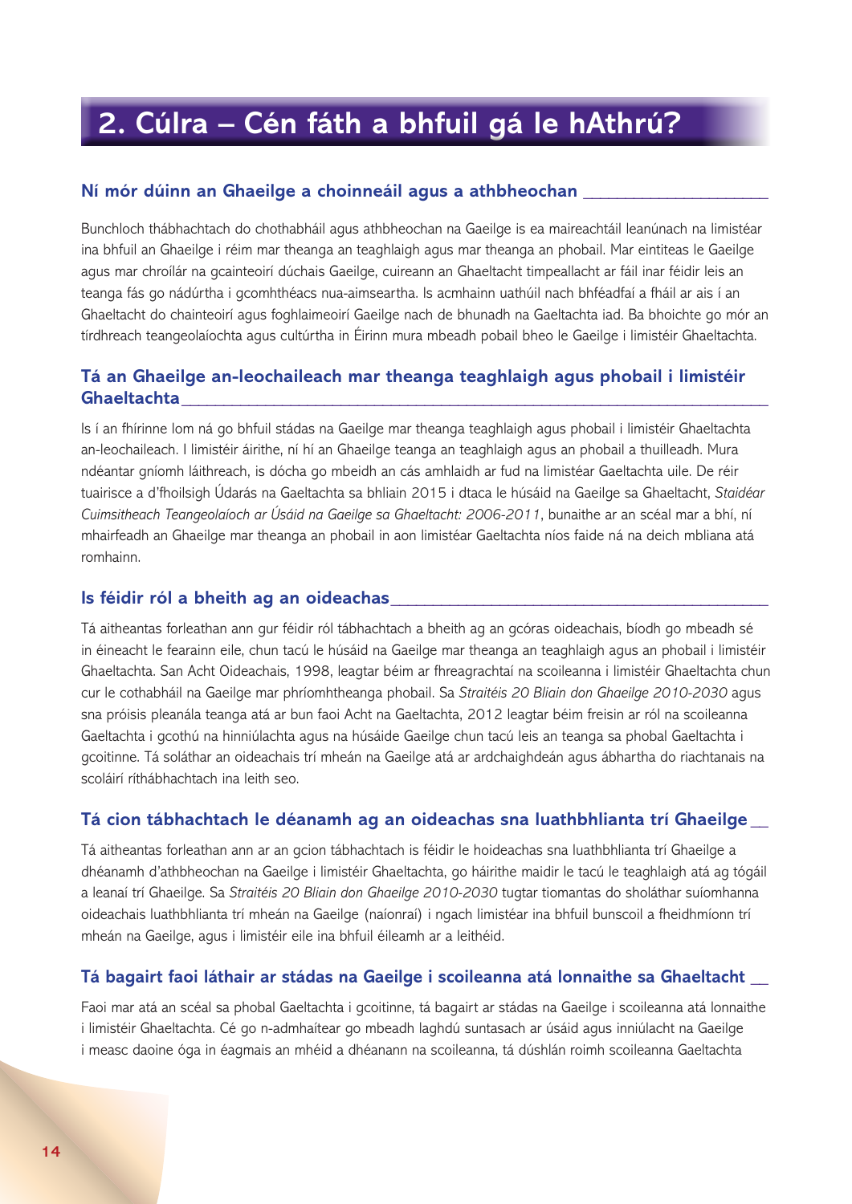## 2. Cúlra – Cén fáth a bhfuil gá le hAthrú?

### Ní mór dúinn an Ghaeilge a choinneáil agus a athbheochan

Bunchloch thábhachtach do chothabháil agus athbheochan na Gaeilge is ea maireachtáil leanúnach na limistéar ina bhfuil an Ghaeilge i réim mar theanga an teaghlaigh agus mar theanga an phobail. Mar eintiteas le Gaeilge agus mar chroílár na gcainteoirí dúchais Gaeilge, cuireann an Ghaeltacht timpeallacht ar fáil inar féidir leis an teanga fás go nádúrtha i gcomhthéacs nua-aimseartha. Is acmhainn uathúil nach bhféadfaí a fháil ar ais í an Ghaeltacht do chainteoirí agus foghlaimeoirí Gaeilge nach de bhunadh na Gaeltachta iad. Ba bhoichte go mór an tírdhreach teangeolaíochta agus cultúrtha in Éirinn mura mbeadh pobail bheo le Gaeilge i limistéir Ghaeltachta.

### Tá an Ghaeilge an-leochaileach mar theanga teaghlaigh agus phobail i limistéir Ghaeltachta

Is í an fhírinne lom ná go bhfuil stádas na Gaeilge mar theanga teaghlaigh agus phobail i limistéir Ghaeltachta an-leochaileach. I limistéir áirithe, ní hí an Ghaeilge teanga an teaghlaigh agus an phobail a thuilleadh. Mura ndéantar gníomh láithreach, is dócha go mbeidh an cás amhlaidh ar fud na limistéar Gaeltachta uile. De réir tuairisce a d'fhoilsigh Údarás na Gaeltachta sa bhliain 2015 i dtaca le húsáid na Gaeilge sa Ghaeltacht, *Staidéar Cuimsitheach Teangeolaíoch ar Úsáid na Gaeilge sa Ghaeltacht: 2006-2011*, bunaithe ar an scéal mar a bhí, ní mhairfeadh an Ghaeilge mar theanga an phobail in aon limistéar Gaeltachta níos faide ná na deich mbliana atá romhainn.

### Is féidir ról a bheith ag an oideachas

Tá aitheantas forleathan ann gur féidir ról tábhachtach a bheith ag an gcóras oideachais, bíodh go mbeadh sé in éineacht le fearainn eile, chun tacú le húsáid na Gaeilge mar theanga an teaghlaigh agus an phobail i limistéir Ghaeltachta. San Acht Oideachais, 1998, leagtar béim ar fhreagrachtaí na scoileanna i limistéir Ghaeltachta chun cur le cothabháil na Gaeilge mar phríomhtheanga phobail. Sa *Straitéis 20 Bliain don Ghaeilge 2010-2030* agus sna próisis pleanála teanga atá ar bun faoi Acht na Gaeltachta, 2012 leagtar béim freisin ar ról na scoileanna Gaeltachta i gcothú na hinniúlachta agus na húsáide Gaeilge chun tacú leis an teanga sa phobal Gaeltachta i gcoitinne. Tá soláthar an oideachais trí mheán na Gaeilge atá ar ardchaighdeán agus ábhartha do riachtanais na scoláirí ríthábhachtach ina leith seo.

### Tá cion tábhachtach le déanamh ag an oideachas sna luathbhlianta trí Ghaeilge

Tá aitheantas forleathan ann ar an gcion tábhachtach is féidir le hoideachas sna luathbhlianta trí Ghaeilge a dhéanamh d'athbheochan na Gaeilge i limistéir Ghaeltachta, go háirithe maidir le tacú le teaghlaigh atá ag tógáil a leanaí trí Ghaeilge. Sa *Straitéis 20 Bliain don Ghaeilge 2010-2030* tugtar tiomantas do sholáthar suíomhanna oideachais luathbhlianta trí mheán na Gaeilge (naíonraí) i ngach limistéar ina bhfuil bunscoil a fheidhmíonn trí mheán na Gaeilge, agus i limistéir eile ina bhfuil éileamh ar a leithéid.

### Tá bagairt faoi láthair ar stádas na Gaeilge i scoileanna atá lonnaithe sa Ghaeltacht

Faoi mar atá an scéal sa phobal Gaeltachta i gcoitinne, tá bagairt ar stádas na Gaeilge i scoileanna atá lonnaithe i limistéir Ghaeltachta. Cé go n-admhaítear go mbeadh laghdú suntasach ar úsáid agus inniúlacht na Gaeilge i measc daoine óga in éagmais an mhéid a dhéanann na scoileanna, tá dúshlán roimh scoileanna Gaeltachta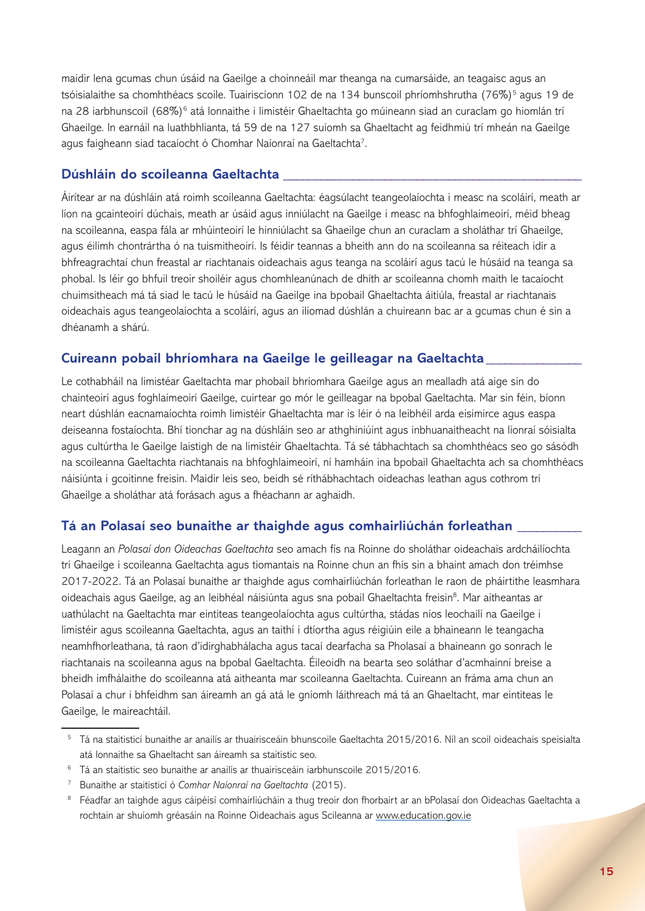maidir lena gcumas chun úsáid na Gaeilge a choinneáil mar theanga na cumarsáide, an teagaisc agus an tsóisialaithe sa chomhthéacs scoile. Tuairiscíonn 102 de na 134 bunscoil phríomhshrutha (76%)[5] agus 19 de na 28 iarbhunscoil (68%)[6] atá lonnaithe i limistéir Ghaeltachta go múineann siad an curaclam go hiomlán trí Ghaeilge. In earnáil na luathbhlianta, tá 59 de na 127 suíomh sa Ghaeltacht ag feidhmiú trí mheán na Gaeilge agus faigheann siad tacaíocht ó Chomhar Naíonraí na Gaeltachta[7].

## Dúshláin do scoileanna Gaeltachta

Áirítear ar na dúshláin atá roimh scoileanna Gaeltachta: éagsúlacht teangeolaíochta i measc na scoláirí, meath ar líon na gcainteoirí dúchais, meath ar úsáid agus inniúlacht na Gaeilge i measc na bhfoghlaimeoirí, méid bheag na scoileanna, easpa fála ar mhúinteoirí le hinniúlacht sa Ghaeilge chun an curaclam a sholáthar trí Ghaeilge, agus éilimh chontrártha ó na tuismitheoirí. Is féidir teannas a bheith ann do na scoileanna sa réiteach idir a bhfreagrachtaí chun freastal ar riachtanais oideachais agus teanga na scoláirí agus tacú le húsáid na teanga sa phobal. Is léir go bhfuil treoir shoiléir agus chomhleanúnach de dhíth ar scoileanna chomh maith le tacaíocht chuimsitheach má tá siad le tacú le húsáid na Gaeilge ina bpobail Ghaeltachta áitiúla, freastal ar riachtanais oideachais agus teangeolaíochta a scoláirí, agus an iliomad dúshlán a chuireann bac ar a gcumas chun é sin a dhéanamh a shárú.

## Cuireann pobail bhríomhara na Gaeilge le geilleagar na Gaeltachta

Le cothabháil na limistéar Gaeltachta mar phobail bhríomhara Gaeilge agus an mealladh atá aige sin do chainteoirí agus foghlaimeoirí Gaeilge, cuirtear go mór le geilleagar na bpobal Gaeltachta. Mar sin féin, bíonn neart dúshlán eacnamaíochta roimh limistéir Ghaeltachta mar is léir ó na leibhéil arda eisimirce agus easpa deiseanna fostaíochta. Bhí tionchar ag na dúshláin seo ar athghiniúint agus inbhuanaitheacht na líonraí sóisialta agus cultúrtha le Gaeilge laistigh de na limistéir Ghaeltachta. Tá sé tábhachtach sa chomhthéacs seo go sásódh na scoileanna Gaeltachta riachtanais na bhfoghlaimeoirí, ní hamháin ina bpobail Ghaeltachta ach sa chomhthéacs náisiúnta i gcoitinne freisin. Maidir leis seo, beidh sé ríthábhachtach oideachas leathan agus cothrom trí Ghaeilge a sholáthar atá forásach agus a fhéachann ar aghaidh.

## Tá an Polasaí seo bunaithe ar thaighde agus comhairliúchán forleathan

Leagann an *Polasaí don Oideachas Gaeltachta* seo amach fís na Roinne do sholáthar oideachais ardcháilíochta trí Ghaeilge i scoileanna Gaeltachta agus tiomantais na Roinne chun an fhís sin a bhaint amach don tréimhse 2017-2022. Tá an Polasaí bunaithe ar thaighde agus comhairliúchán forleathan le raon de pháirtithe leasmhara oideachais agus Gaeilge, ag an leibhéal náisiúnta agus sna pobail Ghaeltachta freisin[8]. Mar aitheantas ar uathúlacht na Gaeltachta mar eintiteas teangeolaíochta agus cultúrtha, stádas níos leochailí na Gaeilge i limistéir agus scoileanna Gaeltachta, agus an taithí i dtíortha agus réigiúin eile a bhaineann le teangacha neamhfhorleathana, tá raon d'idirghabhálacha agus tacaí dearfacha sa Pholasaí a bhaineann go sonrach le riachtanais na scoileanna agus na bpobal Gaeltachta. Éileoidh na bearta seo soláthar d'acmhainní breise a bheidh imfhálaithe do scoileanna atá aitheanta mar scoileanna Gaeltachta. Cuireann an fráma ama chun an Polasaí a chur i bhfeidhm san áireamh an gá atá le gníomh láithreach má tá an Ghaeltacht, mar eintiteas le Gaeilge, le maireachtáil.

---

[5] Tá na staitisticí bunaithe ar anailís ar thuairisceáin bhunscoile Gaeltachta 2015/2016. Níl an scoil oideachais speisialta atá lonnaithe sa Ghaeltacht san áireamh sa staitistic seo.

[6] Tá an staitistic seo bunaithe ar anailís ar thuairisceáin iarbhunscoile 2015/2016.

[7] Bunaithe ar staitisticí ó *Comhar Naíonraí na Gaeltachta* (2015).

[8] Féadfar an taighde agus cáipéisí comhairliúcháin a thug treoir don fhorbairt ar an bPolasaí don Oideachas Gaeltachta a rochtain ar shuíomh gréasáin na Roinne Oideachais agus Scileanna ar www.education.gov.ie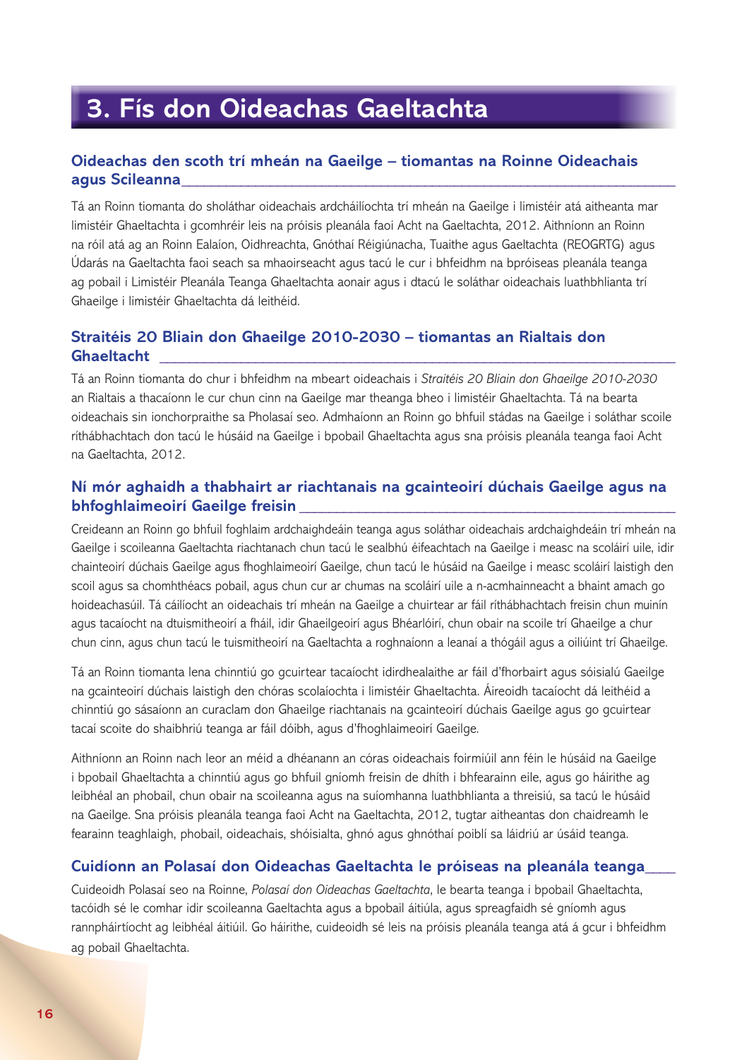# 3. Fís don Oideachas Gaeltachta

## Oideachas den scoth trí mheán na Gaeilge – tiomantas na Roinne Oideachais agus Scileanna

Tá an Roinn tiomanta do sholáthar oideachais ardcháilíochta trí mheán na Gaeilge i limistéir atá aitheanta mar limistéir Ghaeltachta i gcomhréir leis na próisis pleanála faoi Acht na Gaeltachta, 2012. Aithníonn an Roinn na róil atá ag an Roinn Ealaíon, Oidhreachta, Gnóthaí Réigiúnacha, Tuaithe agus Gaeltachta (REOGRTG) agus Údarás na Gaeltachta faoi seach sa mhaoirseacht agus tacú le cur i bhfeidhm na bpróiseas pleanála teanga ag pobail i Limistéir Pleanála Teanga Ghaeltachta aonair agus i dtacú le soláthar oideachais luathbhlianta trí Ghaeilge i limistéir Ghaeltachta dá leithéid.

## Straitéis 20 Bliain don Ghaeilge 2010-2030 – tiomantas an Rialtais don Ghaeltacht

Tá an Roinn tiomanta do chur i bhfeidhm na mbeart oideachais i *Straitéis 20 Bliain don Ghaeilge 2010-2030* an Rialtais a thacaíonn le cur chun cinn na Gaeilge mar theanga bheo i limistéir Ghaeltachta. Tá na bearta oideachais sin ionchorpraithe sa Pholasaí seo. Admhaíonn an Roinn go bhfuil stádas na Gaeilge i soláthar scoile ríthábhachtach don tacú le húsáid na Gaeilge i bpobail Ghaeltachta agus sna próisis pleanála teanga faoi Acht na Gaeltachta, 2012.

## Ní mór aghaidh a thabhairt ar riachtanais na gcainteoirí dúchais Gaeilge agus na bhfoghlaimeoirí Gaeilge freisin

Creideann an Roinn go bhfuil foghlaim ardchaighdeáin teanga agus soláthar oideachais ardchaighdeáin trí mheán na Gaeilge i scoileanna Gaeltachta riachtanach chun tacú le sealbhú éifeachtach na Gaeilge i measc na scoláirí uile, idir chainteoirí dúchais Gaeilge agus fhoghlaimeoirí Gaeilge, chun tacú le húsáid na Gaeilge i measc scoláirí laistigh den scoil agus sa chomhthéacs pobail, agus chun cur ar chumas na scoláirí uile a n-acmhainneacht a bhaint amach go hoideachasúil. Tá cáilíocht an oideachais trí mheán na Gaeilge a chuirtear ar fáil ríthábhachtach freisin chun muinín agus tacaíocht na dtuismitheoirí a fháil, idir Ghaeilgeoirí agus Bhéarlóirí, chun obair na scoile trí Ghaeilge a chur chun cinn, agus chun tacú le tuismitheoirí na Gaeltachta a roghnaíonn a leanaí a thógáil agus a oiliúint trí Ghaeilge.

Tá an Roinn tiomanta lena chinntiú go gcuirtear tacaíocht idirdhealaithe ar fáil d'fhorbairt agus sóisialú Gaeilge na gcainteoirí dúchais laistigh den chóras scolaíochta i limistéir Ghaeltachta. Áireoidh tacaíocht dá leithéid a chinntiú go sásaíonn an curaclam don Ghaeilge riachtanais na gcainteoirí dúchais Gaeilge agus go gcuirtear tacaí scoite do shaibhriú teanga ar fáil dóibh, agus d'fhoghlaimeoirí Gaeilge.

Aithníonn an Roinn nach leor an méid a dhéanann an córas oideachais foirmiúil ann féin le húsáid na Gaeilge i bpobail Ghaeltachta a chinntiú agus go bhfuil gníomh freisin de dhíth i bhfearainn eile, agus go háirithe ag leibhéal an phobail, chun obair na scoileanna agus na suíomhanna luathbhlianta a threisiú, sa tacú le húsáid na Gaeilge. Sna próisis pleanála teanga faoi Acht na Gaeltachta, 2012, tugtar aitheantas don chaidreamh le fearainn teaghlaigh, phobail, oideachais, shóisialta, ghnó agus ghnóthaí poiblí sa láidriú ar úsáid teanga.

## Cuidíonn an Polasaí don Oideachas Gaeltachta le próiseas na pleanála teanga

Cuideoidh Polasaí seo na Roinne, *Polasaí don Oideachas Gaeltachta*, le bearta teanga i bpobail Ghaeltachta, tacóidh sé le comhar idir scoileanna Gaeltachta agus a bpobail áitiúla, agus spreagfaidh sé gníomh agus rannpháirtíocht ag leibhéal áitiúil. Go háirithe, cuideoidh sé leis na próisis pleanála teanga atá á gcur i bhfeidhm ag pobail Ghaeltachta.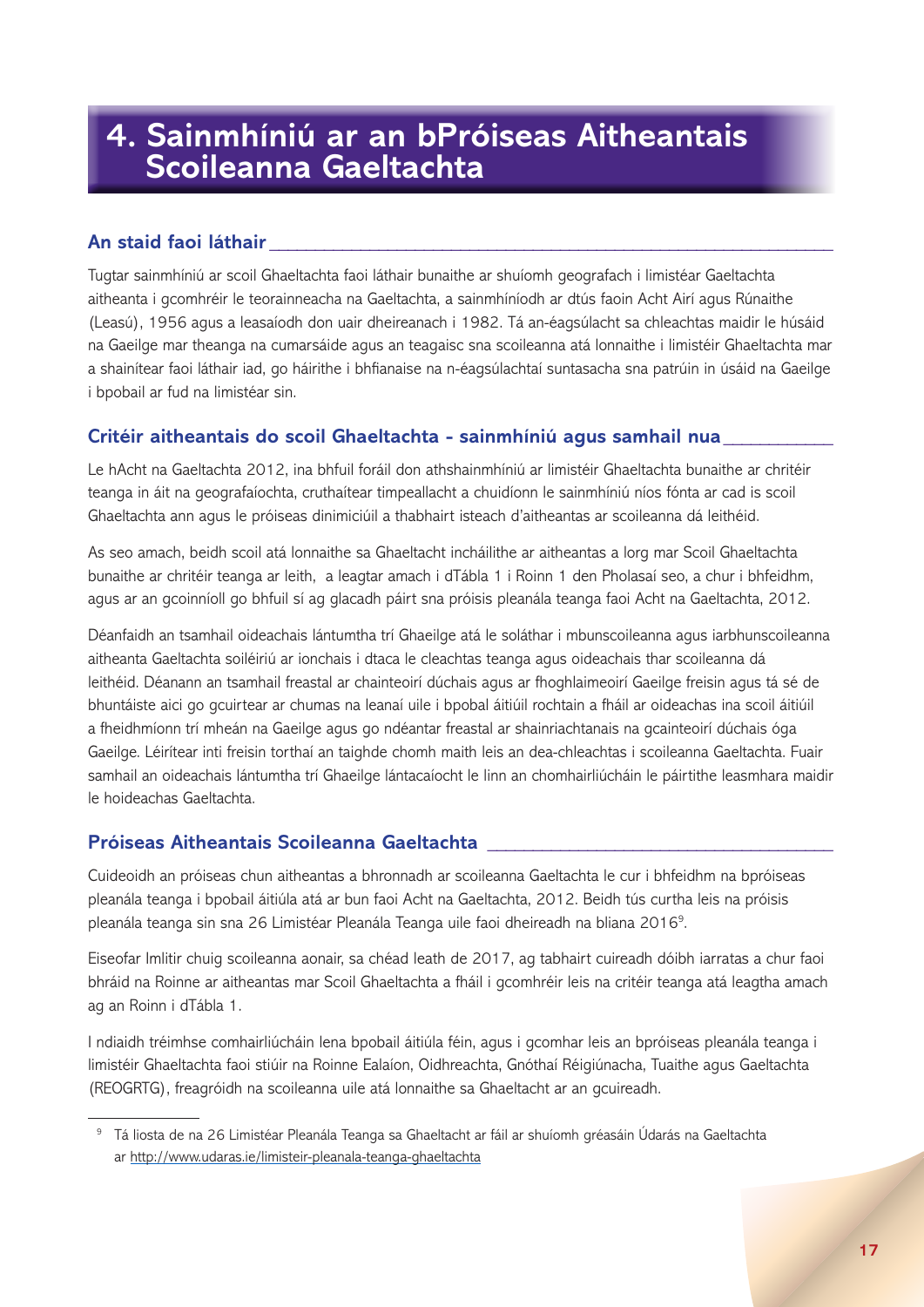# 4. Sainmhíniú ar an bPróiseas Aitheantais Scoileanna Gaeltachta

## An staid faoi láthair

Tugtar sainmhíniú ar scoil Ghaeltachta faoi láthair bunaithe ar shuíomh geografach i limistéar Gaeltachta aitheanta i gcomhréir le teorainneacha na Gaeltachta, a sainmhíníodh ar dtús faoin Acht Airí agus Rúnaithe (Leasú), 1956 agus a leasaíodh don uair dheireanach i 1982. Tá an-éagsúlacht sa chleachtas maidir le húsáid na Gaeilge mar theanga na cumarsáide agus an teagaisc sna scoileanna atá lonnaithe i limistéir Ghaeltachta mar a shainítear faoi láthair iad, go háirithe i bhfianaise na n-éagsúlachtaí suntasacha sna patrúin in úsáid na Gaeilge i bpobail ar fud na limistéar sin.

## Critéir aitheantais do scoil Ghaeltachta - sainmhíniú agus samhail nua

Le hAcht na Gaeltachta 2012, ina bhfuil foráil don athshainmhíniú ar limistéir Ghaeltachta bunaithe ar chritéir teanga in áit na geografaíochta, cruthaítear timpeallacht a chuidíonn le sainmhíniú níos fónta ar cad is scoil Ghaeltachta ann agus le próiseas dinimiciúil a thabhairt isteach d'aitheantas ar scoileanna dá leithéid.

As seo amach, beidh scoil atá lonnaithe sa Ghaeltacht incháilithe ar aitheantas a lorg mar Scoil Ghaeltachta bunaithe ar chritéir teanga ar leith, a leagtar amach i dTábla 1 i Roinn 1 den Pholasaí seo, a chur i bhfeidhm, agus ar an gcoinníoll go bhfuil sí ag glacadh páirt sna próisis pleanála teanga faoi Acht na Gaeltachta, 2012.

Déanfaidh an tsamhail oideachais lántumtha trí Ghaeilge atá le soláthar i mbunscoileanna agus iarbhunscoileanna aitheanta Gaeltachta soiléiriú ar ionchais i dtaca le cleachtas teanga agus oideachais thar scoileanna dá leithéid. Déanann an tsamhail freastal ar chainteoirí dúchais agus ar fhoghlaimeoirí Gaeilge freisin agus tá sé de bhuntáiste aici go gcuirtear ar chumas na leanaí uile i bpobal áitiúil rochtain a fháil ar oideachas ina scoil áitiúil a fheidhmíonn trí mheán na Gaeilge agus go ndéantar freastal ar shainriachtanais na gcainteoirí dúchais óga Gaeilge. Léirítear inti freisin torthaí an taighde chomh maith leis an dea-chleachtas i scoileanna Gaeltachta. Fuair samhail an oideachais lántumtha trí Ghaeilge lántacaíocht le linn an chomhairliúcháin le páirtithe leasmhara maidir le hoideachas Gaeltachta.

## Próiseas Aitheantais Scoileanna Gaeltachta

Cuideoidh an próiseas chun aitheantas a bhronnadh ar scoileanna Gaeltachta le cur i bhfeidhm na bpróiseas pleanála teanga i bpobail áitiúla atá ar bun faoi Acht na Gaeltachta, 2012. Beidh tús curtha leis na próisis pleanála teanga sin sna 26 Limistéar Pleanála Teanga uile faoi dheireadh na bliana 2016[9].

Eiseofar Imlitir chuig scoileanna aonair, sa chéad leath de 2017, ag tabhairt cuireadh dóibh iarratas a chur faoi bhráid na Roinne ar aitheantas mar Scoil Ghaeltachta a fháil i gcomhréir leis na critéir teanga atá leagtha amach ag an Roinn i dTábla 1.

I ndiaidh tréimhse comhairliúcháin lena bpobail áitiúla féin, agus i gcomhar leis an bpróiseas pleanála teanga i limistéir Ghaeltachta faoi stiúir na Roinne Ealaíon, Oidhreachta, Gnóthaí Réigiúnacha, Tuaithe agus Gaeltachta (REOGRTG), freagróidh na scoileanna uile atá lonnaithe sa Ghaeltacht ar an gcuireadh.

---

[9] Tá liosta de na 26 Limistéar Pleanála Teanga sa Ghaeltacht ar fáil ar shuíomh gréasáin Údarás na Gaeltachta ar http://www.udaras.ie/limisteir-pleanala-teanga-ghaeltachta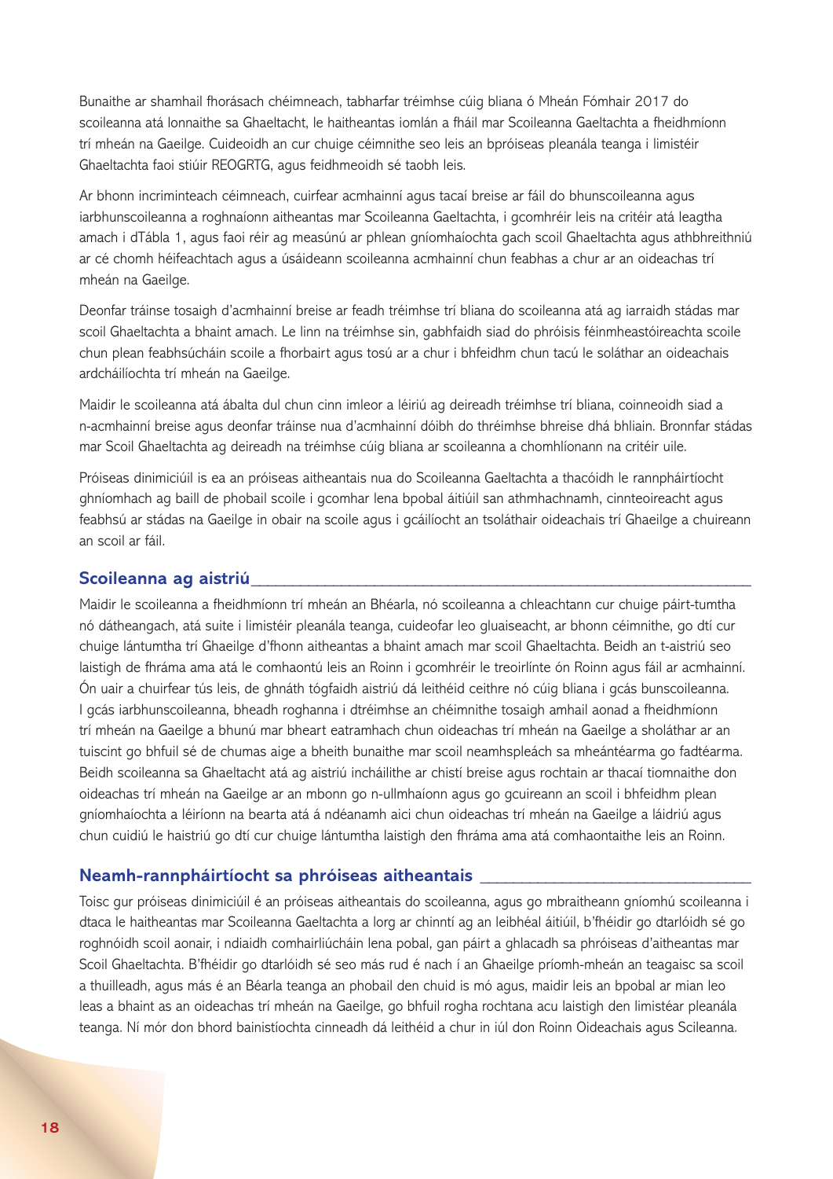Bunaithe ar shamhail fhorásach chéimneach, tabharfar tréimhse cúig bliana ó Mheán Fómhair 2017 do scoileanna atá lonnaithe sa Ghaeltacht, le haitheantas iomlán a fháil mar Scoileanna Gaeltachta a fheidhmíonn trí mheán na Gaeilge. Cuideoidh an cur chuige céimnithe seo leis an bpróiseas pleanála teanga i limistéir Ghaeltachta faoi stiúir REOGRTG, agus feidhmeoidh sé taobh leis.

Ar bhonn incriminteach céimneach, cuirfear acmhainní agus tacaí breise ar fáil do bhunscoileanna agus iarbhunscoileanna a roghnaíonn aitheantas mar Scoileanna Gaeltachta, i gcomhréir leis na critéir atá leagtha amach i dTábla 1, agus faoi réir ag measúnú ar phlean gníomhaíochta gach scoil Ghaeltachta agus athbhreithniú ar cé chomh héifeachtach agus a úsáideann scoileanna acmhainní chun feabhas a chur ar an oideachas trí mheán na Gaeilge.

Deonfar tráinse tosaigh d'acmhainní breise ar feadh tréimhse trí bliana do scoileanna atá ag iarraidh stádas mar scoil Ghaeltachta a bhaint amach. Le linn na tréimhse sin, gabhfaidh siad do phróisis féinmheastóireachta scoile chun plean feabhsúcháin scoile a fhorbairt agus tosú ar a chur i bhfeidhm chun tacú le soláthar an oideachais ardcháilíochta trí mheán na Gaeilge.

Maidir le scoileanna atá ábalta dul chun cinn imleor a léiriú ag deireadh tréimhse trí bliana, coinneoidh siad a n-acmhainní breise agus deonfar tráinse nua d'acmhainní dóibh do thréimhse bhreise dhá bhliain. Bronnfar stádas mar Scoil Ghaeltachta ag deireadh na tréimhse cúig bliana ar scoileanna a chomhlíonann na critéir uile.

Próiseas dinimiciúil is ea an próiseas aitheantais nua do Scoileanna Gaeltachta a thacóidh le rannpháirtíocht ghníomhach ag baill de phobail scoile i gcomhar lena bpobal áitiúil san athmhachnamh, cinnteoireacht agus feabhsú ar stádas na Gaeilge in obair na scoile agus i gcáilíocht an tsoláthair oideachais trí Ghaeilge a chuireann an scoil ar fáil.

## Scoileanna ag aistriú

Maidir le scoileanna a fheidhmíonn trí mheán an Bhéarla, nó scoileanna a chleachtann cur chuige páirt-tumtha nó dátheangach, atá suite i limistéir pleanála teanga, cuideofar leo gluaiseacht, ar bhonn céimnithe, go dtí cur chuige lántumtha trí Ghaeilge d'fhonn aitheantas a bhaint amach mar scoil Ghaeltachta. Beidh an t-aistriú seo laistigh de fhráma ama atá le comhaontú leis an Roinn i gcomhréir le treoirlínte ón Roinn agus fáil ar acmhainní. Ón uair a chuirfear tús leis, de ghnáth tógfaidh aistriú dá leithéid ceithre nó cúig bliana i gcás bunscoileanna. I gcás iarbhunscoileanna, bheadh roghanna i dtréimhse an chéimnithe tosaigh amhail aonad a fheidhmíonn trí mheán na Gaeilge a bhunú mar bheart eatramhach chun oideachas trí mheán na Gaeilge a sholáthar ar an tuiscint go bhfuil sé de chumas aige a bheith bunaithe mar scoil neamhspleách sa mheántéarma go fadtéarma. Beidh scoileanna sa Ghaeltacht atá ag aistriú incháilithe ar chistí breise agus rochtain ar thacaí tiomnaithe don oideachas trí mheán na Gaeilge ar an mbonn go n-ullmhaíonn agus go gcuireann an scoil i bhfeidhm plean gníomhaíochta a léiríonn na bearta atá á ndéanamh aici chun oideachas trí mheán na Gaeilge a láidriú agus chun cuidiú le haistriú go dtí cur chuige lántumtha laistigh den fhráma ama atá comhaontaithe leis an Roinn.

## Neamh-rannpháirtíocht sa phróiseas aitheantais

Toisc gur próiseas dinimiciúil é an próiseas aitheantais do scoileanna, agus go mbraitheann gníomhú scoileanna i dtaca le haitheantas mar Scoileanna Gaeltachta a lorg ar chinntí ag an leibhéal áitiúil, b'fhéidir go dtarlóidh sé go roghnóidh scoil aonair, i ndiaidh comhairliúcháin lena pobal, gan páirt a ghlacadh sa phróiseas d'aitheantas mar Scoil Ghaeltachta. B'fhéidir go dtarlóidh sé seo más rud é nach í an Ghaeilge príomh-mheán an teagaisc sa scoil a thuilleadh, agus más é an Béarla teanga an phobail den chuid is mó agus, maidir leis an bpobal ar mian leo leas a bhaint as an oideachas trí mheán na Gaeilge, go bhfuil rogha rochtana acu laistigh den limistéar pleanála teanga. Ní mór don bhord bainistíochta cinneadh dá leithéid a chur in iúl don Roinn Oideachais agus Scileanna.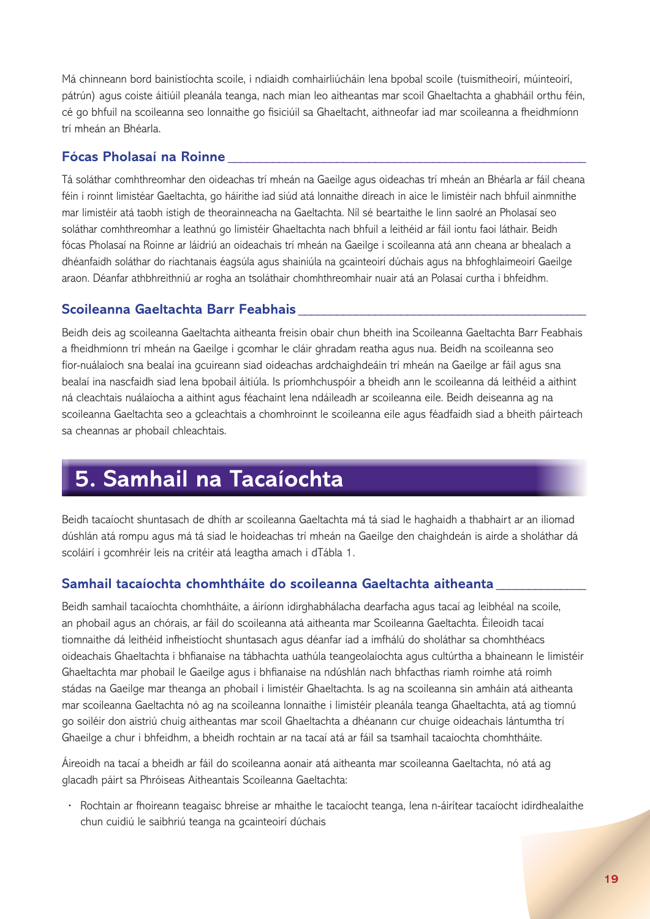Má chinneann bord bainistíochta scoile, i ndiaidh comhairliúcháin lena bpobal scoile (tuismitheoirí, múinteoirí, pátrún) agus coiste áitiúil pleanála teanga, nach mian leo aitheantas mar scoil Ghaeltachta a ghabháil orthu féin, cé go bhfuil na scoileanna seo lonnaithe go fisiciúil sa Ghaeltacht, aithneofar iad mar scoileanna a fheidhmíonn trí mheán an Bhéarla.

### Fócas Pholasaí na Roinne

Tá soláthar comhthreomhar den oideachas trí mheán na Gaeilge agus oideachas trí mheán an Bhéarla ar fáil cheana féin i roinnt limistéar Gaeltachta, go háirithe iad siúd atá lonnaithe díreach in aice le limistéir nach bhfuil ainmnithe mar limistéir atá taobh istigh de theorainneacha na Gaeltachta. Níl sé beartaithe le linn saolré an Pholasaí seo soláthar comhthreomhar a leathnú go limistéir Ghaeltachta nach bhfuil a leithéid ar fáil iontu faoi láthair. Beidh fócas Pholasaí na Roinne ar láidriú an oideachais trí mheán na Gaeilge i scoileanna atá ann cheana ar bhealach a dhéanfaidh soláthar do riachtanais éagsúla agus shainiúla na gcainteoirí dúchais agus na bhfoghlaimeoirí Gaeilge araon. Déanfar athbhreithniú ar rogha an tsoláthair chomhthreomhair nuair atá an Polasaí curtha i bhfeidhm.

### Scoileanna Gaeltachta Barr Feabhais

Beidh deis ag scoileanna Gaeltachta aitheanta freisin obair chun bheith ina Scoileanna Gaeltachta Barr Feabhais a fheidhmíonn trí mheán na Gaeilge i gcomhar le cláir ghradam reatha agus nua. Beidh na scoileanna seo fíor-nuálaíoch sna bealaí ina gcuireann siad oideachas ardchaighdeáin trí mheán na Gaeilge ar fáil agus sna bealaí ina nascfaidh siad lena bpobail áitiúla. Is príomhchuspóir a bheidh ann le scoileanna dá leithéid a aithint ná cleachtais nuálaíocha a aithint agus féachaint lena ndáileadh ar scoileanna eile. Beidh deiseanna ag na scoileanna Gaeltachta seo a gcleachtais a chomhroinnt le scoileanna eile agus féadfaidh siad a bheith páirteach sa cheannas ar phobail chleachtais.

## 5. Samhail na Tacaíochta

Beidh tacaíocht shuntasach de dhíth ar scoileanna Gaeltachta má tá siad le haghaidh a thabhairt ar an iliomad dúshlán atá rompu agus má tá siad le hoideachas trí mheán na Gaeilge den chaighdeán is airde a sholáthar dá scoláirí i gcomhréir leis na critéir atá leagtha amach i dTábla 1.

### Samhail tacaíochta chomhtháite do scoileanna Gaeltachta aitheanta

Beidh samhail tacaíochta chomhtháite, a áiríonn idirghabhálacha dearfacha agus tacaí ag leibhéal na scoile, an phobail agus an chórais, ar fáil do scoileanna atá aitheanta mar Scoileanna Gaeltachta. Éileoidh tacaí tiomnaithe dá leithéid infheistíocht shuntasach agus déanfar iad a imfhálú do sholáthar sa chomhthéacs oideachais Ghaeltachta i bhfianaise na tábhachta uathúla teangeolaíochta agus cultúrtha a bhaineann le limistéir Ghaeltachta mar phobail le Gaeilge agus i bhfianaise na ndúshlán nach bhfacthas riamh roimhe atá roimh stádas na Gaeilge mar theanga an phobail i limistéir Ghaeltachta. Is ag na scoileanna sin amháin atá aitheanta mar scoileanna Gaeltachta nó ag na scoileanna lonnaithe i limistéir pleanála teanga Ghaeltachta, atá ag tiomnú go soiléir don aistriú chuig aitheantas mar scoil Ghaeltachta a dhéanann cur chuige oideachais lántumtha trí Ghaeilge a chur i bhfeidhm, a bheidh rochtain ar na tacaí atá ar fáil sa tsamhail tacaíochta chomhtháite.

Áireoidh na tacaí a bheidh ar fáil do scoileanna aonair atá aitheanta mar scoileanna Gaeltachta, nó atá ag glacadh páirt sa Phróiseas Aitheantais Scoileanna Gaeltachta:

- Rochtain ar fhoireann teagaisc bhreise ar mhaithe le tacaíocht teanga, lena n-áirítear tacaíocht idirdhealaithe chun cuidiú le saibhriú teanga na gcainteoirí dúchais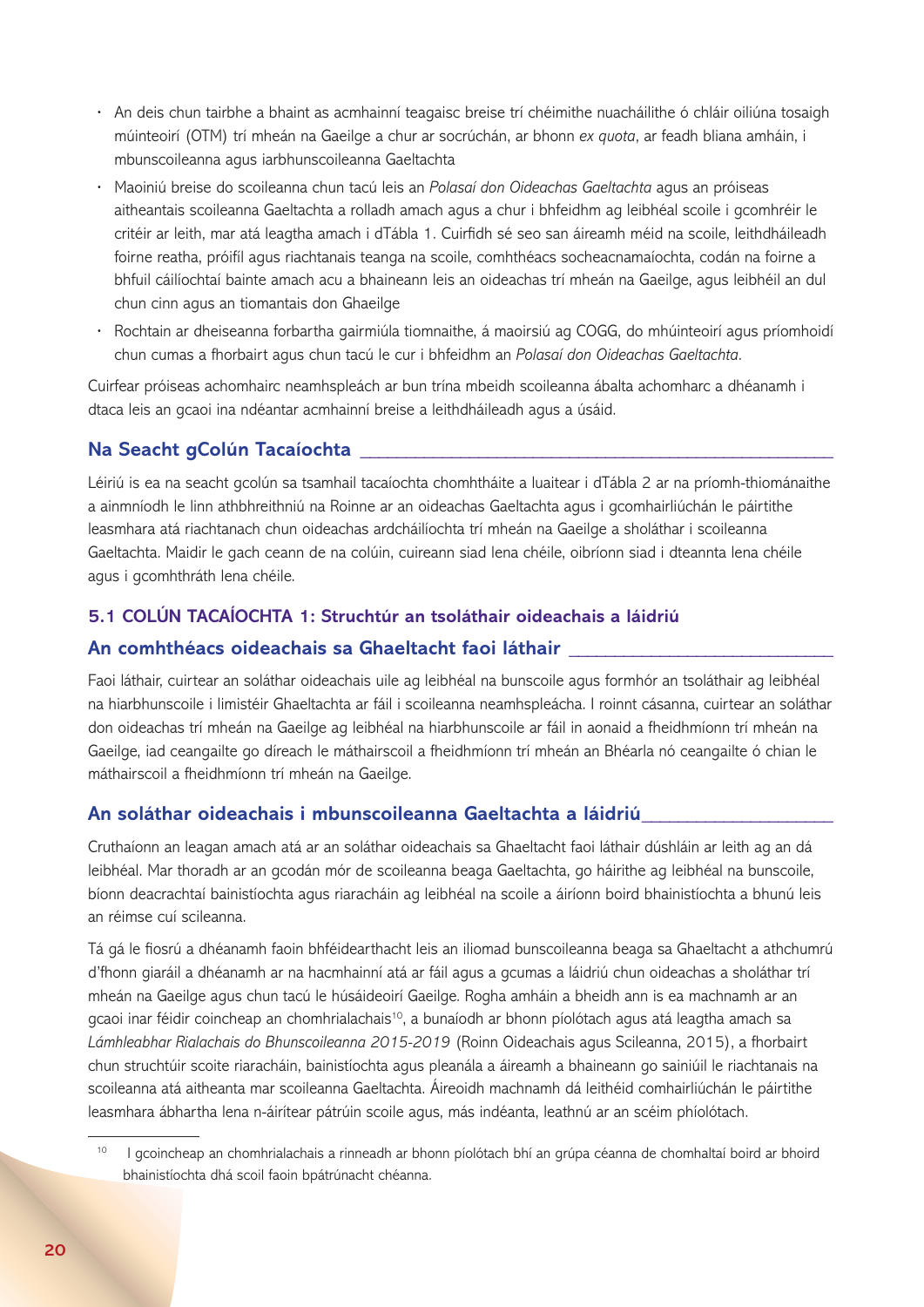- An deis chun tairbhe a bhaint as acmhainní teagaisc breise trí chéimithe nuacháilithe ó chláir oiliúna tosaigh múinteoirí (OTM) trí mheán na Gaeilge a chur ar socrúchán, ar bhonn *ex quota*, ar feadh bliana amháin, i mbunscoileanna agus iarbhunscoileanna Gaeltachta
- Maoiniú breise do scoileanna chun tacú leis an *Polasaí don Oideachas Gaeltachta* agus an próiseas aitheantais scoileanna Gaeltachta a rolladh amach agus a chur i bhfeidhm ag leibhéal scoile i gcomhréir le critéir ar leith, mar atá leagtha amach i dTábla 1. Cuirfidh sé seo san áireamh méid na scoile, leithdháileadh foirne reatha, próifíl agus riachtanais teanga na scoile, comhthéacs socheacnamaíochta, codán na foirne a bhfuil cáilíochtaí bainte amach acu a bhaineann leis an oideachas trí mheán na Gaeilge, agus leibhéil an dul chun cinn agus an tiomantais don Ghaeilge
- Rochtain ar dheiseanna forbartha gairmiúla tiomnaithe, á maoirsiú ag COGG, do mhúinteoirí agus príomhoidí chun cumas a fhorbairt agus chun tacú le cur i bhfeidhm an *Polasaí don Oideachas Gaeltachta*.

Cuirfear próiseas achomhairc neamhspleách ar bun trína mbeidh scoileanna ábalta achomharc a dhéanamh i dtaca leis an gcaoi ina ndéantar acmhainní breise a leithdháileadh agus a úsáid.

## Na Seacht gColún Tacaíochta

Léiriú is ea na seacht gcolún sa tsamhail tacaíochta chomhtháite a luaitear i dTábla 2 ar na príomh-thiománaithe a ainmníodh le linn athbhreithniú na Roinne ar an oideachas Gaeltachta agus i gcomhairliúchán le páirtithe leasmhara atá riachtanach chun oideachas ardcháilíochta trí mheán na Gaeilge a sholáthar i scoileanna Gaeltachta. Maidir le gach ceann de na colúin, cuireann siad lena chéile, oibríonn siad i dteannta lena chéile agus i gcomhthráth lena chéile.

### 5.1 COLÚN TACAÍOCHTA 1: Struchtúr an tsoláthair oideachais a láidriú

#### An comhthéacs oideachais sa Ghaeltacht faoi láthair

Faoi láthair, cuirtear an soláthar oideachais uile ag leibhéal na bunscoile agus formhór an tsoláthair ag leibhéal na hiarbhunscoile i limistéir Ghaeltachta ar fáil i scoileanna neamhspleácha. I roinnt cásanna, cuirtear an soláthar don oideachas trí mheán na Gaeilge ag leibhéal na hiarbhunscoile ar fáil in aonaid a fheidhmíonn trí mheán na Gaeilge, iad ceangailte go díreach le máthairscoil a fheidhmíonn trí mheán an Bhéarla nó ceangailte ó chian le máthairscoil a fheidhmíonn trí mheán na Gaeilge.

#### An soláthar oideachais i mbunscoileanna Gaeltachta a láidriú

Cruthaíonn an leagan amach atá ar an soláthar oideachais sa Ghaeltacht faoi láthair dúshláin ar leith ag an dá leibhéal. Mar thoradh ar an gcodán mór de scoileanna beaga Gaeltachta, go háirithe ag leibhéal na bunscoile, bíonn deacrachtaí bainistíochta agus riaracháin ag leibhéal na scoile a áiríonn boird bhainistíochta a bhunú leis an réimse cuí scileanna.

Tá gá le fiosrú a dhéanamh faoin bhféidearthacht leis an iliomad bunscoileanna beaga sa Ghaeltacht a athchumrú d'fhonn giaráil a dhéanamh ar na hacmhainní atá ar fáil agus a gcumas a láidriú chun oideachas a sholáthar trí mheán na Gaeilge agus chun tacú le húsáideoirí Gaeilge. Rogha amháin a bheidh ann is ea machnamh ar an gcaoi inar féidir coincheap an chomhrialachais[10], a bunaíodh ar bhonn píolótach agus atá leagtha amach sa *Lámhleabhar Rialachais do Bhunscoileanna 2015-2019* (Roinn Oideachais agus Scileanna, 2015), a fhorbairt chun struchtúir scoite riaracháin, bainistíochta agus pleanála a áireamh a bhaineann go sainiúil le riachtanais na scoileanna atá aitheanta mar scoileanna Gaeltachta. Áireoidh machnamh dá leithéid comhairliúchán le páirtithe leasmhara ábhartha lena n-áirítear pátrúin scoile agus, más indéanta, leathnú ar an scéim phíolótach.

[10] I gcoincheap an chomhrialachais a rinneadh ar bhonn píolótach bhí an grúpa céanna de chomhaltaí boird ar bhoird bhainistíochta dhá scoil faoin bpátrúnacht chéanna.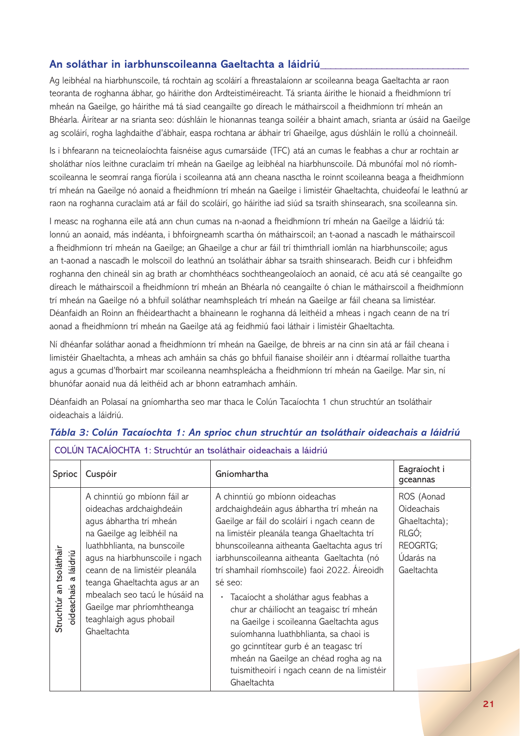## An soláthar in iarbhunscoileanna Gaeltachta a láidriú

Ag leibhéal na hiarbhunscoile, tá rochtain ag scoláirí a fhreastalaíonn ar scoileanna beaga Gaeltachta ar raon teoranta de roghanna ábhar, go háirithe don Ardteistiméireacht. Tá srianta áirithe le hionaid a fheidhmíonn trí mheán na Gaeilge, go háirithe má tá siad ceangailte go díreach le máthairscoil a fheidhmíonn trí mheán an Bhéarla. Áirítear ar na srianta seo: dúshláin le hionannas teanga soiléir a bhaint amach, srianta ar úsáid na Gaeilge ag scoláirí, rogha laghdaithe d'ábhair, easpa rochtana ar ábhair trí Ghaeilge, agus dúshláin le rollú a choinneáil.

Is i bhfearann na teicneolaíochta faisnéise agus cumarsáide (TFC) atá an cumas le feabhas a chur ar rochtain ar sholáthar níos leithne curaclaim trí mheán na Gaeilge ag leibhéal na hiarbhunscoile. Dá mbunófaí mol nó ríomh-scoileanna le seomraí ranga fíorúla i scoileanna atá ann cheana nasctha le roinnt scoileanna beaga a fheidhmíonn trí mheán na Gaeilge nó aonaid a fheidhmíonn trí mheán na Gaeilge i limistéir Ghaeltachta, chuideofaí le leathnú ar raon na roghanna curaclaim atá ar fáil do scoláirí, go háirithe iad siúd sa tsraith shinsearach, sna scoileanna sin.

I measc na roghanna eile atá ann chun cumas na n-aonad a fheidhmíonn trí mheán na Gaeilge a láidriú tá: lonnú an aonaid, más indéanta, i bhfoirgneamh scartha ón máthairscoil; an t-aonad a nascadh le máthairscoil a fheidhmíonn trí mheán na Gaeilge; an Ghaeilge a chur ar fáil trí thimthriall iomlán na hiarbhunscoile; agus an t-aonad a nascadh le molscoil do leathnú an tsoláthair ábhar sa tsraith shinsearach. Beidh cur i bhfeidhm roghanna den chineál sin ag brath ar chomhthéacs sochtheangeolaíoch an aonaid, cé acu atá sé ceangailte go díreach le máthairscoil a fheidhmíonn trí mheán an Bhéarla nó ceangailte ó chian le máthairscoil a fheidhmíonn trí mheán na Gaeilge nó a bhfuil soláthar neamhspleách trí mheán na Gaeilge ar fáil cheana sa limistéar. Déanfaidh an Roinn an fhéidearthacht a bhaineann le roghanna dá leithéid a mheas i ngach ceann de na trí aonad a fheidhmíonn trí mheán na Gaeilge atá ag feidhmiú faoi láthair i limistéir Ghaeltachta.

Ní dhéanfar soláthar aonad a fheidhmíonn trí mheán na Gaeilge, de bhreis ar na cinn sin atá ar fáil cheana i limistéir Ghaeltachta, a mheas ach amháin sa chás go bhfuil fianaise shoiléir ann i dtéarmaí rollaithe tuartha agus a gcumas d'fhorbairt mar scoileanna neamhspleácha a fheidhmíonn trí mheán na Gaeilge. Mar sin, ní bhunófar aonaid nua dá leithéid ach ar bhonn eatramhach amháin.

Déanfaidh an Polasaí na gníomhartha seo mar thaca le Colún Tacaíochta 1 chun struchtúr an tsoláthair oideachais a láidriú.

*Tábla 3: Colún Tacaíochta 1: An sprioc chun struchtúr an tsoláthair oideachais a láidriú*

| COLÚN TACAÍOCHTA 1: Struchtúr an tsoláthair oideachais a láidriú | | | |
|---|---|---|---|
| Sprioc | Cuspóir | Gníomhartha | Eagraíocht i gceannas |
| Struchtúr an tsoláthair oideachais a láidriú | A chinntiú go mbíonn fáil ar oideachas ardchaighdeáin agus ábhartha trí mheán na Gaeilge ag leibhéil na luathbhlianta, na bunscoile agus na hiarbhunscoile i ngach ceann de na limistéir pleanála teanga Ghaeltachta agus ar an mbealach seo tacú le húsáid na Gaeilge mar phríomhtheanga teaghlaigh agus phobail Ghaeltachta | A chinntiú go mbíonn oideachas ardchaighdeáin agus ábhartha trí mheán na Gaeilge ar fáil do scoláirí i ngach ceann de na limistéir pleanála teanga Ghaeltachta trí bhunscoileanna aitheanta Gaeltachta agus trí iarbhunscoileanna aitheanta Gaeltachta (nó trí shamhail ríomhscoile) faoi 2022. Áireoidh sé seo:<br>• Tacaíocht a sholáthar agus feabhas a chur ar cháilíocht an teagaisc trí mheán na Gaeilge i scoileanna Gaeltachta agus suíomhanna luathbhlianta, sa chaoi is go gcinntítear gurb é an teagasc trí mheán na Gaeilge an chéad rogha ag na tuismitheoirí i ngach ceann de na limistéir Ghaeltachta | ROS (Aonad Oideachais Ghaeltachta);<br>RLGÓ;<br>REOGRTG;<br>Údarás na Gaeltachta |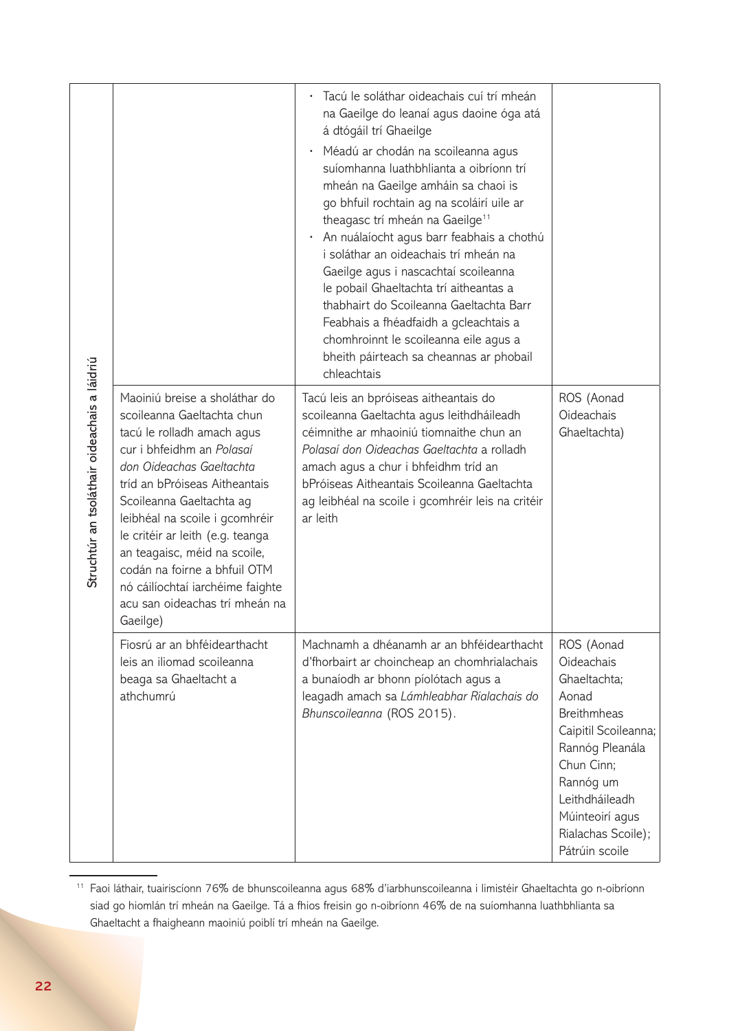| Struchtúr an tsoláthair oideachais a láidriú | | | |
|---|---|---|---|
| | | • Tacú le soláthar oideachais cuí trí mheán na Gaeilge do leanaí agus daoine óga atá á dtógáil trí Ghaeilge<br>• Méadú ar chodán na scoileanna agus suíomhanna luathbhlianta a oibríonn trí mheán na Gaeilge amháin sa chaoi is go bhfuil rochtain ag na scoláirí uile ar theagasc trí mheán na Gaeilge[11]<br>• An nuálaíocht agus barr feabhais a chothú i soláthar an oideachais trí mheán na Gaeilge agus i nascachtaí scoileanna le pobail Ghaeltachta trí aitheantas a thabhairt do Scoileanna Gaeltachta Barr Feabhais a fhéadfaidh a gcleachtais a chomhroinnt le scoileanna eile agus a bheith páirteach sa cheannas ar phobail chleachtais | |
| | Maoiniú breise a sholáthar do scoileanna Gaeltachta chun tacú le rolladh amach agus cur i bhfeidhm an *Polasaí don Oideachas Gaeltachta* tríd an bPróiseas Aitheantais Scoileanna Gaeltachta ag leibhéal na scoile i gcomhréir le critéir ar leith (e.g. teanga an teagaisc, méid na scoile, codán na foirne a bhfuil OTM nó cáilíochtaí iarchéime faighte acu san oideachas trí mheán na Gaeilge) | Tacú leis an bpróiseas aitheantais do scoileanna Gaeltachta agus leithdháileadh céimnithe ar mhaoiniú tiomnaithe chun an *Polasaí don Oideachas Gaeltachta* a rolladh amach agus a chur i bhfeidhm tríd an bPróiseas Aitheantais Scoileanna Gaeltachta ag leibhéal na scoile i gcomhréir leis na critéir ar leith | ROS (Aonad Oideachais Ghaeltachta) |
| | Fiosrú ar an bhféidearthacht leis an iliomad scoileanna beaga sa Ghaeltacht a athchumrú | Machnamh a dhéanamh ar an bhféidearthacht d'fhorbairt ar choincheap an chomhrialachais a bunaíodh ar bhonn píolótach agus a leagadh amach sa *Lámhleabhar Rialachais do Bhunscoileanna* (ROS 2015). | ROS (Aonad Oideachais Ghaeltachta; Aonad Breithmheas Caipitil Scoileanna; Rannóg Pleanála Chun Cinn; Rannóg um Leithdháileadh Múinteoirí agus Rialachas Scoile); Pátrúin scoile |

[11] Faoi láthair, tuairiscíonn 76% de bhunscoileanna agus 68% d'iarbhunscoileanna i limistéir Ghaeltachta go n-oibríonn siad go hiomlán trí mheán na Gaeilge. Tá a fhios freisin go n-oibríonn 46% de na suíomhanna luathbhlianta sa Ghaeltacht a fhaigheann maoiniú poiblí trí mheán na Gaeilge.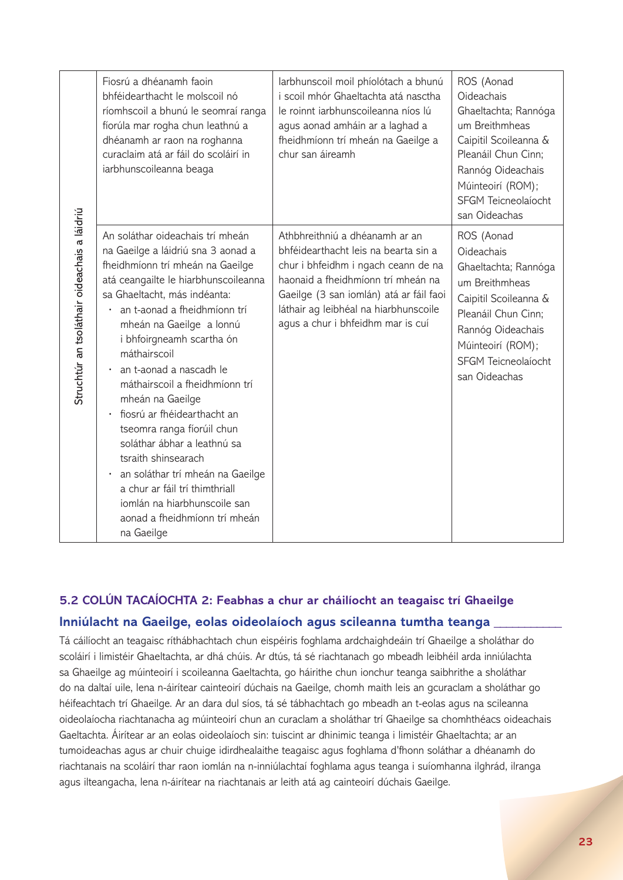| Struchtúr an tsoláthair oideachais a láidriú | Fiosrú a dhéanamh faoin bhféidearthacht le molscoil nó ríomhscoil a bhunú le seomraí ranga fíorúla mar rogha chun leathnú a dhéanamh ar raon na roghanna curaclaim atá ar fáil do scoláirí in iarbhunscoileanna beaga | Iarbhunscoil moil phíolótach a bhunú i scoil mhór Ghaeltachta atá nasctha le roinnt iarbhunscoileanna níos lú agus aonad amháin ar a laghad a fheidhmíonn trí mheán na Gaeilge a chur san áireamh | ROS (Aonad Oideachais Ghaeltachta; Rannóga um Breithmheas Caipitil Scoileanna & Pleanáil Chun Cinn; Rannóg Oideachais Múinteoirí (ROM); SFGM Teicneolaíocht san Oideachas |
|---|---|---|---|
| | An soláthar oideachais trí mheán na Gaeilge a láidriú sna 3 aonad a fheidhmíonn trí mheán na Gaeilge atá ceangailte le hiarbhunscoileanna sa Ghaeltacht, más indéanta:<br>• an t-aonad a fheidhmíonn trí mheán na Gaeilge a lonnú i bhfoirgneamh scartha ón máthairscoil<br>• an t-aonad a nascadh le máthairscoil a fheidhmíonn trí mheán na Gaeilge<br>• fiosrú ar fhéidearthacht an tseomra ranga fíorúil chun soláthar ábhar a leathnú sa tsraith shinsearach<br>• an soláthar trí mheán na Gaeilge a chur ar fáil trí thimthriall iomlán na hiarbhunscoile san aonad a fheidhmíonn trí mheán na Gaeilge | Athbhreithniú a dhéanamh ar an bhféidearthacht leis na bearta sin a chur i bhfeidhm i ngach ceann de na haonaid a fheidhmíonn trí mheán na Gaeilge (3 san iomlán) atá ar fáil faoi láthair ag leibhéal na hiarbhunscoile agus a chur i bhfeidhm mar is cuí | ROS (Aonad Oideachais Ghaeltachta; Rannóga um Breithmheas Caipitil Scoileanna & Pleanáil Chun Cinn; Rannóg Oideachais Múinteoirí (ROM); SFGM Teicneolaíocht san Oideachas |

## 5.2 COLÚN TACAÍOCHTA 2: Feabhas a chur ar cháilíocht an teagaisc trí Ghaeilge

### Inniúlacht na Gaeilge, eolas oideolaíoch agus scileanna tumtha teanga

Tá cáilíocht an teagaisc ríthábhachtach chun eispéiris foghlama ardchaighdeáin trí Ghaeilge a sholáthar do scoláirí i limistéir Ghaeltachta, ar dhá chúis. Ar dtús, tá sé riachtanach go mbeadh leibhéil arda inniúlachta sa Ghaeilge ag múinteoirí i scoileanna Gaeltachta, go háirithe chun ionchur teanga saibhrithe a sholáthar do na daltaí uile, lena n-áirítear cainteoirí dúchais na Gaeilge, chomh maith leis an gcuraclam a sholáthar go héifeachtach trí Ghaeilge. Ar an dara dul síos, tá sé tábhachtach go mbeadh an t-eolas agus na scileanna oideolaíocha riachtanacha ag múinteoirí chun an curaclam a sholáthar trí Ghaeilge sa chomhthéacs oideachais Gaeltachta. Áirítear ar an eolas oideolaíoch sin: tuiscint ar dhinimic teanga i limistéir Ghaeltachta; ar an tumoideachas agus ar chuir chuige idirdhealaithe teagaisc agus foghlama d'fhonn soláthar a dhéanamh do riachtanais na scoláirí thar raon iomlán na n-inniúlachtaí foghlama agus teanga i suíomhanna ilghrád, ilranga agus ilteangacha, lena n-áirítear na riachtanais ar leith atá ag cainteoirí dúchais Gaeilge.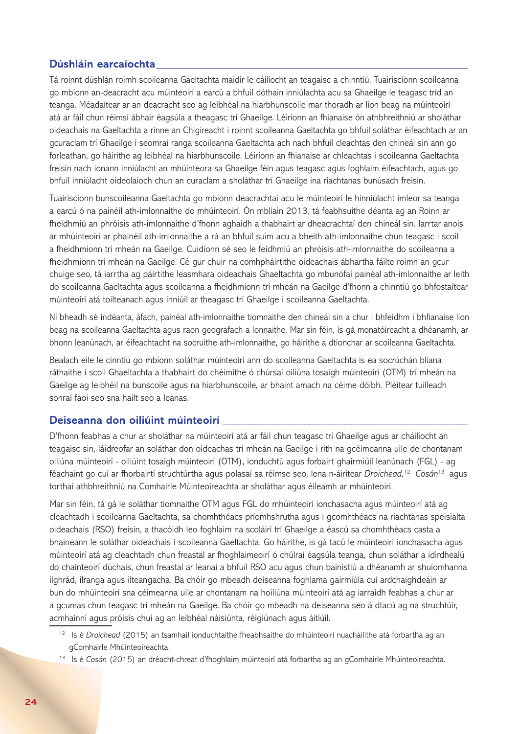## Dúshláin earcaíochta

Tá roinnt dúshlán roimh scoileanna Gaeltachta maidir le cáilíocht an teagaisc a chinntiú. Tuairiscíonn scoileanna go mbíonn an-deacracht acu múinteoirí a earcú a bhfuil dóthain inniúlachta acu sa Ghaeilge le teagasc tríd an teanga. Méadaítear ar an deacracht seo ag leibhéal na hiarbhunscoile mar thoradh ar líon beag na múinteoirí atá ar fáil chun réimsí ábhair éagsúla a theagasc trí Ghaeilge. Léiríonn an fhianaise ón athbhreithniú ar sholáthar oideachais na Gaeltachta a rinne an Chigireacht i roinnt scoileanna Gaeltachta go bhfuil soláthar éifeachtach ar an gcuraclam trí Ghaeilge i seomraí ranga scoileanna Gaeltachta ach nach bhfuil cleachtas den chineál sin ann go forleathan, go háirithe ag leibhéal na hiarbhunscoile. Léiríonn an fhianaise ar chleachtas i scoileanna Gaeltachta freisin nach ionann inniúlacht an mhúinteora sa Ghaeilge féin agus teagasc agus foghlaim éifeachtach, agus go bhfuil inniúlacht oideolaíoch chun an curaclam a sholáthar trí Ghaeilge ina riachtanas bunúsach freisin.

Tuairiscíonn bunscoileanna Gaeltachta go mbíonn deacrachtaí acu le múinteoirí le hinniúlacht imleor sa teanga a earcú ó na painéil ath-imlonnaithe do mhúinteoirí. Ón mbliain 2013, tá feabhsuithe déanta ag an Roinn ar fheidhmiú an phróisis ath-imlonnaithe d'fhonn aghaidh a thabhairt ar dheacrachtaí den chineál sin. Iarrtar anois ar mhúinteoirí ar phainéil ath-imlonnaithe a rá an bhfuil suim acu a bheith ath-imlonnaithe chun teagasc i scoil a fheidhmíonn trí mheán na Gaeilge. Cuidíonn sé seo le feidhmiú an phróisis ath-imlonnaithe do scoileanna a fheidhmíonn trí mheán na Gaeilge. Cé gur chuir na comhpháirtithe oideachais ábhartha fáilte roimh an gcur chuige seo, tá iarrtha ag páirtithe leasmhara oideachais Ghaeltachta go mbunófaí painéal ath-imlonnaithe ar leith do scoileanna Gaeltachta agus scoileanna a fheidhmíonn trí mheán na Gaeilge d'fhonn a chinntiú go bhfostaítear múinteoirí atá toilteanach agus inniúil ar theagasc trí Ghaeilge i scoileanna Gaeltachta.

Ní bheadh sé indéanta, áfach, painéal ath-imlonnaithe tiomnaithe den chineál sin a chur i bhfeidhm i bhfianaise líon beag na scoileanna Gaeltachta agus raon geografach a lonnaithe. Mar sin féin, is gá monatóireacht a dhéanamh, ar bhonn leanúnach, ar éifeachtacht na socruithe ath-imlonnaithe, go háirithe a dtionchar ar scoileanna Gaeltachta.

Bealach eile le cinntiú go mbíonn soláthar múinteoirí ann do scoileanna Gaeltachta is ea socrúchán bliana ráthaithe i scoil Ghaeltachta a thabhairt do chéimithe ó chúrsaí oiliúna tosaigh múinteoirí (OTM) trí mheán na Gaeilge ag leibhéil na bunscoile agus na hiarbhunscoile, ar bhaint amach na céime dóibh. Pléitear tuilleadh sonraí faoi seo sna hailt seo a leanas.

## Deiseanna don oiliúint múinteoirí

D'fhonn feabhas a chur ar sholáthar na múinteoirí atá ar fáil chun teagasc trí Ghaeilge agus ar cháilíocht an teagaisc sin, láidreofar an soláthar don oideachas trí mheán na Gaeilge i rith na gcéimeanna uile de chontanam oiliúna múinteoirí - oiliúint tosaigh múinteoirí (OTM), ionduchtú agus forbairt ghairmiúil leanúnach (FGL) - ag féachaint go cuí ar fhorbairtí struchtúrtha agus polasaí sa réimse seo, lena n-áirítear *Droichead,*[12] *Cosán*[13] agus torthaí athbhreithniú na Comhairle Múinteoireachta ar sholáthar agus éileamh ar mhúinteoirí.

Mar sin féin, tá gá le soláthar tiomnaithe OTM agus FGL do mhúinteoirí ionchasacha agus múinteoirí atá ag cleachtadh i scoileanna Gaeltachta, sa chomhthéacs príomhshrutha agus i gcomhthéacs na riachtanas speisialta oideachais (RSO) freisin, a thacóidh leo foghlaim na scoláirí trí Ghaeilge a éascú sa chomhthéacs casta a bhaineann le soláthar oideachais i scoileanna Gaeltachta. Go háirithe, is gá tacú le múinteoirí ionchasacha agus múinteoirí atá ag cleachtadh chun freastal ar fhoghlaimeoirí ó chúlraí éagsúla teanga, chun soláthar a idirdhealú do chainteoirí dúchais, chun freastal ar leanaí a bhfuil RSO acu agus chun bainistiú a dhéanamh ar shuíomhanna ilghrád, ilranga agus ilteangacha. Ba chóir go mbeadh deiseanna foghlama gairmiúla cuí ardchaighdeáin ar bun do mhúinteoirí sna céimeanna uile ar chontanam na hoiliúna múinteoirí atá ag iarraidh feabhas a chur ar a gcumas chun teagasc trí mheán na Gaeilge. Ba chóir go mbeadh na deiseanna seo á dtacú ag na struchtúir, acmhainní agus próisis chuí ag an leibhéal náisiúnta, réigiúnach agus áitiúil.

[12] Is é *Droichead* (2015) an tsamhail ionduchtaithe fheabhsaithe do mhúinteoirí nuacháilithe atá forbartha ag an gComhairle Mhúinteoireachta.

[13] Is é *Cosán* (2015) an dréacht-chreat d'fhoghlaim múinteoirí atá forbartha ag an gComhairle Mhúinteoireachta.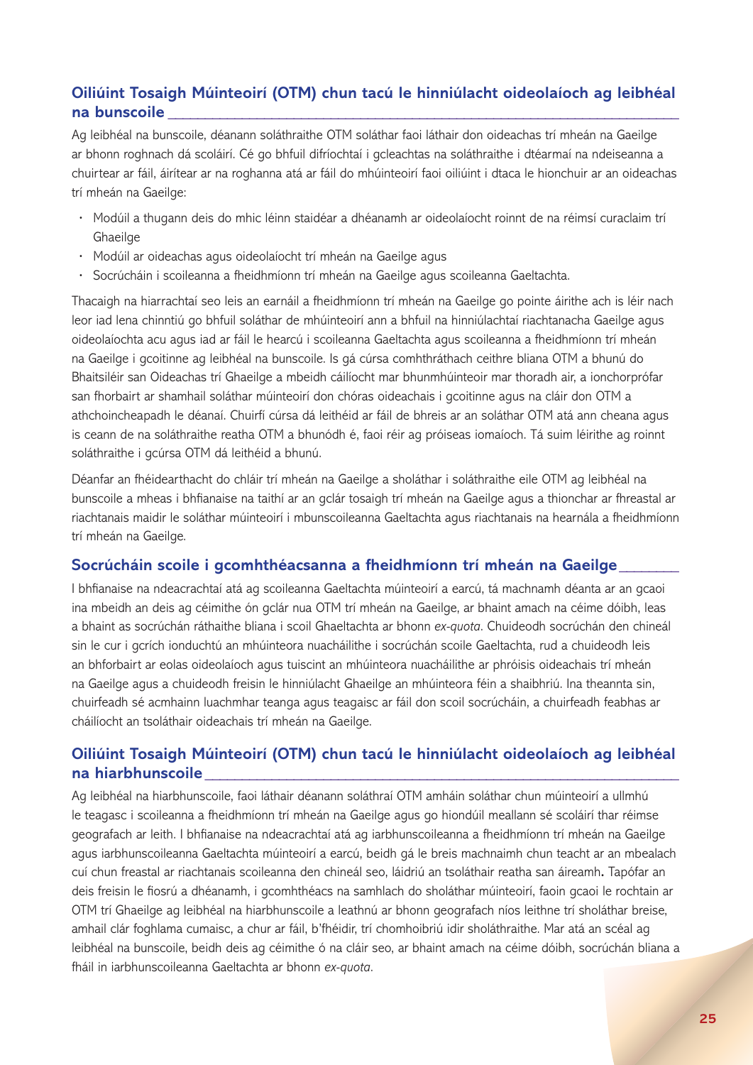## Oiliúint Tosaigh Múinteoirí (OTM) chun tacú le hinniúlacht oideolaíoch ag leibhéal na bunscoile

Ag leibhéal na bunscoile, déanann soláthraithe OTM soláthar faoi láthair don oideachas trí mheán na Gaeilge ar bhonn roghnach dá scoláirí. Cé go bhfuil difríochtaí i gcleachtas na soláthraithe i dtéarmaí na ndeiseanna a chuirtear ar fáil, áirítear ar na roghanna atá ar fáil do mhúinteoirí faoi oiliúint i dtaca le hionchuir ar an oideachas trí mheán na Gaeilge:

- Modúil a thugann deis do mhic léinn staidéar a dhéanamh ar oideolaíocht roinnt de na réimsí curaclaim trí Ghaeilge
- Modúil ar oideachas agus oideolaíocht trí mheán na Gaeilge agus
- Socrúcháin i scoileanna a fheidhmíonn trí mheán na Gaeilge agus scoileanna Gaeltachta.

Thacaigh na hiarrachtaí seo leis an earnáil a fheidhmíonn trí mheán na Gaeilge go pointe áirithe ach is léir nach leor iad lena chinntiú go bhfuil soláthar de mhúinteoirí ann a bhfuil na hinniúlachtaí riachtanacha Gaeilge agus oideolaíochta acu agus iad ar fáil le hearcú i scoileanna Gaeltachta agus scoileanna a fheidhmíonn trí mheán na Gaeilge i gcoitinne ag leibhéal na bunscoile. Is gá cúrsa comhthráthach ceithre bliana OTM a bhunú do Bhaitsiléir san Oideachas trí Ghaeilge a mbeidh cáilíocht mar bhunmhúinteoir mar thoradh air, a ionchorprófar san fhorbairt ar shamhail soláthar múinteoirí don chóras oideachais i gcoitinne agus na cláir don OTM a athchoincheapadh le déanaí. Chuirfí cúrsa dá leithéid ar fáil de bhreis ar an soláthar OTM atá ann cheana agus is ceann de na soláthraithe reatha OTM a bhunódh é, faoi réir ag próiseas iomaíoch. Tá suim léirithe ag roinnt soláthraithe i gcúrsa OTM dá leithéid a bhunú.

Déanfar an fhéidearthacht do chláir trí mheán na Gaeilge a sholáthar i soláthraithe eile OTM ag leibhéal na bunscoile a mheas i bhfianaise na taithí ar an gclár tosaigh trí mheán na Gaeilge agus a thionchar ar fhreastal ar riachtanais maidir le soláthar múinteoirí i mbunscoileanna Gaeltachta agus riachtanais na hearnála a fheidhmíonn trí mheán na Gaeilge.

## Socrúcháin scoile i gcomhthéacsanna a fheidhmíonn trí mheán na Gaeilge

I bhfianaise na ndeacrachtaí atá ag scoileanna Gaeltachta múinteoirí a earcú, tá machnamh déanta ar an gcaoi ina mbeidh an deis ag céimithe ón gclár nua OTM trí mheán na Gaeilge, ar bhaint amach na céime dóibh, leas a bhaint as socrúchán ráthaithe bliana i scoil Ghaeltachta ar bhonn *ex-quota*. Chuideodh socrúchán den chineál sin le cur i gcrích ionduchtú an mhúinteora nuacháilithe i socrúchán scoile Gaeltachta, rud a chuideodh leis an bhforbairt ar eolas oideolaíoch agus tuiscint an mhúinteora nuacháilithe ar phróisis oideachais trí mheán na Gaeilge agus a chuideodh freisin le hinniúlacht Ghaeilge an mhúinteora féin a shaibhriú. Ina theannta sin, chuirfeadh sé acmhainn luachmhar teanga agus teagaisc ar fáil don scoil socrúcháin, a chuirfeadh feabhas ar cháilíocht an tsoláthair oideachais trí mheán na Gaeilge.

## Oiliúint Tosaigh Múinteoirí (OTM) chun tacú le hinniúlacht oideolaíoch ag leibhéal na hiarbhunscoile

Ag leibhéal na hiarbhunscoile, faoi láthair déanann soláthraí OTM amháin soláthar chun múinteoirí a ullmhú le teagasc i scoileanna a fheidhmíonn trí mheán na Gaeilge agus go hiondúil meallann sé scoláirí thar réimse geografach ar leith. I bhfianaise na ndeacrachtaí atá ag iarbhunscoileanna a fheidhmíonn trí mheán na Gaeilge agus iarbhunscoileanna Gaeltachta múinteoirí a earcú, beidh gá le breis machnaimh chun teacht ar an mbealach cuí chun freastal ar riachtanais scoileanna den chineál seo, láidriú an tsoláthair reatha san áireamh. Tapófar an deis freisin le fiosrú a dhéanamh, i gcomhthéacs na samhlach do sholáthar múinteoirí, faoin gcaoi le rochtain ar OTM trí Ghaeilge ag leibhéal na hiarbhunscoile a leathnú ar bhonn geografach níos leithne trí sholáthar breise, amhail clár foghlama cumaisc, a chur ar fáil, b'fhéidir, trí chomhoibriú idir sholáthraithe. Mar atá an scéal ag leibhéal na bunscoile, beidh deis ag céimithe ó na cláir seo, ar bhaint amach na céime dóibh, socrúchán bliana a fháil in iarbhunscoileanna Gaeltachta ar bhonn *ex-quota*.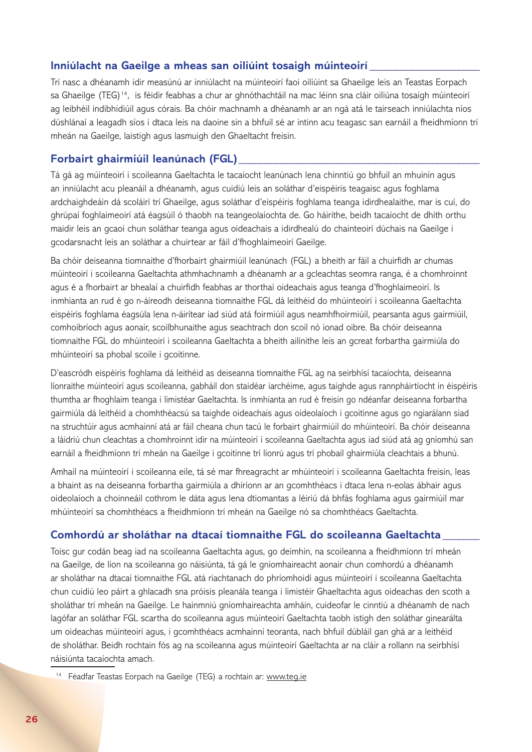## Inniúlacht na Gaeilge a mheas san oiliúint tosaigh múinteoirí

Trí nasc a dhéanamh idir measúnú ar inniúlacht na múinteoirí faoi oiliúint sa Ghaeilge leis an Teastas Eorpach sa Ghaeilge (TEG)[14], is féidir feabhas a chur ar ghnóthachtáil na mac léinn sna cláir oiliúna tosaigh múinteoirí ag leibhéil indibhidiúil agus córais. Ba chóir machnamh a dhéanamh ar an ngá atá le tairseach inniúlachta níos dúshlánaí a leagadh síos i dtaca leis na daoine sin a bhfuil sé ar intinn acu teagasc san earnáil a fheidhmíonn trí mheán na Gaeilge, laistigh agus lasmuigh den Ghaeltacht freisin.

## Forbairt ghairmiúil leanúnach (FGL)

Tá gá ag múinteoirí i scoileanna Gaeltachta le tacaíocht leanúnach lena chinntiú go bhfuil an mhuinín agus an inniúlacht acu pleanáil a dhéanamh, agus cuidiú leis an soláthar d'eispéiris teagaisc agus foghlama ardchaighdeáin dá scoláirí trí Ghaeilge, agus soláthar d'eispéiris foghlama teanga idirdhealaithe, mar is cuí, do ghrúpaí foghlaimeoirí atá éagsúil ó thaobh na teangeolaíochta de. Go háirithe, beidh tacaíocht de dhíth orthu maidir leis an gcaoi chun soláthar teanga agus oideachais a idirdhealú do chainteoirí dúchais na Gaeilge i gcodarsnacht leis an soláthar a chuirtear ar fáil d'fhoghlaimeoirí Gaeilge.

Ba chóir deiseanna tiomnaithe d'fhorbairt ghairmiúil leanúnach (FGL) a bheith ar fáil a chuirfidh ar chumas múinteoirí i scoileanna Gaeltachta athmhachnamh a dhéanamh ar a gcleachtas seomra ranga, é a chomhroinnt agus é a fhorbairt ar bhealaí a chuirfidh feabhas ar thorthaí oideachais agus teanga d'fhoghlaimeoirí. Is inmhianta an rud é go n-áireodh deiseanna tiomnaithe FGL dá leithéid do mhúinteoirí i scoileanna Gaeltachta eispéiris foghlama éagsúla lena n-áirítear iad siúd atá foirmiúil agus neamhfhoirmiúil, pearsanta agus gairmiúil, comhoibríoch agus aonair, scoilbhunaithe agus seachtrach don scoil nó ionad oibre. Ba chóir deiseanna tiomnaithe FGL do mhúinteoirí i scoileanna Gaeltachta a bheith ailínithe leis an gcreat forbartha gairmiúla do mhúinteoirí sa phobal scoile i gcoitinne.

D'eascródh eispéiris foghlama dá leithéid as deiseanna tiomnaithe FGL ag na seirbhísí tacaíochta, deiseanna líonraithe múinteoirí agus scoileanna, gabháil don staidéar iarchéime, agus taighde agus rannpháirtíocht in éispéiris thumtha ar fhoghlaim teanga i limistéar Gaeltachta. Is inmhianta an rud é freisin go ndéanfar deiseanna forbartha gairmiúla dá leithéid a chomhthéacsú sa taighde oideachais agus oideolaíoch i gcoitinne agus go ngiarálann siad na struchtúir agus acmhainní atá ar fáil cheana chun tacú le forbairt ghairmiúil do mhúinteoirí. Ba chóir deiseanna a láidriú chun cleachtas a chomhroinnt idir na múinteoirí i scoileanna Gaeltachta agus iad siúd atá ag gníomhú san earnáil a fheidhmíonn trí mheán na Gaeilge i gcoitinne trí líonrú agus trí phobail ghairmiúla cleachtais a bhunú.

Amhail na múinteoirí i scoileanna eile, tá sé mar fhreagracht ar mhúinteoirí i scoileanna Gaeltachta freisin, leas a bhaint as na deiseanna forbartha gairmiúla a dhíríonn ar an gcomhthéacs i dtaca lena n-eolas ábhair agus oideolaíoch a choinneáil cothrom le dáta agus lena dtiomantas a léiriú dá bhfás foghlama agus gairmiúil mar mhúinteoirí sa chomhthéacs a fheidhmíonn trí mheán na Gaeilge nó sa chomhthéacs Gaeltachta.

## Comhordú ar sholáthar na dtacaí tiomnaithe FGL do scoileanna Gaeltachta

Toisc gur codán beag iad na scoileanna Gaeltachta agus, go deimhin, na scoileanna a fheidhmíonn trí mheán na Gaeilge, de líon na scoileanna go náisiúnta, tá gá le gníomhaireacht aonair chun comhordú a dhéanamh ar sholáthar na dtacaí tiomnaithe FGL atá riachtanach do phríomhoidí agus múinteoirí i scoileanna Gaeltachta chun cuidiú leo páirt a ghlacadh sna próisis pleanála teanga i limistéir Ghaeltachta agus oideachas den scoth a sholáthar trí mheán na Gaeilge. Le hainmniú gníomhaireachta amháin, cuideofar le cinntiú a dhéanamh de nach lagófar an soláthar FGL scartha do scoileanna agus múinteoirí Gaeltachta taobh istigh den soláthar ginearálta um oideachas múinteoirí agus, i gcomhthéacs acmhainní teoranta, nach bhfuil dúbláil gan ghá ar a leithéid de sholáthar. Beidh rochtain fós ag na scoileanna agus múinteoirí Gaeltachta ar na cláir a rollann na seirbhísí náisiúnta tacaíochta amach.

[14] Féadfar Teastas Eorpach na Gaeilge (TEG) a rochtain ar: www.teg.ie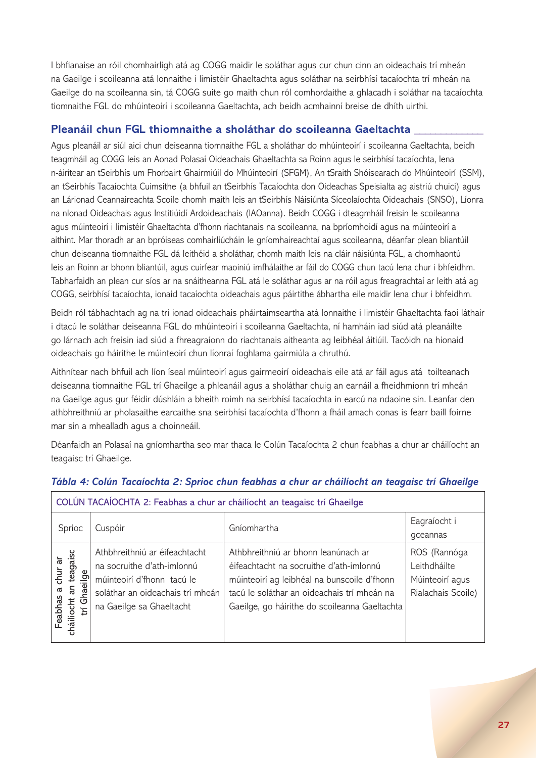I bhfianaise an róil chomhairligh atá ag COGG maidir le soláthar agus cur chun cinn an oideachais trí mheán na Gaeilge i scoileanna atá lonnaithe i limistéir Ghaeltachta agus soláthar na seirbhísí tacaíochta trí mheán na Gaeilge do na scoileanna sin, tá COGG suite go maith chun ról comhordaithe a ghlacadh i soláthar na tacaíochta tiomnaithe FGL do mhúinteoirí i scoileanna Gaeltachta, ach beidh acmhainní breise de dhíth uirthi.

## Pleanáil chun FGL thiomnaithe a sholáthar do scoileanna Gaeltachta

Agus pleanáil ar siúl aici chun deiseanna tiomnaithe FGL a sholáthar do mhúinteoirí i scoileanna Gaeltachta, beidh teagmháil ag COGG leis an Aonad Polasaí Oideachais Ghaeltachta sa Roinn agus le seirbhísí tacaíochta, lena n-áirítear an tSeirbhís um Fhorbairt Ghairmiúil do Mhúinteoirí (SFGM), An tSraith Shóisearach do Mhúinteoirí (SSM), an tSeirbhís Tacaíochta Cuimsithe (a bhfuil an tSeirbhís Tacaíochta don Oideachas Speisialta ag aistriú chuici) agus an Lárionad Ceannaireachta Scoile chomh maith leis an tSeirbhís Náisiúnta Síceolaíochta Oideachais (SNSO), Líonra na nIonad Oideachais agus Institiúidí Ardoideachais (IAOanna). Beidh COGG i dteagmháil freisin le scoileanna agus múinteoirí i limistéir Ghaeltachta d'fhonn riachtanais na scoileanna, na bpríomhoidí agus na múinteoirí a aithint. Mar thoradh ar an bpróiseas comhairliúcháin le gníomhaireachtaí agus scoileanna, déanfar plean bliantúil chun deiseanna tiomnaithe FGL dá leithéid a sholáthar, chomh maith leis na cláir náisiúnta FGL, a chomhaontú leis an Roinn ar bhonn bliantúil, agus cuirfear maoiniú imfhálaithe ar fáil do COGG chun tacú lena chur i bhfeidhm. Tabharfaidh an plean cur síos ar na snáitheanna FGL atá le soláthar agus ar na róil agus freagrachtaí ar leith atá ag COGG, seirbhísí tacaíochta, ionaid tacaíochta oideachais agus páirtithe ábhartha eile maidir lena chur i bhfeidhm.

Beidh ról tábhachtach ag na trí ionad oideachais pháirtaimseartha atá lonnaithe i limistéir Ghaeltachta faoi láthair i dtacú le soláthar deiseanna FGL do mhúinteoirí i scoileanna Gaeltachta, ní hamháin iad siúd atá pleanáilte go lárnach ach freisin iad siúd a fhreagraíonn do riachtanais aitheanta ag leibhéal áitiúil. Tacóidh na hionaid oideachais go háirithe le múinteoirí chun líonraí foghlama gairmiúla a chruthú.

Aithnítear nach bhfuil ach líon íseal múinteoirí agus gairmeoirí oideachais eile atá ar fáil agus atá toilteanach deiseanna tiomnaithe FGL trí Ghaeilge a phleanáil agus a sholáthar chuig an earnáil a fheidhmíonn trí mheán na Gaeilge agus gur féidir dúshláin a bheith roimh na seirbhísí tacaíochta in earcú na ndaoine sin. Leanfar den athbhreithniú ar pholasaithe earcaithe sna seirbhísí tacaíochta d'fhonn a fháil amach conas is fearr baill foirne mar sin a mhealladh agus a choinneáil.

Déanfaidh an Polasaí na gníomhartha seo mar thaca le Colún Tacaíochta 2 chun feabhas a chur ar cháilíocht an teagaisc trí Ghaeilge.

*Tábla 4: Colún Tacaíochta 2: Sprioc chun feabhas a chur ar cháilíocht an teagaisc trí Ghaeilge*

| COLÚN TACAÍOCHTA 2: Feabhas a chur ar cháilíocht an teagaisc trí Ghaeilge | | | |
|---|---|---|---|
| Sprioc | Cuspóir | Gníomhartha | Eagraíocht i gceannas |
| Feabhas a chur ar cháilíocht an teagaisc trí Ghaeilge | Athbhreithniú ar éifeachtacht na socruithe d'ath-imlonnú múinteoirí d'fhonn tacú le soláthar an oideachais trí mheán na Gaeilge sa Ghaeltacht | Athbhreithniú ar bhonn leanúnach ar éifeachtacht na socruithe d'ath-imlonnú múinteoirí ag leibhéal na bunscoile d'fhonn tacú le soláthar an oideachais trí mheán na Gaeilge, go háirithe do scoileanna Gaeltachta | ROS (Rannóga Leithdháilte Múinteoirí agus Rialachais Scoile) |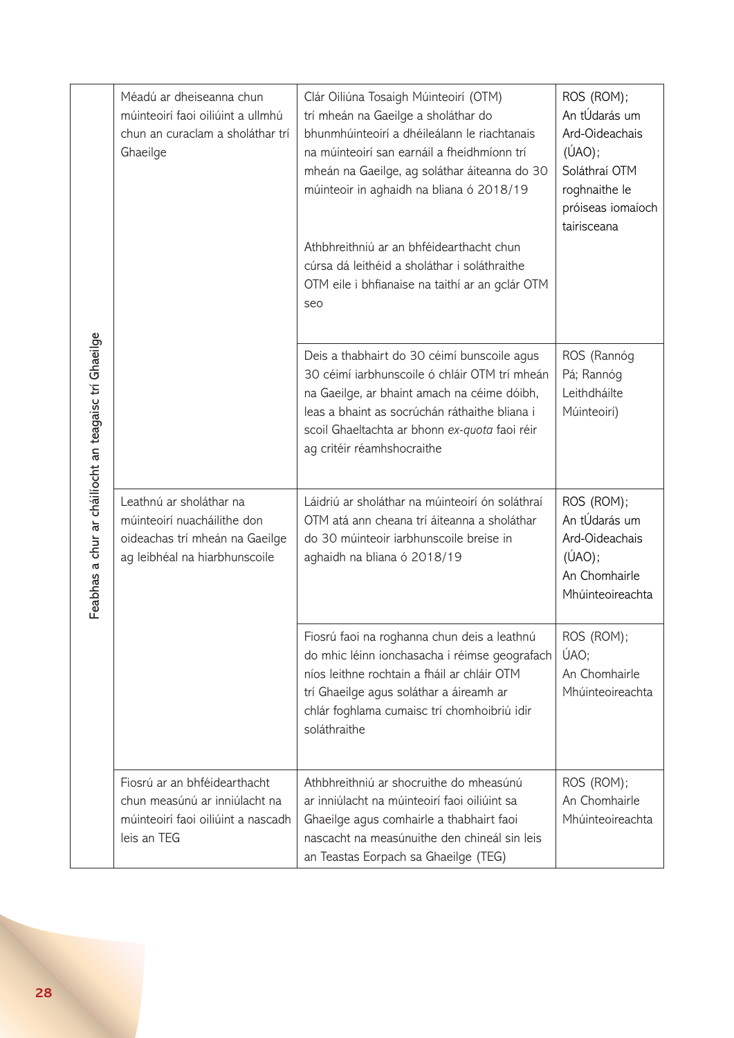| | | | |
|---|---|---|---|
| Feabhas a chur ar cháilíocht an teagaisc trí Ghaeilge | Méadú ar dheiseanna chun múinteoirí faoi oiliúint a ullmhú chun an curaclam a sholáthar trí Ghaeilge | Clár Oiliúna Tosaigh Múinteoirí (OTM) trí mheán na Gaeilge a sholáthar do bhunmhúinteoirí a dhéileálann le riachtanais na múinteoirí san earnáil a fheidhmíonn trí mheán na Gaeilge, ag soláthar áiteanna do 30 múinteoir in aghaidh na bliana ó 2018/19<br><br>Athbhreithniú ar an bhféidearthacht chun cúrsa dá leithéid a sholáthar i soláthraithe OTM eile i bhfianaise na taithí ar an gclár OTM seo | ROS (ROM); An tÚdarás um Ard-Oideachais (ÚAO); Soláthraí OTM roghnaithe le próiseas iomaíoch tairisceana |
| | | Deis a thabhairt do 30 céimí bunscoile agus 30 céimí iarbhunscoile ó chláir OTM trí mheán na Gaeilge, ar bhaint amach na céime dóibh, leas a bhaint as socrúchán ráthaithe bliana i scoil Ghaeltachta ar bhonn *ex-quota* faoi réir ag critéir réamhshocraithe | ROS (Rannóg Pá; Rannóg Leithdháilte Múinteoirí) |
| | Leathnú ar sholáthar na múinteoirí nuacháilithe don oideachas trí mheán na Gaeilge ag leibhéal na hiarbhunscoile | Láidriú ar sholáthar na múinteoirí ón soláthraí OTM atá ann cheana trí áiteanna a sholáthar do 30 múinteoir iarbhunscoile breise in aghaidh na bliana ó 2018/19 | ROS (ROM); An tÚdarás um Ard-Oideachais (ÚAO); An Chomhairle Mhúinteoireachta |
| | | Fiosrú faoi na roghanna chun deis a leathnú do mhic léinn ionchasacha i réimse geografach níos leithne rochtain a fháil ar chláir OTM trí Ghaeilge agus soláthar a áireamh ar chlár foghlama cumaisc trí chomhoibriú idir soláthraithe | ROS (ROM); ÚAO; An Chomhairle Mhúinteoireachta |
| | Fiosrú ar an bhféidearthacht chun measúnú ar inniúlacht na múinteoirí faoi oiliúint a nascadh leis an TEG | Athbhreithniú ar shocruithe do mheasúnú ar inniúlacht na múinteoirí faoi oiliúint sa Ghaeilge agus comhairle a thabhairt faoi nascacht na measúnuithe den chineál sin leis an Teastas Eorpach sa Ghaeilge (TEG) | ROS (ROM); An Chomhairle Mhúinteoireachta |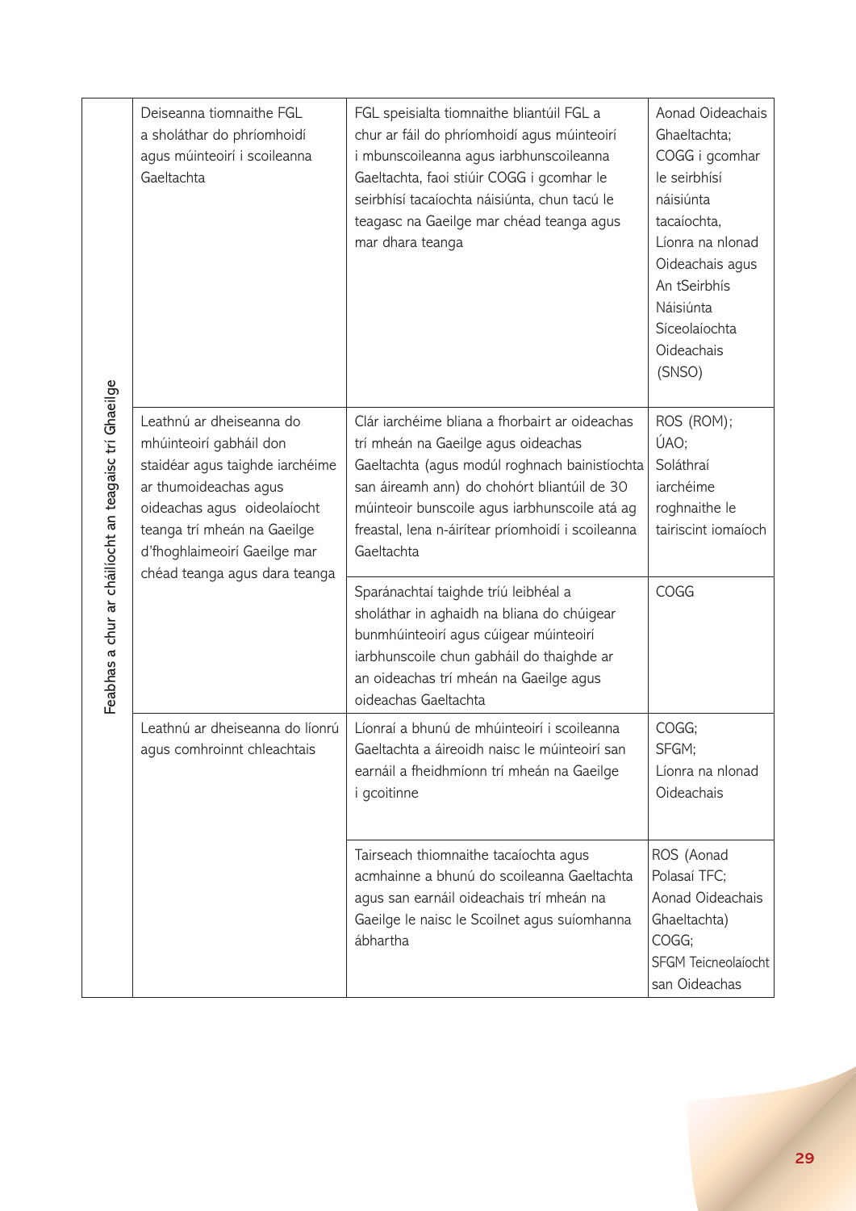| | | | |
|---|---|---|---|
| Feabhas a chur ar cháilíocht an teagaisc trí Ghaeilge | Deiseanna tiomnaithe FGL a sholáthar do phríomhoidí agus múinteoirí i scoileanna Gaeltachta | FGL speisialta tiomnaithe bliantúil FGL a chur ar fáil do phríomhoidí agus múinteoirí i mbunscoileanna agus iarbhunscoileanna Gaeltachta, faoi stiúir COGG i gcomhar le seirbhísí tacaíochta náisiúnta, chun tacú le teagasc na Gaeilge mar chéad teanga agus mar dhara teanga | Aonad Oideachais Ghaeltachta; COGG i gcomhar le seirbhísí náisiúnta tacaíochta, Líonra na nIonad Oideachais agus An tSeirbhís Náisiúnta Síceolaíochta Oideachais (SNSO) |
| | Leathnú ar dheiseanna do mhúinteoirí gabháil don staidéar agus taighde iarchéime ar thumoideachas agus oideachas agus oideolaíocht teanga trí mheán na Gaeilge d'fhoghlaimeoirí Gaeilge mar chéad teanga agus dara teanga | Clár iarchéime bliana a fhorbairt ar oideachas trí mheán na Gaeilge agus oideachas Gaeltachta (agus modúl roghnach bainistíochta san áireamh ann) do chohórt bliantúil de 30 múinteoir bunscoile agus iarbhunscoile atá ag freastal, lena n-áirítear príomhoidí i scoileanna Gaeltachta | ROS (ROM); ÚAO; Soláthraí iarchéime roghnaithe le tairiscint iomaíoch |
| | | Sparánachtaí taighde tríú leibhéal a sholáthar in aghaidh na bliana do chúigear bunmhúinteoirí agus cúigear múinteoirí iarbhunscoile chun gabháil do thaighde ar an oideachas trí mheán na Gaeilge agus oideachas Gaeltachta | COGG |
| | Leathnú ar dheiseanna do líonrú agus comhroinnt chleachtais | Líonraí a bhunú de mhúinteoirí i scoileanna Gaeltachta a áireoidh naisc le múinteoirí san earnáil a fheidhmíonn trí mheán na Gaeilge i gcoitinne | COGG; SFGM; Líonra na nIonad Oideachais |
| | | Tairseach thiomnaithe tacaíochta agus acmhainne a bhunú do scoileanna Gaeltachta agus san earnáil oideachais trí mheán na Gaeilge le naisc le Scoilnet agus suíomhanna ábhartha | ROS (Aonad Polasaí TFC; Aonad Oideachais Ghaeltachta) COGG; SFGM Teicneolaíocht san Oideachas |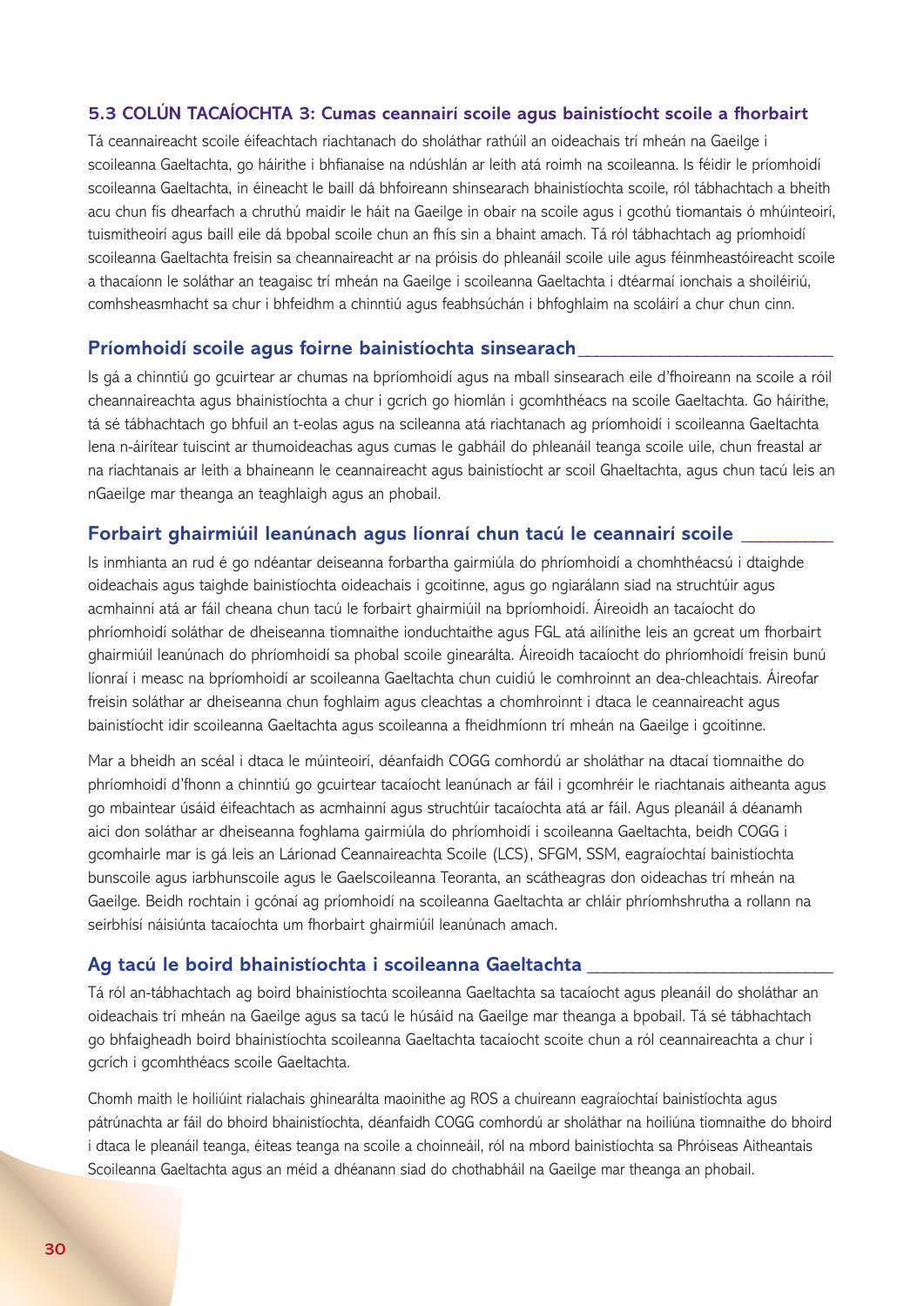## 5.3 COLÚN TACAÍOCHTA 3: Cumas ceannairí scoile agus bainistíocht scoile a fhorbairt

Tá ceannaireacht scoile éifeachtach riachtanach do sholáthar rathúil an oideachais trí mheán na Gaeilge i scoileanna Gaeltachta, go háirithe i bhfianaise na ndúshlán ar leith atá roimh na scoileanna. Is féidir le príomhoidí scoileanna Gaeltachta, in éineacht le baill dá bhfoireann shinsearach bhainistíochta scoile, ról tábhachtach a bheith acu chun fís dhearfach a chruthú maidir le háit na Gaeilge in obair na scoile agus i gcothú tiomantais ó mhúinteoirí, tuismitheoirí agus baill eile dá bpobal scoile chun an fhís sin a bhaint amach. Tá ról tábhachtach ag príomhoidí scoileanna Gaeltachta freisin sa cheannaireacht ar na próisis do phleanáil scoile uile agus féinmheastóireacht scoile a thacaíonn le soláthar an teagaisc trí mheán na Gaeilge i scoileanna Gaeltachta i dtéarmaí ionchais a shoiléiriú, comhsheasmhacht sa chur i bhfeidhm a chinntiú agus feabhsúchán i bhfoghlaim na scoláirí a chur chun cinn.

### Príomhoidí scoile agus foirne bainistíochta sinsearach

Is gá a chinntiú go gcuirtear ar chumas na bpríomhoidí agus na mball sinsearach eile d'fhoireann na scoile a róil cheannaireachta agus bhainistíochta a chur i gcrích go hiomlán i gcomhthéacs na scoile Gaeltachta. Go háirithe, tá sé tábhachtach go bhfuil an t-eolas agus na scileanna atá riachtanach ag príomhoidí i scoileanna Gaeltachta lena n-áirítear tuiscint ar thumoideachas agus cumas le gabháil do phleanáil teanga scoile uile, chun freastal ar na riachtanais ar leith a bhaineann le ceannaireacht agus bainistíocht ar scoil Ghaeltachta, agus chun tacú leis an nGaeilge mar theanga an teaghlaigh agus an phobail.

### Forbairt ghairmiúil leanúnach agus líonraí chun tacú le ceannairí scoile

Is inmhianta an rud é go ndéantar deiseanna forbartha gairmiúla do phríomhoidí a chomhthéacsú i dtaighde oideachais agus taighde bainistíochta oideachais i gcoitinne, agus go ngiarálann siad na struchtúir agus acmhainní atá ar fáil cheana chun tacú le forbairt ghairmiúil na bpríomhoidí. Áireoidh an tacaíocht do phríomhoidí soláthar de dheiseanna tiomnaithe ionduchtaithe agus FGL atá ailínithe leis an gcreat um fhorbairt ghairmiúil leanúnach do phríomhoidí sa phobal scoile ginearálta. Áireoidh tacaíocht do phríomhoidí freisin bunú líonraí i measc na bpríomhoidí ar scoileanna Gaeltachta chun cuidiú le comhroinnt an dea-chleachtais. Áireofar freisin soláthar ar dheiseanna chun foghlaim agus cleachtas a chomhroinnt i dtaca le ceannaireacht agus bainistíocht idir scoileanna Gaeltachta agus scoileanna a fheidhmíonn trí mheán na Gaeilge i gcoitinne.

Mar a bheidh an scéal i dtaca le múinteoirí, déanfaidh COGG comhordú ar sholáthar na dtacaí tiomnaithe do phríomhoidí d'fhonn a chinntiú go gcuirtear tacaíocht leanúnach ar fáil i gcomhréir le riachtanais aitheanta agus go mbaintear úsáid éifeachtach as acmhainní agus struchtúir tacaíochta atá ar fáil. Agus pleanáil á déanamh aici don soláthar ar dheiseanna foghlama gairmiúla do phríomhoidí i scoileanna Gaeltachta, beidh COGG i gcomhairle mar is gá leis an Lárionad Ceannaireachta Scoile (LCS), SFGM, SSM, eagraíochtaí bainistíochta bunscoile agus iarbhunscoile agus le Gaelscoileanna Teoranta, an scátheagras don oideachas trí mheán na Gaeilge. Beidh rochtain i gcónaí ag príomhoidí na scoileanna Gaeltachta ar chláir phríomhshrutha a rollann na seirbhísí náisiúnta tacaíochta um fhorbairt ghairmiúil leanúnach amach.

### Ag tacú le boird bhainistíochta i scoileanna Gaeltachta

Tá ról an-tábhachtach ag boird bhainistíochta scoileanna Gaeltachta sa tacaíocht agus pleanáil do sholáthar an oideachais trí mheán na Gaeilge agus sa tacú le húsáid na Gaeilge mar theanga a bpobal. Tá sé tábhachtach go bhfaigheadh boird bhainistíochta scoileanna Gaeltachta tacaíocht scoite chun a ról ceannaireachta a chur i gcrích i gcomhthéacs scoile Gaeltachta.

Chomh maith le hoiliúint rialachais ghinearálta maoinithe ag ROS a chuireann eagraíochtaí bainistíochta agus pátrúnachta ar fáil do bhoird bhainistíochta, déanfaidh COGG comhordú ar sholáthar na hoiliúna tiomnaithe do bhoird i dtaca le pleanáil teanga, éiteas teanga na scoile a choinneáil, ról na mbord bainistíochta sa Phróiseas Aitheantais Scoileanna Gaeltachta agus an méid a dhéanann siad do chothabháil na Gaeilge mar theanga an phobail.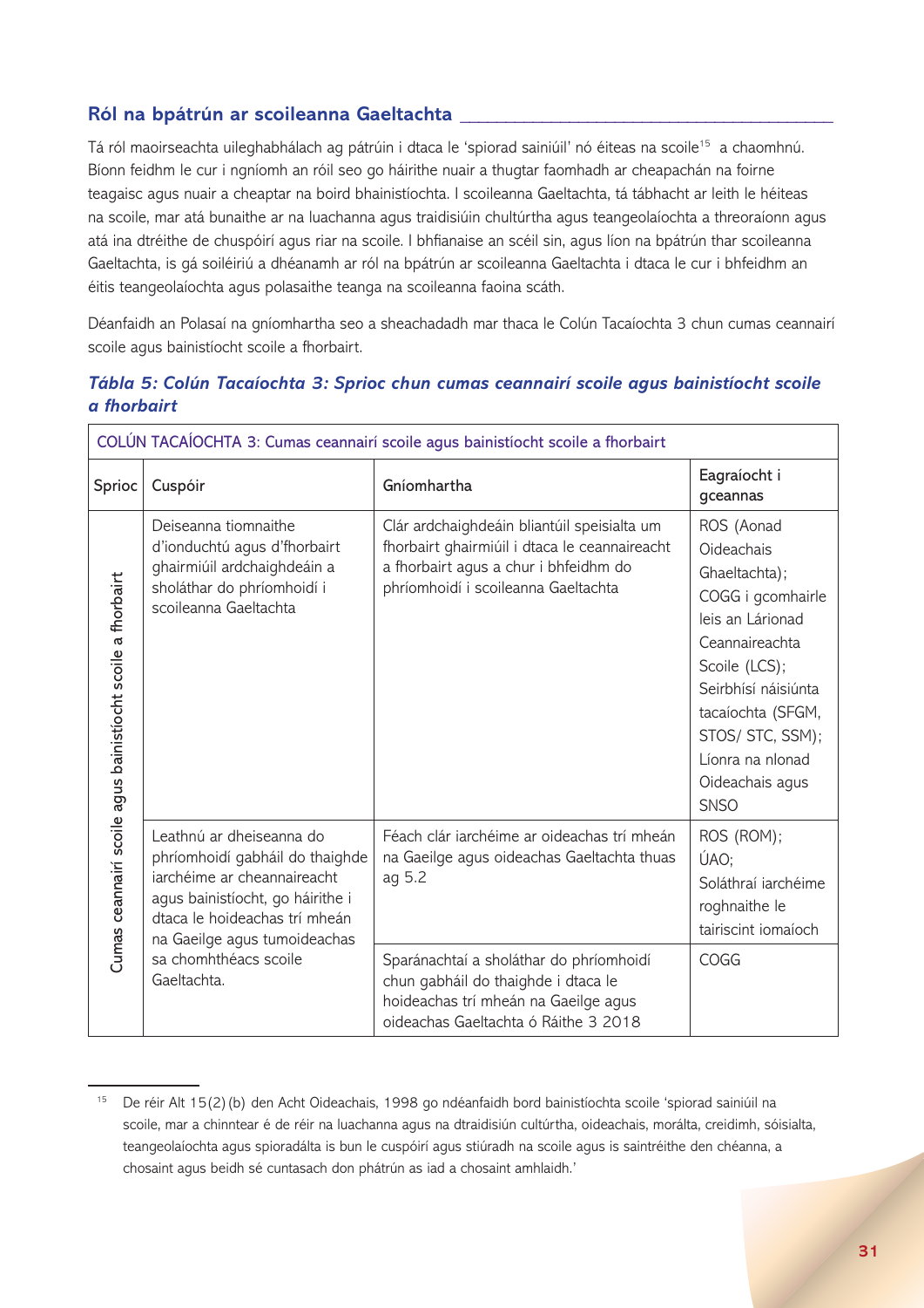## Ról na bpátrún ar scoileanna Gaeltachta

Tá ról maoirseachta uileghabhálach ag pátrúin i dtaca le 'spiorad sainiúil' nó éiteas na scoile[15] a chaomhnú. Bíonn feidhm le cur i ngníomh an róil seo go háirithe nuair a thugtar faomhadh ar cheapachán na foirne teagaisc agus nuair a cheaptar na boird bhainistíochta. I scoileanna Gaeltachta, tá tábhacht ar leith le héiteas na scoile, mar atá bunaithe ar na luachanna agus traidisiúin chultúrtha agus teangeolaíochta a threoraíonn agus atá ina dtréithe de chuspóirí agus riar na scoile. I bhfianaise an scéil sin, agus líon na bpátrún thar scoileanna Gaeltachta, is gá soiléiriú a dhéanamh ar ról na bpátrún ar scoileanna Gaeltachta i dtaca le cur i bhfeidhm an éitis teangeolaíochta agus polasaithe teanga na scoileanna faoina scáth.

Déanfaidh an Polasaí na gníomhartha seo a sheachadadh mar thaca le Colún Tacaíochta 3 chun cumas ceannairí scoile agus bainistíocht scoile a fhorbairt.

***Tábla 5: Colún Tacaíochta 3: Sprioc chun cumas ceannairí scoile agus bainistíocht scoile a fhorbairt***

| COLÚN TACAÍOCHTA 3: Cumas ceannairí scoile agus bainistíocht scoile a fhorbairt | | | |
|---|---|---|---|
| **Sprioc** | **Cuspóir** | **Gníomhartha** | **Eagraíocht i gceannas** |
| Cumas ceannairí scoile agus bainistíocht scoile a fhorbairt | Deiseanna tiomnaithe d'ionduchtú agus d'fhorbairt ghairmiúil ardchaighdeáin a sholáthar do phríomhoidí i scoileanna Gaeltachta | Clár ardchaighdeáin bliantúil speisialta um fhorbairt ghairmiúil i dtaca le ceannaireacht a fhorbairt agus a chur i bhfeidhm do phríomhoidí i scoileanna Gaeltachta | ROS (Aonad Oideachais Ghaeltachta); COGG i gcomhairle leis an Lárionad Ceannaireachta Scoile (LCS); Seirbhísí náisiúnta tacaíochta (SFGM, STOS/ STC, SSM); Líonra na nIonad Oideachais agus SNSO |
| | Leathnú ar dheiseanna do phríomhoidí gabháil do thaighde iarchéime ar cheannaireacht agus bainistíocht, go háirithe i dtaca le hoideachas trí mheán na Gaeilge agus tumoideachas sa chomhthéacs scoile Gaeltachta. | Féach clár iarchéime ar oideachas trí mheán na Gaeilge agus oideachas Gaeltachta thuas ag 5.2 | ROS (ROM); ÚAO; Soláthraí iarchéime roghnaithe le tairiscint iomaíoch |
| | | Sparánachtaí a sholáthar do phríomhoidí chun gabháil do thaighde i dtaca le hoideachas trí mheán na Gaeilge agus oideachas Gaeltachta ó Ráithe 3 2018 | COGG |

[15] De réir Alt 15(2)(b) den Acht Oideachais, 1998 go ndéanfaidh bord bainistíochta scoile 'spiorad sainiúil na scoile, mar a chinntear é de réir na luachanna agus na dtraidisiún cultúrtha, oideachais, morálta, creidimh, sóisialta, teangeolaíochta agus spioradálta is bun le cuspóirí agus stiúradh na scoile agus is saintréithe den chéanna, a chosaint agus beidh sé cuntasach don phátrún as iad a chosaint amhlaidh.'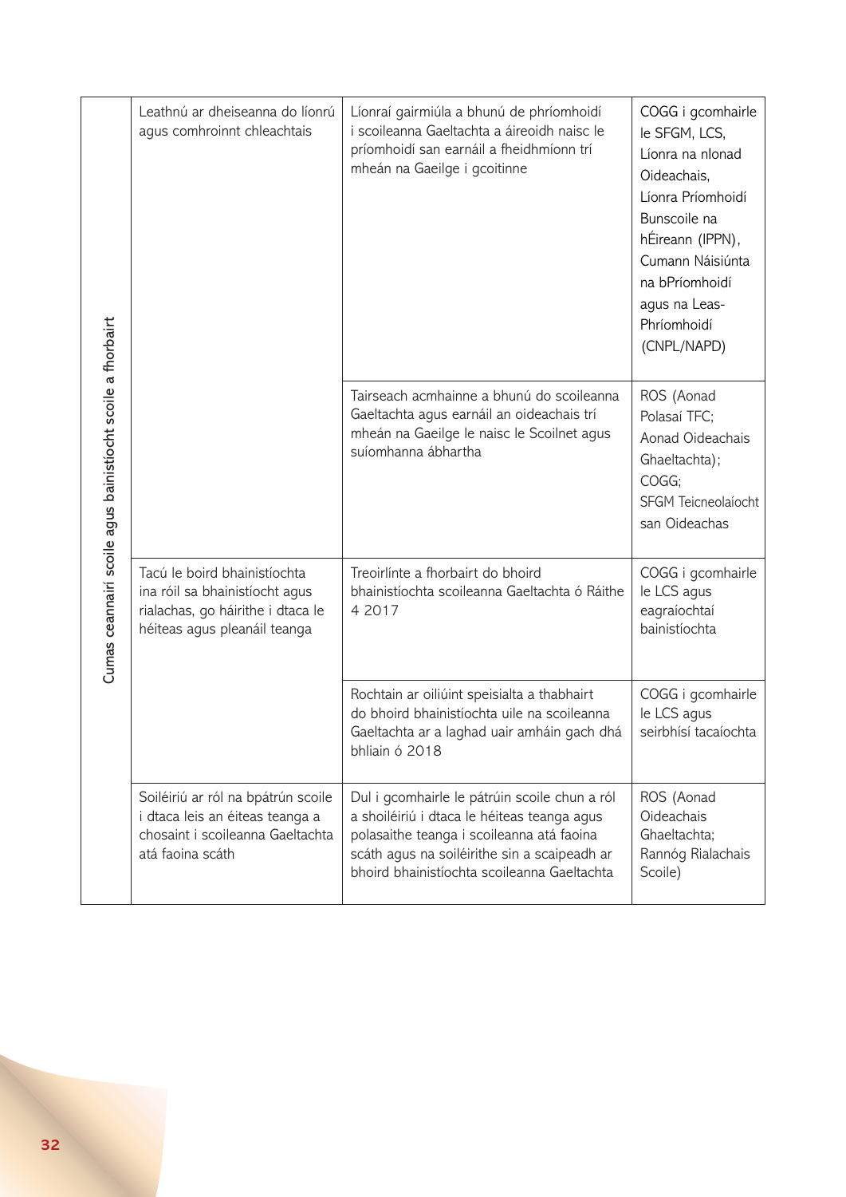| | | | |
|---|---|---|---|
| Cumas ceannairí scoile agus bainistíocht scoile a fhorbairt | Leathnú ar dheiseanna do líonrú agus comhroinnt chleachtais | Líonraí gairmiúla a bhunú de phríomhoidí i scoileanna Gaeltachta a áireoidh naisc le príomhoidí san earnáil a fheidhmíonn trí mheán na Gaeilge i gcoitinne | COGG i gcomhairle le SFGM, LCS, Líonra na nIonad Oideachais, Líonra Príomhoidí Bunscoile na hÉireann (IPPN), Cumann Náisiúnta na bPríomhoidí agus na Leas-Phríomhoidí (CNPL/NAPD) |
| | | Tairseach acmhainne a bhunú do scoileanna Gaeltachta agus earnáil an oideachais trí mheán na Gaeilge le naisc le Scoilnet agus suíomhanna ábhartha | ROS (Aonad Polasaí TFC; Aonad Oideachais Ghaeltachta); COGG; SFGM Teicneolaíocht san Oideachas |
| | Tacú le boird bhainistíochta ina róil sa bhainistíocht agus rialachas, go háirithe i dtaca le héiteas agus pleanáil teanga | Treoirlínte a fhorbairt do bhoird bhainistíochta scoileanna Gaeltachta ó Ráithe 4 2017 | COGG i gcomhairle le LCS agus eagraíochtaí bainistíochta |
| | | Rochtain ar oiliúint speisialta a thabhairt do bhoird bhainistíochta uile na scoileanna Gaeltachta ar a laghad uair amháin gach dhá bhliain ó 2018 | COGG i gcomhairle le LCS agus seirbhísí tacaíochta |
| | Soiléiriú ar ról na bpátrún scoile i dtaca leis an éiteas teanga a chosaint i scoileanna Gaeltachta atá faoina scáth | Dul i gcomhairle le pátrúin scoile chun a ról a shoiléiriú i dtaca le héiteas teanga agus polasaithe teanga i scoileanna atá faoina scáth agus na soiléirithe sin a scaipeadh ar bhoird bhainistíochta scoileanna Gaeltachta | ROS (Aonad Oideachais Ghaeltachta; Rannóg Rialachais Scoile) |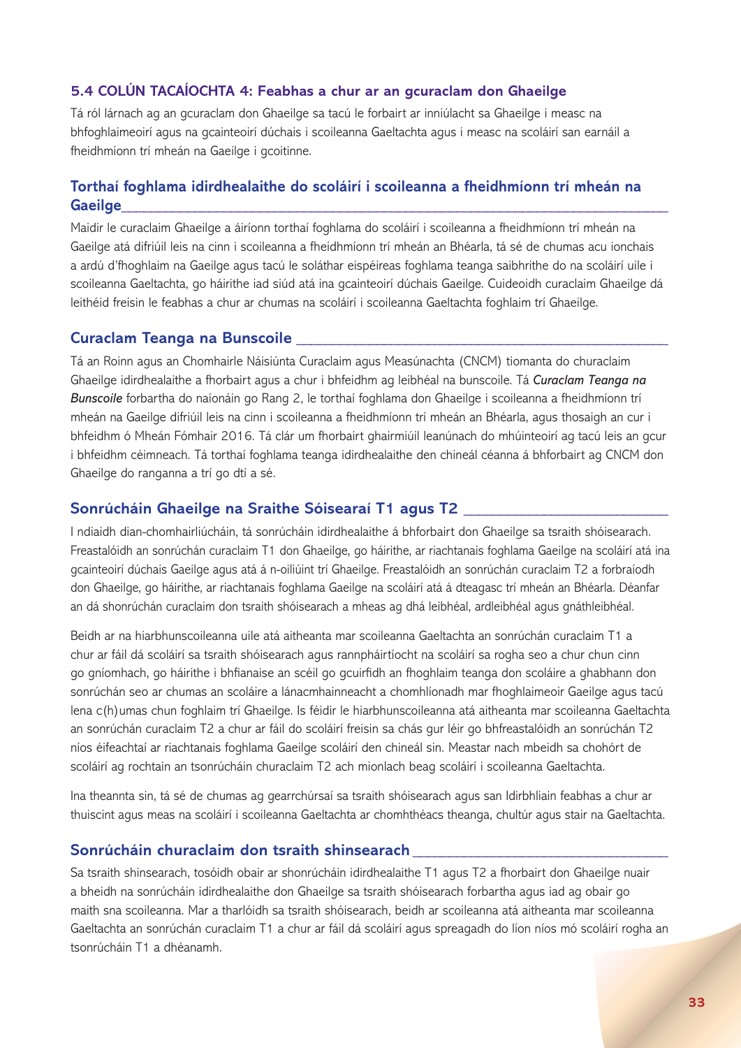## 5.4 COLÚN TACAÍOCHTA 4: Feabhas a chur ar an gcuraclam don Ghaeilge

Tá ról lárnach ag an gcuraclam don Ghaeilge sa tacú le forbairt ar inniúlacht sa Ghaeilge i measc na bhfoghlaimeoirí agus na gcainteoirí dúchais i scoileanna Gaeltachta agus i measc na scoláirí san earnáil a fheidhmíonn trí mheán na Gaeilge i gcoitinne.

### Torthaí foghlama idirdhealaithe do scoláirí i scoileanna a fheidhmíonn trí mheán na Gaeilge

Maidir le curaclaim Ghaeilge a áiríonn torthaí foghlama do scoláirí i scoileanna a fheidhmíonn trí mheán na Gaeilge atá difriúil leis na cinn i scoileanna a fheidhmíonn trí mheán an Bhéarla, tá sé de chumas acu ionchais a ardú d'fhoghlaim na Gaeilge agus tacú le soláthar eispéireas foghlama teanga saibhrithe do na scoláirí uile i scoileanna Gaeltachta, go háirithe iad siúd atá ina gcainteoirí dúchais Gaeilge. Cuideoidh curaclaim Ghaeilge dá leithéid freisin le feabhas a chur ar chumas na scoláirí i scoileanna Gaeltachta foghlaim trí Ghaeilge.

### Curaclam Teanga na Bunscoile

Tá an Roinn agus an Chomhairle Náisiúnta Curaclaim agus Measúnachta (CNCM) tiomanta do churaclaim Ghaeilge idirdhealaithe a fhorbairt agus a chur i bhfeidhm ag leibhéal na bunscoile. Tá ***Curaclam Teanga na Bunscoile*** forbartha do naíonáin go Rang 2, le torthaí foghlama don Ghaeilge i scoileanna a fheidhmíonn trí mheán na Gaeilge difriúil leis na cinn i scoileanna a fheidhmíonn trí mheán an Bhéarla, agus thosaigh an cur i bhfeidhm ó Mheán Fómhair 2016. Tá clár um fhorbairt ghairmiúil leanúnach do mhúinteoirí ag tacú leis an gcur i bhfeidhm céimneach. Tá torthaí foghlama teanga idirdhealaithe den chineál céanna á bhforbairt ag CNCM don Ghaeilge do ranganna a trí go dtí a sé.

### Sonrúcháin Ghaeilge na Sraithe Sóisearaí T1 agus T2

I ndiaidh dian-chomhairliúcháin, tá sonrúcháin idirdhealaithe á bhforbairt don Ghaeilge sa tsraith shóisearach. Freastalóidh an sonrúchán curaclaim T1 don Ghaeilge, go háirithe, ar riachtanais foghlama Gaeilge na scoláirí atá ina gcainteoirí dúchais Gaeilge agus atá á n-oiliúint trí Ghaeilge. Freastalóidh an sonrúchán curaclaim T2 a forbraíodh don Ghaeilge, go háirithe, ar riachtanais foghlama Gaeilge na scoláirí atá á dteagasc trí mheán an Bhéarla. Déanfar an dá shonrúchán curaclaim don tsraith shóisearach a mheas ag dhá leibhéal, ardleibhéal agus gnáthleibhéal.

Beidh ar na hiarbhunscoileanna uile atá aitheanta mar scoileanna Gaeltachta an sonrúchán curaclaim T1 a chur ar fáil dá scoláirí sa tsraith shóisearach agus rannpháirtíocht na scoláirí sa rogha seo a chur chun cinn go gníomhach, go háirithe i bhfianaise an scéil go gcuirfidh an fhoghlaim teanga don scoláire a ghabhann don sonrúchán seo ar chumas an scoláire a lánacmhainneacht a chomhlíonadh mar fhoghlaimeoir Gaeilge agus tacú lena c(h)umas chun foghlaim trí Ghaeilge. Is féidir le hiarbhunscoileanna atá aitheanta mar scoileanna Gaeltachta an sonrúchán curaclaim T2 a chur ar fáil do scoláirí freisin sa chás gur léir go bhfreastalóidh an sonrúchán T2 níos éifeachtaí ar riachtanais foghlama Gaeilge scoláirí den chineál sin. Meastar nach mbeidh sa chohórt de scoláirí ag rochtain an tsonrúcháin churaclaim T2 ach mionlach beag scoláirí i scoileanna Gaeltachta.

Ina theannta sin, tá sé de chumas ag gearrchúrsaí sa tsraith shóisearach agus san Idirbhliain feabhas a chur ar thuiscint agus meas na scoláirí i scoileanna Gaeltachta ar chomhthéacs theanga, chultúr agus stair na Gaeltachta.

### Sonrúcháin churaclaim don tsraith shinsearach

Sa tsraith shinsearach, tosóidh obair ar shonrúcháin idirdhealaithe T1 agus T2 a fhorbairt don Ghaeilge nuair a bheidh na sonrúcháin idirdhealaithe don Ghaeilge sa tsraith shóisearach forbartha agus iad ag obair go maith sna scoileanna. Mar a tharlóidh sa tsraith shóisearach, beidh ar scoileanna atá aitheanta mar scoileanna Gaeltachta an sonrúchán curaclaim T1 a chur ar fáil dá scoláirí agus spreagadh do líon níos mó scoláirí rogha an tsonrúcháin T1 a dhéanamh.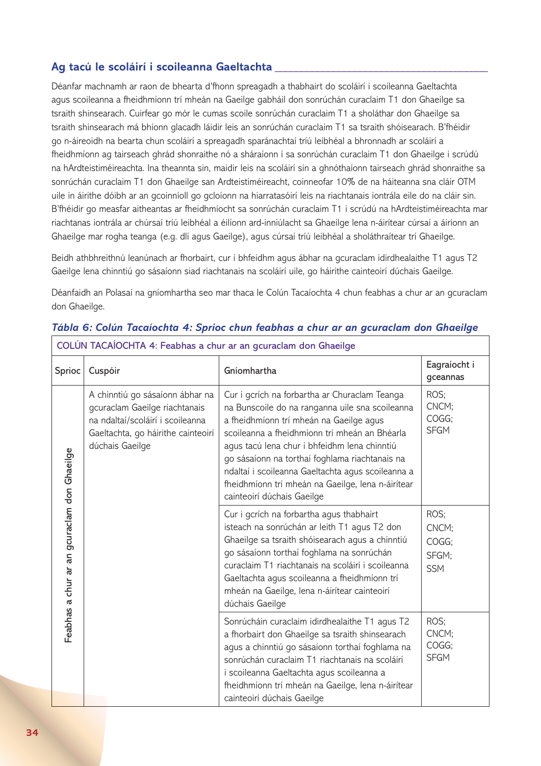## Ag tacú le scoláirí i scoileanna Gaeltachta

Déanfar machnamh ar raon de bhearta d'fhonn spreagadh a thabhairt do scoláirí i scoileanna Gaeltachta agus scoileanna a fheidhmíonn trí mheán na Gaeilge gabháil don sonrúchán curaclaim T1 don Ghaeilge sa tsraith shinsearach. Cuirfear go mór le cumas scoile sonrúchán curaclaim T1 a sholáthar don Ghaeilge sa tsraith shinsearach má bhíonn glacadh láidir leis an sonrúchán curaclaim T1 sa tsraith shóisearach. B'fhéidir go n-áireoidh na bearta chun scoláirí a spreagadh sparánachtaí tríú leibhéal a bhronnadh ar scoláirí a fheidhmíonn ag tairseach ghrád shonraithe nó a sháraíonn í sa sonrúchán curaclaim T1 don Ghaeilge i scrúdú na hArdteistiméireachta. Ina theannta sin, maidir leis na scoláirí sin a ghnóthaíonn tairseach ghrád shonraithe sa sonrúchán curaclaim T1 don Ghaeilge san Ardteistiméireacht, coinneofar 10% de na háiteanna sna cláir OTM uile in áirithe dóibh ar an gcoinníoll go gcloíonn na hiarratasóirí leis na riachtanais iontrála eile do na cláir sin. B'fhéidir go measfar aitheantas ar fheidhmíocht sa sonrúchán curaclaim T1 i scrúdú na hArdteistiméireachta mar riachtanas iontrála ar chúrsaí tríú leibhéal a éilíonn ard-inniúlacht sa Ghaeilge lena n-áirítear cúrsaí a áiríonn an Ghaeilge mar rogha teanga (e.g. dlí agus Gaeilge), agus cúrsaí tríú leibhéal a sholáthraítear trí Ghaeilge.

Beidh athbhreithnú leanúnach ar fhorbairt, cur i bhfeidhm agus ábhar na gcuraclam idirdhealaithe T1 agus T2 Gaeilge lena chinntiú go sásaíonn siad riachtanais na scoláirí uile, go háirithe cainteoirí dúchais Gaeilge.

Déanfaidh an Polasaí na gníomhartha seo mar thaca le Colún Tacaíochta 4 chun feabhas a chur ar an gcuraclam don Ghaeilge.

*Tábla 6: Colún Tacaíochta 4: Sprioc chun feabhas a chur ar an gcuraclam don Ghaeilge*

| COLÚN TACAÍOCHTA 4: Feabhas a chur ar an gcuraclam don Ghaeilge | | | |
|---|---|---|---|
| Sprioc | Cuspóir | Gníomhartha | Eagraíocht i gceannas |
| Feabhas a chur ar an gcuraclam don Ghaeilge | A chinntiú go sásaíonn ábhar na gcuraclam Gaeilge riachtanais na ndaltaí/scoláirí i scoileanna Gaeltachta, go háirithe cainteoirí dúchais Gaeilge | Cur i gcrích na forbartha ar Churaclam Teanga na Bunscoile do na ranganna uile sna scoileanna a fheidhmíonn trí mheán na Gaeilge agus scoileanna a fheidhmíonn trí mheán an Bhéarla agus tacú lena chur i bhfeidhm lena chinntiú go sásaíonn na torthaí foghlama riachtanais na ndaltaí i scoileanna Gaeltachta agus scoileanna a fheidhmíonn trí mheán na Gaeilge, lena n-áirítear cainteoirí dúchais Gaeilge | ROS; CNCM; COGG; SFGM |
| | | Cur i gcrích na forbartha agus thabhairt isteach na sonrúchán ar leith T1 agus T2 don Ghaeilge sa tsraith shóisearach agus a chinntiú go sásaíonn torthaí foghlama na sonrúchán curaclaim T1 riachtanais na scoláirí i scoileanna Gaeltachta agus scoileanna a fheidhmíonn trí mheán na Gaeilge, lena n-áirítear cainteoirí dúchais Gaeilge | ROS; CNCM; COGG; SFGM; SSM |
| | | Sonrúcháin curaclaim idirdhealaithe T1 agus T2 a fhorbairt don Ghaeilge sa tsraith shinsearach agus a chinntiú go sásaíonn torthaí foghlama na sonrúchán curaclaim T1 riachtanais na scoláirí i scoileanna Gaeltachta agus scoileanna a fheidhmíonn trí mheán na Gaeilge, lena n-áirítear cainteoirí dúchais Gaeilge | ROS; CNCM; COGG; SFGM |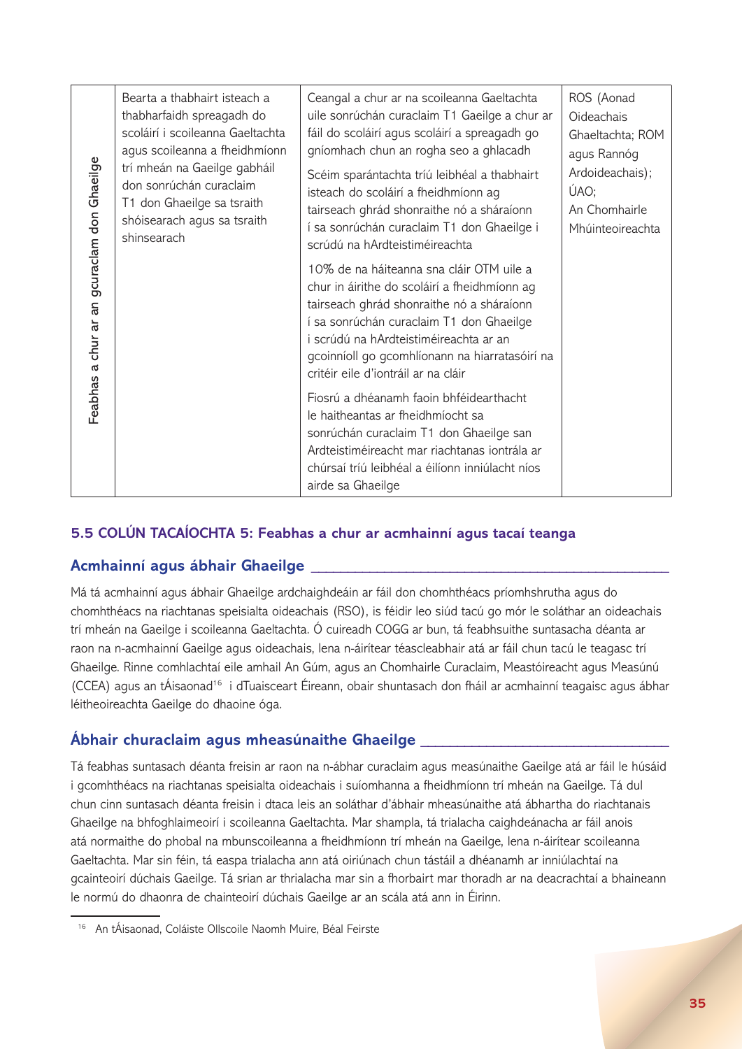| Feabhas a chur ar an gcuraclam don Ghaeilge | Bearta a thabhairt isteach a thabharfaidh spreagadh do scoláirí i scoileanna Gaeltachta agus scoileanna a fheidhmíonn trí mheán na Gaeilge gabháil don sonrúchán curaclaim T1 don Ghaeilge sa tsraith shóisearach agus sa tsraith shinsearach | Ceangal a chur ar na scoileanna Gaeltachta uile sonrúchán curaclaim T1 Gaeilge a chur ar fáil do scoláirí agus scoláirí a spreagadh go gníomhach chun an rogha seo a ghlacadh<br><br>Scéim sparántachta tríú leibhéal a thabhairt isteach do scoláirí a fheidhmíonn ag tairseach ghrád shonraithe nó a sháraíonn í sa sonrúchán curaclaim T1 don Ghaeilge i scrúdú na hArdteistiméireachta<br><br>10% de na háiteanna sna cláir OTM uile a chur in áirithe do scoláirí a fheidhmíonn ag tairseach ghrád shonraithe nó a sháraíonn í sa sonrúchán curaclaim T1 don Ghaeilge i scrúdú na hArdteistiméireachta ar an gcoinníoll go gcomhlíonann na hiarratasóirí na critéir eile d'iontráil ar na cláir<br><br>Fiosrú a dhéanamh faoin bhféidearthacht le haitheantas ar fheidhmíocht sa sonrúchán curaclaim T1 don Ghaeilge san Ardteistiméireacht mar riachtanas iontrála ar chúrsaí tríú leibhéal a éilíonn inniúlacht níos airde sa Ghaeilge | ROS (Aonad Oideachais Ghaeltachta; ROM agus Rannóg Ardoideachais);<br>ÚAO;<br>An Chomhairle Mhúinteoireachta |
|---|---|---|---|

### 5.5 COLÚN TACAÍOCHTA 5: Feabhas a chur ar acmhainní agus tacaí teanga

#### Acmhainní agus ábhair Ghaeilge

Má tá acmhainní agus ábhair Ghaeilge ardchaighdeáin ar fáil don chomhthéacs príomhshrutha agus do chomhthéacs na riachtanas speisialta oideachais (RSO), is féidir leo siúd tacú go mór le soláthar an oideachais trí mheán na Gaeilge i scoileanna Gaeltachta. Ó cuireadh COGG ar bun, tá feabhsuithe suntasacha déanta ar raon na n-acmhainní Gaeilge agus oideachais, lena n-áirítear téascleabhair atá ar fáil chun tacú le teagasc trí Ghaeilge. Rinne comhlachtaí eile amhail An Gúm, agus an Chomhairle Curaclaim, Meastóireacht agus Measúnú (CCEA) agus an tÁisaonad[16] i dTuaisceart Éireann, obair shuntasach don fháil ar acmhainní teagaisc agus ábhar léitheoireachta Gaeilge do dhaoine óga.

#### Ábhair churaclaim agus mheasúnaithe Ghaeilge

Tá feabhas suntasach déanta freisin ar raon na n-ábhar curaclaim agus measúnaithe Gaeilge atá ar fáil le húsáid i gcomhthéacs na riachtanas speisialta oideachais i suíomhanna a fheidhmíonn trí mheán na Gaeilge. Tá dul chun cinn suntasach déanta freisin i dtaca leis an soláthar d'ábhair mheasúnaithe atá ábhartha do riachtanais Ghaeilge na bhfoghlaimeoirí i scoileanna Gaeltachta. Mar shampla, tá trialacha caighdeánacha ar fáil anois atá normaithe do phobal na mbunscoileanna a fheidhmíonn trí mheán na Gaeilge, lena n-áirítear scoileanna Gaeltachta. Mar sin féin, tá easpa trialacha ann atá oiriúnach chun tástáil a dhéanamh ar inniúlachtaí na gcainteoirí dúchais Gaeilge. Tá srian ar thrialacha mar sin a fhorbairt mar thoradh ar na deacrachtaí a bhaineann le normú do dhaonra de chainteoirí dúchais Gaeilge ar an scála atá ann in Éirinn.

---

[16] An tÁisaonad, Coláiste Ollscoile Naomh Muire, Béal Feirste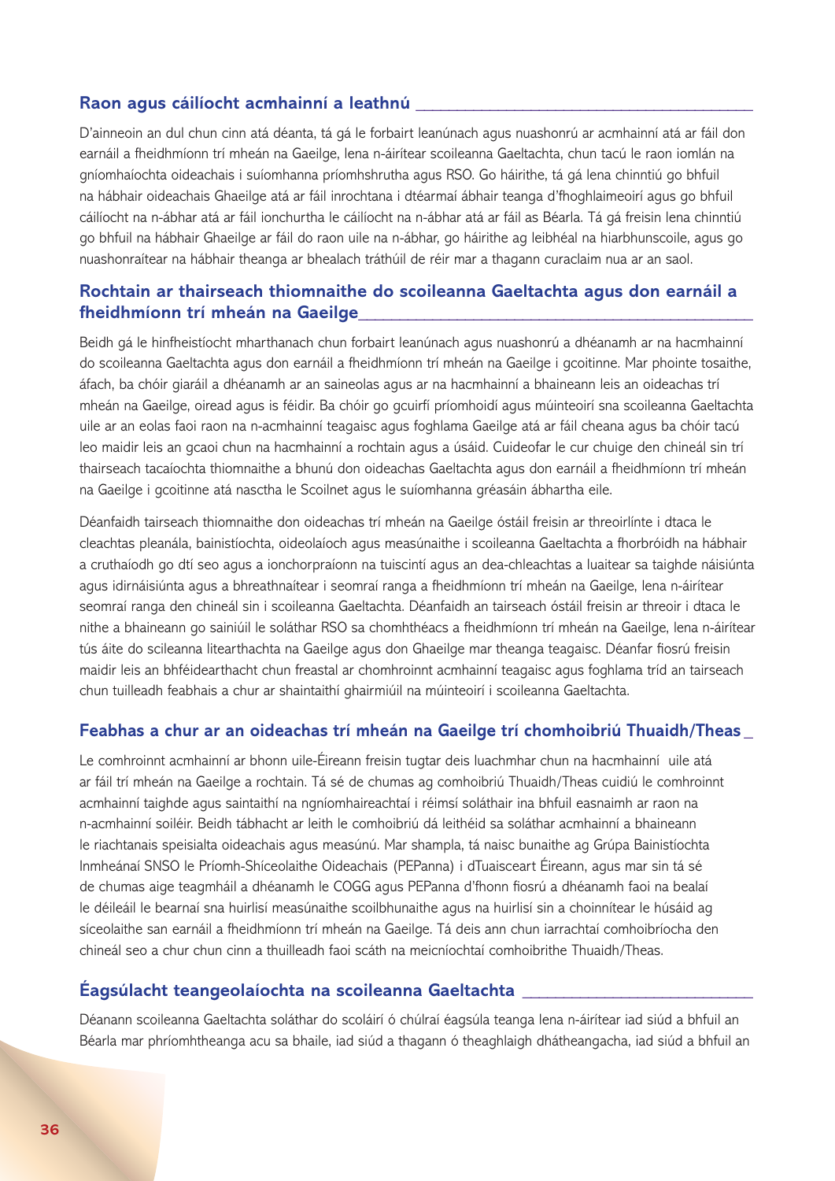## Raon agus cáilíocht acmhainní a leathnú

D'ainneoin an dul chun cinn atá déanta, tá gá le forbairt leanúnach agus nuashonrú ar acmhainní atá ar fáil don earnáil a fheidhmíonn trí mheán na Gaeilge, lena n-áirítear scoileanna Gaeltachta, chun tacú le raon iomlán na gníomhaíochta oideachais i suíomhanna príomhshrutha agus RSO. Go háirithe, tá gá lena chinntiú go bhfuil na hábhair oideachais Ghaeilge atá ar fáil inrochtana i dtéarmaí ábhair teanga d'fhoghlaimeoirí agus go bhfuil cáilíocht na n-ábhar atá ar fáil ionchurtha le cáilíocht na n-ábhar atá ar fáil as Béarla. Tá gá freisin lena chinntiú go bhfuil na hábhair Ghaeilge ar fáil do raon uile na n-ábhar, go háirithe ag leibhéal na hiarbhunscoile, agus go nuashonraítear na hábhair theanga ar bhealach tráthúil de réir mar a thagann curaclaim nua ar an saol.

## Rochtain ar thairseach thiomnaithe do scoileanna Gaeltachta agus don earnáil a fheidhmíonn trí mheán na Gaeilge

Beidh gá le hinfheistíocht mharthanach chun forbairt leanúnach agus nuashonrú a dhéanamh ar na hacmhainní do scoileanna Gaeltachta agus don earnáil a fheidhmíonn trí mheán na Gaeilge i gcoitinne. Mar phointe tosaithe, áfach, ba chóir giaráil a dhéanamh ar an saineolas agus ar na hacmhainní a bhaineann leis an oideachas trí mheán na Gaeilge, oiread agus is féidir. Ba chóir go gcuirfí príomhoidí agus múinteoirí sna scoileanna Gaeltachta uile ar an eolas faoi raon na n-acmhainní teagaisc agus foghlama Gaeilge atá ar fáil cheana agus ba chóir tacú leo maidir leis an gcaoi chun na hacmhainní a rochtain agus a úsáid. Cuideofar le cur chuige den chineál sin trí thairseach tacaíochta thiomnaithe a bhunú don oideachas Gaeltachta agus don earnáil a fheidhmíonn trí mheán na Gaeilge i gcoitinne atá nasctha le Scoilnet agus le suíomhanna gréasáin ábhartha eile.

Déanfaidh tairseach thiomnaithe don oideachas trí mheán na Gaeilge óstáil freisin ar threoirlínte i dtaca le cleachtas pleanála, bainistíochta, oideolaíoch agus measúnaithe i scoileanna Gaeltachta a fhorbróidh na hábhair a cruthaíodh go dtí seo agus a ionchorpraíonn na tuiscintí agus an dea-chleachtas a luaitear sa taighde náisiúnta agus idirnáisiúnta agus a bhreathnaítear i seomraí ranga a fheidhmíonn trí mheán na Gaeilge, lena n-áirítear seomraí ranga den chineál sin i scoileanna Gaeltachta. Déanfaidh an tairseach óstáil freisin ar threoir i dtaca le nithe a bhaineann go sainiúil le soláthar RSO sa chomhthéacs a fheidhmíonn trí mheán na Gaeilge, lena n-áirítear tús áite do scileanna litearthachta na Gaeilge agus don Ghaeilge mar theanga teagaisc. Déanfar fiosrú freisin maidir leis an bhféidearthacht chun freastal ar chomhroinnt acmhainní teagaisc agus foghlama tríd an tairseach chun tuilleadh feabhais a chur ar shaintaithí ghairmiúil na múinteoirí i scoileanna Gaeltachta.

## Feabhas a chur ar an oideachas trí mheán na Gaeilge trí chomhoibriú Thuaidh/Theas

Le comhroinnt acmhainní ar bhonn uile-Éireann freisin tugtar deis luachmhar chun na hacmhainní uile atá ar fáil trí mheán na Gaeilge a rochtain. Tá sé de chumas ag comhoibriú Thuaidh/Theas cuidiú le comhroinnt acmhainní taighde agus saintaithí na ngníomhaireachtaí i réimsí soláthair ina bhfuil easnaimh ar raon na n-acmhainní soiléir. Beidh tábhacht ar leith le comhoibriú dá leithéid sa soláthar acmhainní a bhaineann le riachtanais speisialta oideachais agus measúnú. Mar shampla, tá naisc bunaithe ag Grúpa Bainistíochta Inmheánaí SNSO le Príomh-Shíceolaithe Oideachais (PEPanna) i dTuaisceart Éireann, agus mar sin tá sé de chumas aige teagmháil a dhéanamh le COGG agus PEPanna d'fhonn fiosrú a dhéanamh faoi na bealaí le déileáil le bearnaí sna huirlisí measúnaithe scoilbhunaithe agus na huirlisí sin a choinnítear le húsáid ag síceolaithe san earnáil a fheidhmíonn trí mheán na Gaeilge. Tá deis ann chun iarrachtaí comhoibríocha den chineál seo a chur chun cinn a thuilleadh faoi scáth na meicníochtaí comhoibrithe Thuaidh/Theas.

## Éagsúlacht teangeolaíochta na scoileanna Gaeltachta

Déanann scoileanna Gaeltachta soláthar do scoláirí ó chúlraí éagsúla teanga lena n-áirítear iad siúd a bhfuil an Béarla mar phríomhtheanga acu sa bhaile, iad siúd a thagann ó theaghlaigh dhátheangacha, iad siúd a bhfuil an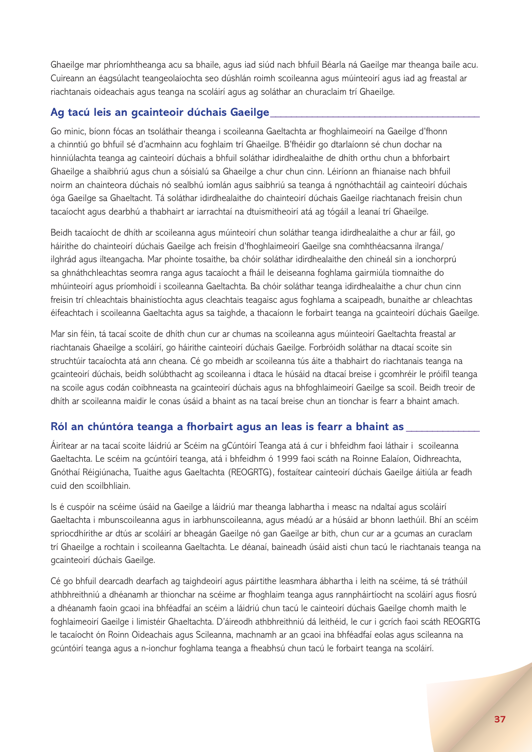Ghaeilge mar phríomhtheanga acu sa bhaile, agus iad siúd nach bhfuil Béarla ná Gaeilge mar theanga baile acu. Cuireann an éagsúlacht teangeolaíochta seo dúshlán roimh scoileanna agus múinteoirí agus iad ag freastal ar riachtanais oideachais agus teanga na scoláirí agus ag soláthar an churaclaim trí Ghaeilge.

## Ag tacú leis an gcainteoir dúchais Gaeilge

Go minic, bíonn fócas an tsoláthair theanga i scoileanna Gaeltachta ar fhoghlaimeoirí na Gaeilge d'fhonn a chinntiú go bhfuil sé d'acmhainn acu foghlaim trí Ghaeilge. B'fhéidir go dtarlaíonn sé chun dochar na hinniúlachta teanga ag cainteoirí dúchais a bhfuil soláthar idirdhealaithe de dhíth orthu chun a bhforbairt Ghaeilge a shaibhriú agus chun a sóisialú sa Ghaeilge a chur chun cinn. Léiríonn an fhianaise nach bhfuil noirm an chainteora dúchais nó sealbhú iomlán agus saibhriú sa teanga á ngnóthachtáil ag cainteoirí dúchais óga Gaeilge sa Ghaeltacht. Tá soláthar idirdhealaithe do chainteoirí dúchais Gaeilge riachtanach freisin chun tacaíocht agus dearbhú a thabhairt ar iarrachtaí na dtuismitheoirí atá ag tógáil a leanaí trí Ghaeilge.

Beidh tacaíocht de dhíth ar scoileanna agus múinteoirí chun soláthar teanga idirdhealaithe a chur ar fáil, go háirithe do chainteoirí dúchais Gaeilge ach freisin d'fhoghlaimeoirí Gaeilge sna comhthéacsanna ilranga/ ilghrád agus ilteangacha. Mar phointe tosaithe, ba chóir soláthar idirdhealaithe den chineál sin a ionchorprú sa ghnáthchleachtas seomra ranga agus tacaíocht a fháil le deiseanna foghlama gairmiúla tiomnaithe do mhúinteoirí agus príomhoidí i scoileanna Gaeltachta. Ba chóir soláthar teanga idirdhealaithe a chur chun cinn freisin trí chleachtais bhainistíochta agus cleachtais teagaisc agus foghlama a scaipeadh, bunaithe ar chleachtas éifeachtach i scoileanna Gaeltachta agus sa taighde, a thacaíonn le forbairt teanga na gcainteoirí dúchais Gaeilge.

Mar sin féin, tá tacaí scoite de dhíth chun cur ar chumas na scoileanna agus múinteoirí Gaeltachta freastal ar riachtanais Ghaeilge a scoláirí, go háirithe cainteoirí dúchais Gaeilge. Forbróidh soláthar na dtacaí scoite sin struchtúir tacaíochta atá ann cheana. Cé go mbeidh ar scoileanna tús áite a thabhairt do riachtanais teanga na gcainteoirí dúchais, beidh solúbthacht ag scoileanna i dtaca le húsáid na dtacaí breise i gcomhréir le próifíl teanga na scoile agus codán coibhneasta na gcainteoirí dúchais agus na bhfoghlaimeoirí Gaeilge sa scoil. Beidh treoir de dhíth ar scoileanna maidir le conas úsáid a bhaint as na tacaí breise chun an tionchar is fearr a bhaint amach.

## Ról an chúntóra teanga a fhorbairt agus an leas is fearr a bhaint as

Áirítear ar na tacaí scoite láidriú ar Scéim na gCúntóirí Teanga atá á cur i bhfeidhm faoi láthair i scoileanna Gaeltachta. Le scéim na gcúntóirí teanga, atá i bhfeidhm ó 1999 faoi scáth na Roinne Ealaíon, Oidhreachta, Gnóthaí Réigiúnacha, Tuaithe agus Gaeltachta (REOGRTG), fostaítear cainteoirí dúchais Gaeilge áitiúla ar feadh cuid den scoilbhliain.

Is é cuspóir na scéime úsáid na Gaeilge a láidriú mar theanga labhartha i measc na ndaltaí agus scoláirí Gaeltachta i mbunscoileanna agus in iarbhunscoileanna, agus méadú ar a húsáid ar bhonn laethúil. Bhí an scéim spriocdhírithe ar dtús ar scoláirí ar bheagán Gaeilge nó gan Gaeilge ar bith, chun cur ar a gcumas an curaclam trí Ghaeilge a rochtain i scoileanna Gaeltachta. Le déanaí, baineadh úsáid aisti chun tacú le riachtanais teanga na gcainteoirí dúchais Gaeilge.

Cé go bhfuil dearcadh dearfach ag taighdeoirí agus páirtithe leasmhara ábhartha i leith na scéime, tá sé tráthúil athbhreithniú a dhéanamh ar thionchar na scéime ar fhoghlaim teanga agus rannpháirtíocht na scoláirí agus fiosrú a dhéanamh faoin gcaoi ina bhféadfaí an scéim a láidriú chun tacú le cainteoirí dúchais Gaeilge chomh maith le foghlaimeoirí Gaeilge i limistéir Ghaeltachta. D'áireodh athbhreithniú dá leithéid, le cur i gcrích faoi scáth REOGRTG le tacaíocht ón Roinn Oideachais agus Scileanna, machnamh ar an gcaoi ina bhféadfaí eolas agus scileanna na gcúntóirí teanga agus a n-ionchur foghlama teanga a fheabhsú chun tacú le forbairt teanga na scoláirí.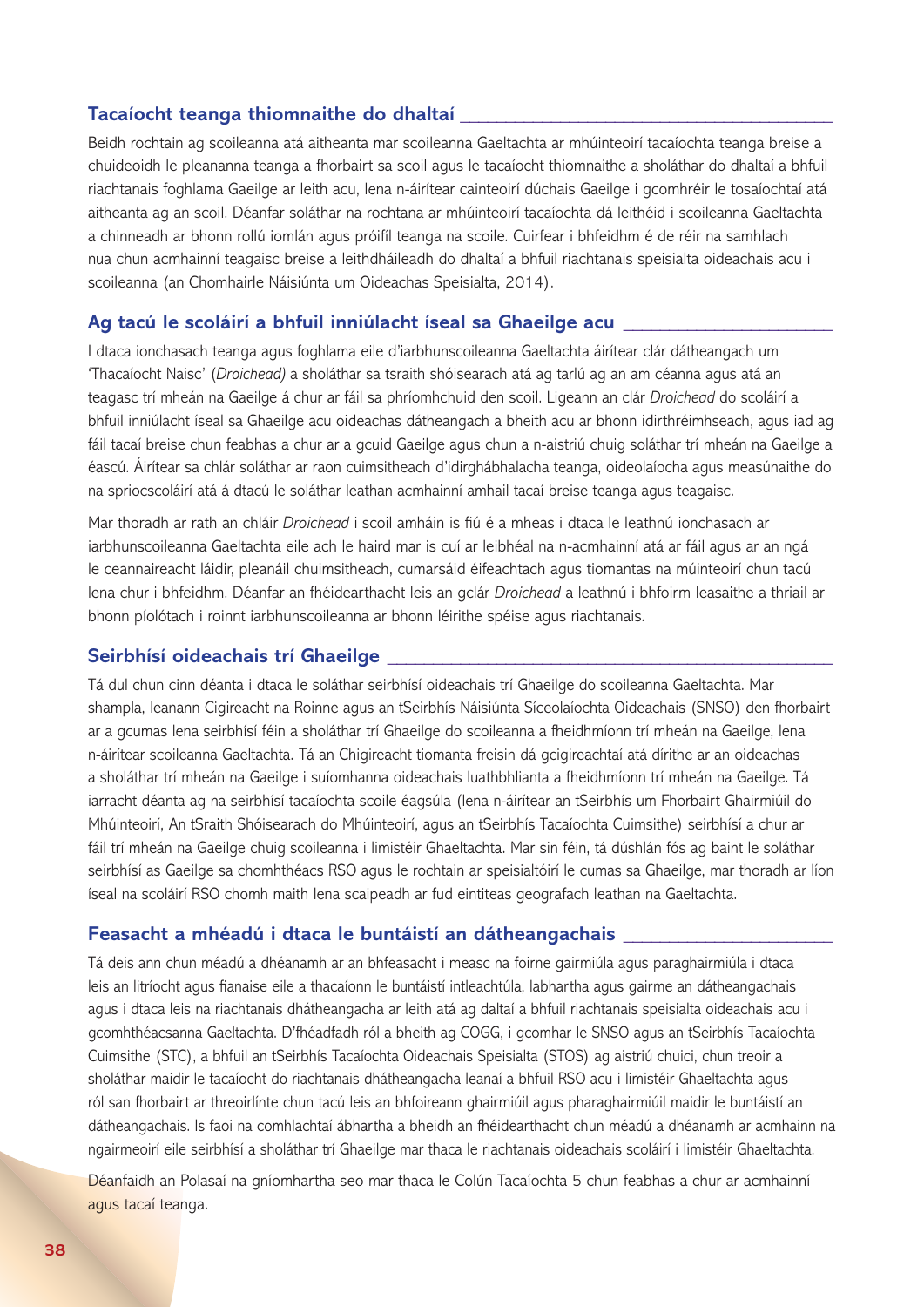## Tacaíocht teanga thiomnaithe do dhaltaí

Beidh rochtain ag scoileanna atá aitheanta mar scoileanna Gaeltachta ar mhúinteoirí tacaíochta teanga breise a chuideoidh le pleananna teanga a fhorbairt sa scoil agus le tacaíocht thiomnaithe a sholáthar do dhaltaí a bhfuil riachtanais foghlama Gaeilge ar leith acu, lena n-áirítear cainteoirí dúchais Gaeilge i gcomhréir le tosaíochtaí atá aitheanta ag an scoil. Déanfar soláthar na rochtana ar mhúinteoirí tacaíochta dá leithéid i scoileanna Gaeltachta a chinneadh ar bhonn rollú iomlán agus próifíl teanga na scoile. Cuirfear i bhfeidhm é de réir na samhlach nua chun acmhainní teagaisc breise a leithdháileadh do dhaltaí a bhfuil riachtanais speisialta oideachais acu i scoileanna (an Chomhairle Náisiúnta um Oideachas Speisialta, 2014).

## Ag tacú le scoláirí a bhfuil inniúlacht íseal sa Ghaeilge acu

I dtaca ionchasach teanga agus foghlama eile d'iarbhunscoileanna Gaeltachta áirítear clár dátheangach um 'Thacaíocht Naisc' (*Droichead)* a sholáthar sa tsraith shóisearach atá ag tarlú ag an am céanna agus atá an teagasc trí mheán na Gaeilge á chur ar fáil sa phríomhchuid den scoil. Ligeann an clár *Droichead* do scoláirí a bhfuil inniúlacht íseal sa Ghaeilge acu oideachas dátheangach a bheith acu ar bhonn idirthréimhseach, agus iad ag fáil tacaí breise chun feabhas a chur ar a gcuid Gaeilge agus chun a n-aistriú chuig soláthar trí mheán na Gaeilge a éascú. Áirítear sa chlár soláthar ar raon cuimsitheach d'idirghábhalacha teanga, oideolaíocha agus measúnaithe do na spriocscoláirí atá á dtacú le soláthar leathan acmhainní amhail tacaí breise teanga agus teagaisc.

Mar thoradh ar rath an chláir *Droichead* i scoil amháin is fiú é a mheas i dtaca le leathnú ionchasach ar iarbhunscoileanna Gaeltachta eile ach le haird mar is cuí ar leibhéal na n-acmhainní atá ar fáil agus ar an ngá le ceannaireacht láidir, pleanáil chuimsitheach, cumarsáid éifeachtach agus tiomantas na múinteoirí chun tacú lena chur i bhfeidhm. Déanfar an fhéidearthacht leis an gclár *Droichead* a leathnú i bhfoirm leasaithe a thriail ar bhonn píolótach i roinnt iarbhunscoileanna ar bhonn léirithe spéise agus riachtanais.

## Seirbhísí oideachais trí Ghaeilge

Tá dul chun cinn déanta i dtaca le soláthar seirbhísí oideachais trí Ghaeilge do scoileanna Gaeltachta. Mar shampla, leanann Cigireacht na Roinne agus an tSeirbhís Náisiúnta Síceolaíochta Oideachais (SNSO) den fhorbairt ar a gcumas lena seirbhísí féin a sholáthar trí Ghaeilge do scoileanna a fheidhmíonn trí mheán na Gaeilge, lena n-áirítear scoileanna Gaeltachta. Tá an Chigireacht tiomanta freisin dá gcigireachtaí atá dírithe ar an oideachas a sholáthar trí mheán na Gaeilge i suíomhanna oideachais luathbhlianta a fheidhmíonn trí mheán na Gaeilge. Tá iarracht déanta ag na seirbhísí tacaíochta scoile éagsúla (lena n-áirítear an tSeirbhís um Fhorbairt Ghairmiúil do Mhúinteoirí, An tSraith Shóisearach do Mhúinteoirí, agus an tSeirbhís Tacaíochta Cuimsithe) seirbhísí a chur ar fáil trí mheán na Gaeilge chuig scoileanna i limistéir Ghaeltachta. Mar sin féin, tá dúshlán fós ag baint le soláthar seirbhísí as Gaeilge sa chomhthéacs RSO agus le rochtain ar speisialtóirí le cumas sa Ghaeilge, mar thoradh ar líon íseal na scoláirí RSO chomh maith lena scaipeadh ar fud eintiteas geografach leathan na Gaeltachta.

## Feasacht a mhéadú i dtaca le buntáistí an dátheangachais

Tá deis ann chun méadú a dhéanamh ar an bhfeasacht i measc na foirne gairmiúla agus paraghairmiúla i dtaca leis an litríocht agus fianaise eile a thacaíonn le buntáistí intleachtúla, labhartha agus gairme an dátheangachais agus i dtaca leis na riachtanais dhátheangacha ar leith atá ag daltaí a bhfuil riachtanais speisialta oideachais acu i gcomhthéacsanna Gaeltachta. D'fhéadfadh ról a bheith ag COGG, i gcomhar le SNSO agus an tSeirbhís Tacaíochta Cuimsithe (STC), a bhfuil an tSeirbhís Tacaíochta Oideachais Speisialta (STOS) ag aistriú chuici, chun treoir a sholáthar maidir le tacaíocht do riachtanais dhátheangacha leanaí a bhfuil RSO acu i limistéir Ghaeltachta agus ról san fhorbairt ar threoirlínte chun tacú leis an bhfoireann ghairmiúil agus pharaghairmiúil maidir le buntáistí an dátheangachais. Is faoi na comhlachtaí ábhartha a bheidh an fhéidearthacht chun méadú a dhéanamh ar acmhainn na ngairmeoirí eile seirbhísí a sholáthar trí Ghaeilge mar thaca le riachtanais oideachais scoláirí i limistéir Ghaeltachta.

Déanfaidh an Polasaí na gníomhartha seo mar thaca le Colún Tacaíochta 5 chun feabhas a chur ar acmhainní agus tacaí teanga.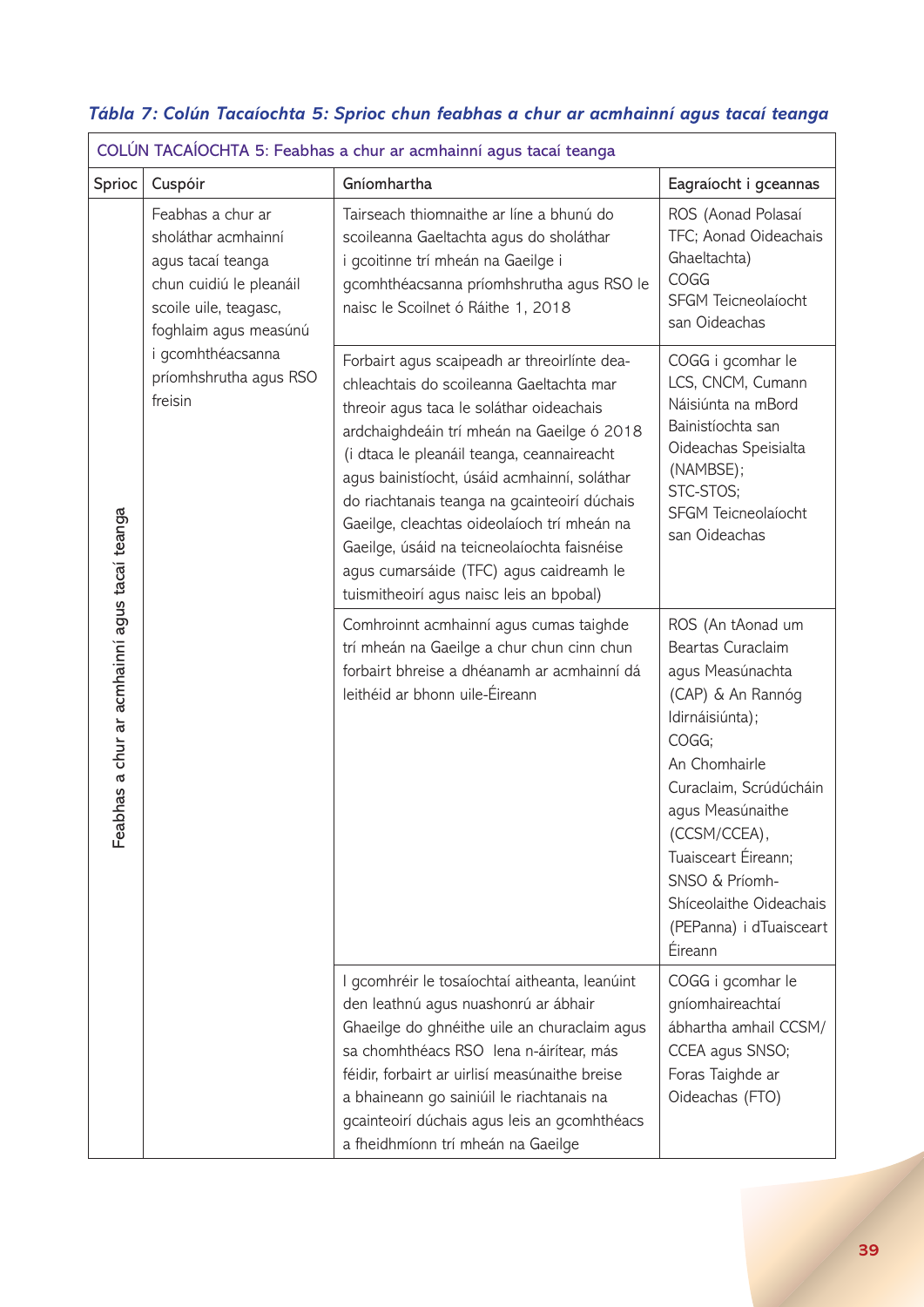*Tábla 7: Colún Tacaíochta 5: Sprioc chun feabhas a chur ar acmhainní agus tacaí teanga*

| COLÚN TACAÍOCHTA 5: Feabhas a chur ar acmhainní agus tacaí teanga | | | |
|---|---|---|---|
| **Sprioc** | **Cuspóir** | **Gníomhartha** | **Eagraíocht i gceannas** |
| Feabhas a chur ar acmhainní agus tacaí teanga | Feabhas a chur ar sholáthar acmhainní agus tacaí teanga chun cuidiú le pleanáil scoile uile, teagasc, foghlaim agus measúnú i gcomhthéacsanna príomhshrutha agus RSO freisin | Tairseach thiomnaithe ar líne a bhunú do scoileanna Gaeltachta agus do sholáthar i gcoitinne trí mheán na Gaeilge i gcomhthéacsanna príomhshrutha agus RSO le naisc le Scoilnet ó Ráithe 1, 2018 | ROS (Aonad Polasaí TFC; Aonad Oideachais Ghaeltachta) COGG SFGM Teicneolaíocht san Oideachas |
| | | Forbairt agus scaipeadh ar threoirlínte dea-chleachtais do scoileanna Gaeltachta mar threoir agus taca le soláthar oideachais ardchaighdeáin trí mheán na Gaeilge ó 2018 (i dtaca le pleanáil teanga, ceannaireacht agus bainistíocht, úsáid acmhainní, soláthar do riachtanais teanga na gcainteoirí dúchais Gaeilge, cleachtas oideolaíoch trí mheán na Gaeilge, úsáid na teicneolaíochta faisnéise agus cumarsáide (TFC) agus caidreamh le tuismitheoirí agus naisc leis an bpobal) | COGG i gcomhar le LCS, CNCM, Cumann Náisiúnta na mBord Bainistíochta san Oideachas Speisialta (NAMBSE); STC-STOS; SFGM Teicneolaíocht san Oideachas |
| | | Comhroinnt acmhainní agus cumas taighde trí mheán na Gaeilge a chur chun cinn chun forbairt bhreise a dhéanamh ar acmhainní dá leithéid ar bhonn uile-Éireann | ROS (An tAonad um Beartas Curaclaim agus Measúnachta (CAP) & An Rannóg Idirnáisiúnta); COGG; An Chomhairle Curaclaim, Scrúdúcháin agus Measúnaithe (CCSM/CCEA), Tuaisceart Éireann; SNSO & Príomh-Shíceolaithe Oideachais (PEPanna) i dTuaisceart Éireann |
| | | I gcomhréir le tosaíochtaí aitheanta, leanúint den leathnú agus nuashonrú ar ábhair Ghaeilge do ghnéithe uile an churaclaim agus sa chomhthéacs RSO lena n-áirítear, más féidir, forbairt ar uirlisí measúnaithe breise a bhaineann go sainiúil le riachtanais na gcainteoirí dúchais agus leis an gcomhthéacs a fheidhmíonn trí mheán na Gaeilge | COGG i gcomhar le gníomhaireachtaí ábhartha amhail CCSM/CCEA agus SNSO; Foras Taighde ar Oideachas (FTO) |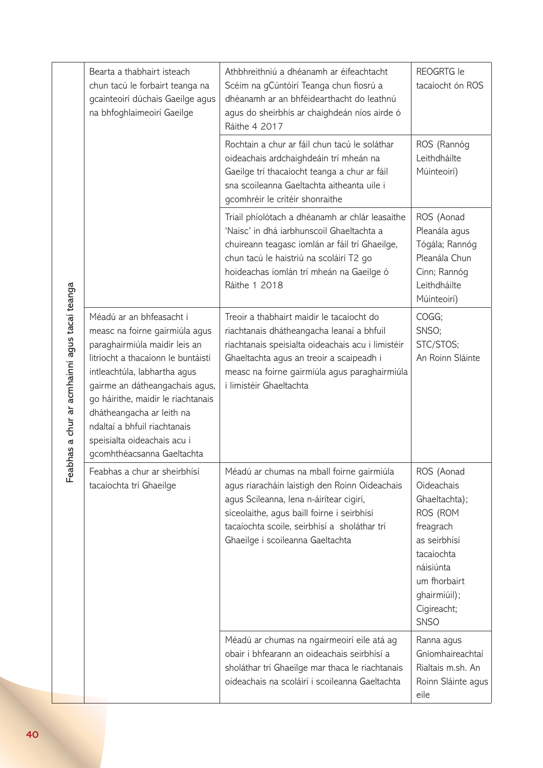| | | | |
|---|---|---|---|
| Feabhas a chur ar acmhainní agus tacaí teanga | Bearta a thabhairt isteach chun tacú le forbairt teanga na gcainteoirí dúchais Gaeilge agus na bhfoghlaimeoirí Gaeilge | Athbhreithniú a dhéanamh ar éifeachtacht Scéim na gCúntóirí Teanga chun fiosrú a dhéanamh ar an bhféidearthacht do leathnú agus do sheirbhís ar chaighdeán níos airde ó Ráithe 4 2017 | REOGRTG le tacaíocht ón ROS |
| | | Rochtain a chur ar fáil chun tacú le soláthar oideachais ardchaighdeáin trí mheán na Gaeilge trí thacaíocht teanga a chur ar fáil sna scoileanna Gaeltachta aitheanta uile i gcomhréir le critéir shonraithe | ROS (Rannóg Leithdháilte Múinteoirí) |
| | | Triail phíolótach a dhéanamh ar chlár leasaithe 'Naisc' in dhá iarbhunscoil Ghaeltachta a chuireann teagasc iomlán ar fáil trí Ghaeilge, chun tacú le haistriú na scoláirí T2 go hoideachas iomlán trí mheán na Gaeilge ó Ráithe 1 2018 | ROS (Aonad Pleanála agus Tógála; Rannóg Pleanála Chun Cinn; Rannóg Leithdháilte Múinteoirí) |
| | Méadú ar an bhfeasacht i measc na foirne gairmiúla agus paraghairmiúla maidir leis an litríocht a thacaíonn le buntáistí intleachtúla, labhartha agus gairme an dátheangachais agus, go háirithe, maidir le riachtanais dhátheangacha ar leith na ndaltaí a bhfuil riachtanais speisialta oideachais acu i gcomhthéacsanna Gaeltachta | Treoir a thabhairt maidir le tacaíocht do riachtanais dhátheangacha leanaí a bhfuil riachtanais speisialta oideachais acu i limistéir Ghaeltachta agus an treoir a scaipeadh i measc na foirne gairmiúla agus paraghairmiúla i limistéir Ghaeltachta | COGG; SNSO; STC/STOS; An Roinn Sláinte |
| | Feabhas a chur ar sheirbhísí tacaíochta trí Ghaeilge | Méadú ar chumas na mball foirne gairmiúla agus riaracháin laistigh den Roinn Oideachais agus Scileanna, lena n-áirítear cigirí, síceolaithe, agus baill foirne i seirbhísí tacaíochta scoile, seirbhísí a sholáthar trí Ghaeilge i scoileanna Gaeltachta | ROS (Aonad Oideachais Ghaeltachta); ROS (ROM freagrach as seirbhísí tacaíochta náisiúnta um fhorbairt ghairmiúil); Cigireacht; SNSO |
| | | Méadú ar chumas na ngairmeoirí eile atá ag obair i bhfearann an oideachais seirbhísí a sholáthar trí Ghaeilge mar thaca le riachtanais oideachais na scoláirí i scoileanna Gaeltachta | Ranna agus Gníomhaireachtaí Rialtais m.sh. An Roinn Sláinte agus eile |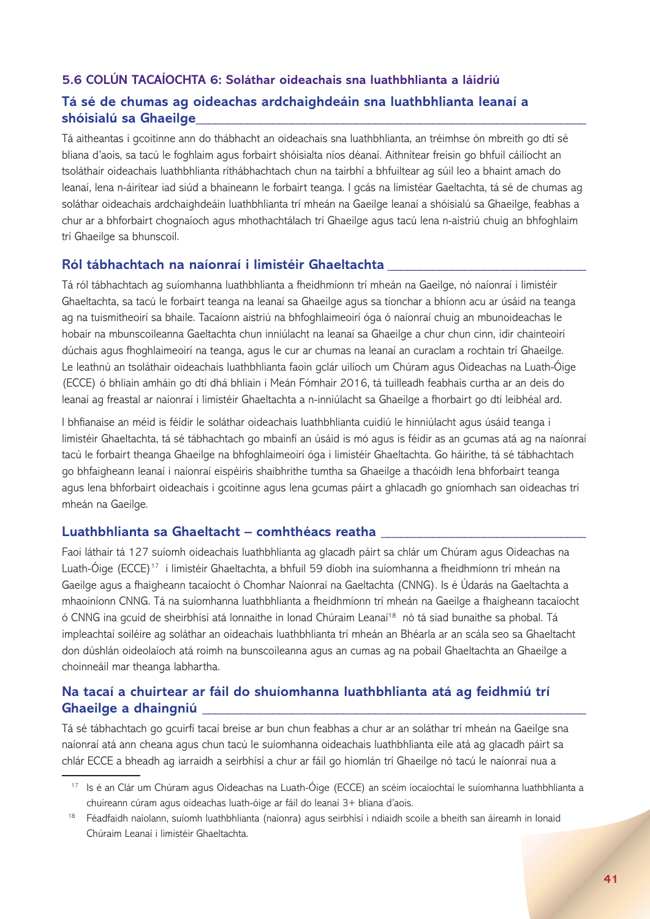## 5.6 COLÚN TACAÍOCHTA 6: Soláthar oideachais sna luathbhlianta a láidriú

### Tá sé de chumas ag oideachas ardchaighdeáin sna luathbhlianta leanaí a shóisialú sa Ghaeilge

Tá aitheantas i gcoitinne ann do thábhacht an oideachais sna luathbhlianta, an tréimhse ón mbreith go dtí sé bliana d'aois, sa tacú le foghlaim agus forbairt shóisialta níos déanaí. Aithnítear freisin go bhfuil cáilíocht an tsoláthair oideachais luathbhlianta ríthábhachtach chun na tairbhí a bhfuiltear ag súil leo a bhaint amach do leanaí, lena n-áirítear iad siúd a bhaineann le forbairt teanga. I gcás na limistéar Gaeltachta, tá sé de chumas ag soláthar oideachais ardchaighdeáin luathbhlianta trí mheán na Gaeilge leanaí a shóisialú sa Ghaeilge, feabhas a chur ar a bhforbairt chognaíoch agus mhothachtálach trí Ghaeilge agus tacú lena n-aistriú chuig an bhfoghlaim trí Ghaeilge sa bhunscoil.

### Ról tábhachtach na naíonraí i limistéir Ghaeltachta

Tá ról tábhachtach ag suíomhanna luathbhlianta a fheidhmíonn trí mheán na Gaeilge, nó naíonraí i limistéir Ghaeltachta, sa tacú le forbairt teanga na leanaí sa Ghaeilge agus sa tionchar a bhíonn acu ar úsáid na teanga ag na tuismitheoirí sa bhaile. Tacaíonn aistriú na bhfoghlaimeoirí óga ó naíonraí chuig an mbunoideachas le hobair na mbunscoileanna Gaeltachta chun inniúlacht na leanaí sa Ghaeilge a chur chun cinn, idir chainteoirí dúchais agus fhoghlaimeoirí na teanga, agus le cur ar chumas na leanaí an curaclam a rochtain trí Ghaeilge. Le leathnú an tsoláthair oideachais luathbhlianta faoin gclár uilíoch um Chúram agus Oideachas na Luath-Óige (ECCE) ó bhliain amháin go dtí dhá bhliain i Meán Fómhair 2016, tá tuilleadh feabhais curtha ar an deis do leanaí ag freastal ar naíonraí i limistéir Ghaeltachta a n-inniúlacht sa Ghaeilge a fhorbairt go dtí leibhéal ard.

I bhfianaise an méid is féidir le soláthar oideachais luathbhlianta cuidiú le hinniúlacht agus úsáid teanga i limistéir Ghaeltachta, tá sé tábhachtach go mbainfí an úsáid is mó agus is féidir as an gcumas atá ag na naíonraí tacú le forbairt theanga Ghaeilge na bhfoghlaimeoirí óga i limistéir Ghaeltachta. Go háirithe, tá sé tábhachtach go bhfaigheann leanaí i naíonraí eispéiris shaibhrithe tumtha sa Ghaeilge a thacóidh lena bhforbairt teanga agus lena bhforbairt oideachais i gcoitinne agus lena gcumas páirt a ghlacadh go gníomhach san oideachas trí mheán na Gaeilge.

### Luathbhlianta sa Ghaeltacht – comhthéacs reatha

Faoi láthair tá 127 suíomh oideachais luathbhlianta ag glacadh páirt sa chlár um Chúram agus Oideachas na Luath-Óige (ECCE)[17] i limistéir Ghaeltachta, a bhfuil 59 díobh ina suíomhanna a fheidhmíonn trí mheán na Gaeilge agus a fhaigheann tacaíocht ó Chomhar Naíonraí na Gaeltachta (CNNG). Is é Údarás na Gaeltachta a mhaoiníonn CNNG. Tá na suíomhanna luathbhlianta a fheidhmíonn trí mheán na Gaeilge a fhaigheann tacaíocht ó CNNG ina gcuid de sheirbhísí atá lonnaithe in Ionad Chúraim Leanaí[18] nó tá siad bunaithe sa phobal. Tá impleachtaí soiléire ag soláthar an oideachais luathbhlianta trí mheán an Bhéarla ar an scála seo sa Ghaeltacht don dúshlán oideolaíoch atá roimh na bunscoileanna agus an cumas ag na pobail Ghaeltachta an Ghaeilge a choinneáil mar theanga labhartha.

### Na tacaí a chuirtear ar fáil do shuíomhanna luathbhlianta atá ag feidhmiú trí Ghaeilge a dhaingniú

Tá sé tábhachtach go gcuirfí tacaí breise ar bun chun feabhas a chur ar an soláthar trí mheán na Gaeilge sna naíonraí atá ann cheana agus chun tacú le suíomhanna oideachais luathbhlianta eile atá ag glacadh páirt sa chlár ECCE a bheadh ag iarraidh a seirbhísí a chur ar fáil go hiomlán trí Ghaeilge nó tacú le naíonraí nua a

---

[17] Is é an Clár um Chúram agus Oideachas na Luath-Óige (ECCE) an scéim íocaíochtaí le suíomhanna luathbhlianta a chuireann cúram agus oideachas luath-óige ar fáil do leanaí 3+ bliana d'aois.

[18] Féadfaidh naíolann, suíomh luathbhlianta (naíonra) agus seirbhísí i ndiaidh scoile a bheith san áireamh in Ionaid Chúraim Leanaí i limistéir Ghaeltachta.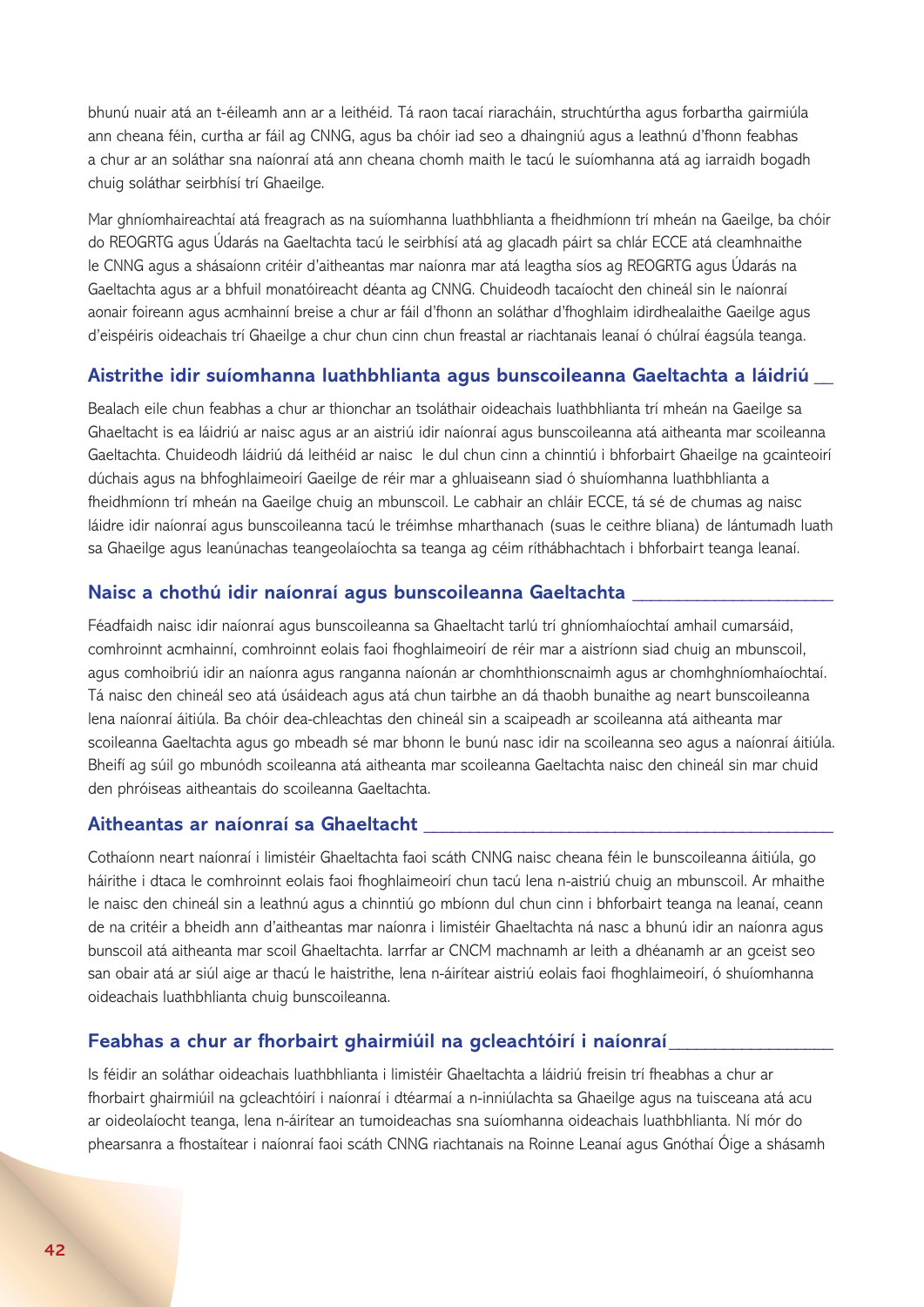bhunú nuair atá an t-éileamh ann ar a leithéid. Tá raon tacaí riaracháin, struchtúrtha agus forbartha gairmiúla ann cheana féin, curtha ar fáil ag CNNG, agus ba chóir iad seo a dhaingniú agus a leathnú d'fhonn feabhas a chur ar an soláthar sna naíonraí atá ann cheana chomh maith le tacú le suíomhanna atá ag iarraidh bogadh chuig soláthar seirbhísí trí Ghaeilge.

Mar ghníomhaireachtaí atá freagrach as na suíomhanna luathbhlianta a fheidhmíonn trí mheán na Gaeilge, ba chóir do REOGRTG agus Údarás na Gaeltachta tacú le seirbhísí atá ag glacadh páirt sa chlár ECCE atá cleamhnaithe le CNNG a shásaíonn critéir d'aitheantas mar naíonra mar atá leagtha síos ag REOGRTG agus Údarás na Gaeltachta agus ar a bhfuil monatóireacht déanta ag CNNG. Chuideodh tacaíocht den chineál sin le naíonraí aonair foireann agus acmhainní breise a chur ar fáil d'fhonn an soláthar d'fhoghlaim idirdhealaithe Gaeilge agus d'eispéiris oideachais trí Ghaeilge a chur chun cinn chun freastal ar riachtanais leanaí ó chúlraí éagsúla teanga.

## Aistrithe idir suíomhanna luathbhlianta agus bunscoileanna Gaeltachta a láidriú

Bealach eile chun feabhas a chur ar thionchar an tsoláthair oideachais luathbhlianta trí mheán na Gaeilge sa Ghaeltacht is ea láidriú ar naisc agus ar an aistriú idir naíonraí agus bunscoileanna atá aitheanta mar scoileanna Gaeltachta. Chuideodh láidriú dá leithéid ar naisc le dul chun cinn a chinntiú i bhforbairt Ghaeilge na gcainteoirí dúchais agus na bhfoghlaimeoirí Gaeilge de réir mar a ghluaiseann siad ó shuíomhanna luathbhlianta a fheidhmíonn trí mheán na Gaeilge chuig an mbunscoil. Le cabhair an chláir ECCE, tá sé de chumas ag naisc láidre idir naíonraí agus bunscoileanna tacú le tréimhse mharthanach (suas le ceithre bliana) de lántumadh luath sa Ghaeilge agus leanúnachas teangeolaíochta sa teanga ag céim ríthábhachtach i bhforbairt teanga leanaí.

## Naisc a chothú idir naíonraí agus bunscoileanna Gaeltachta

Féadfaidh naisc idir naíonraí agus bunscoileanna sa Ghaeltacht tarlú trí ghníomhaíochtaí amhail cumarsáid, comhroinnt acmhainní, comhroinnt eolais faoi fhoghlaimeoirí de réir mar a aistríonn siad chuig an mbunscoil, agus comhoibriú idir an naíonra agus ranganna naíonán ar chomhthionscnaimh agus ar chomhghníomhaíochtaí. Tá naisc den chineál seo atá úsáideach agus atá chun tairbhe an dá thaobh bunaithe ag neart bunscoileanna lena naíonraí áitiúla. Ba chóir dea-chleachtas den chineál sin a scaipeadh ar scoileanna atá aitheanta mar scoileanna Gaeltachta agus go mbeadh sé mar bhonn le bunú nasc idir na scoileanna seo agus a naíonraí áitiúla. Bheifí ag súil go mbunódh scoileanna atá aitheanta mar scoileanna Gaeltachta naisc den chineál sin mar chuid den phróiseas aitheantais do scoileanna Gaeltachta.

## Aitheantas ar naíonraí sa Ghaeltacht

Cothaíonn neart naíonraí i limistéir Ghaeltachta faoi scáth CNNG naisc cheana féin le bunscoileanna áitiúla, go háirithe i dtaca le comhroinnt eolais faoi fhoghlaimeoirí chun tacú lena n-aistriú chuig an mbunscoil. Ar mhaithe le naisc den chineál sin a leathnú agus a chinntiú go mbíonn dul chun cinn i bhforbairt teanga na leanaí, ceann de na critéir a bheidh ann d'aitheantas mar naíonra i limistéir Ghaeltachta ná nasc a bhunú idir an naíonra agus bunscoil atá aitheanta mar scoil Ghaeltachta. Iarrfar ar CNCM machnamh ar leith a dhéanamh ar an gceist seo san obair atá ar siúl aige ar thacú le haistrithe, lena n-áirítear aistriú eolais faoi fhoghlaimeoirí, ó shuíomhanna oideachais luathbhlianta chuig bunscoileanna.

## Feabhas a chur ar fhorbairt ghairmiúil na gcleachtóirí i naíonraí

Is féidir an soláthar oideachais luathbhlianta i limistéir Ghaeltachta a láidriú freisin trí fheabhas a chur ar fhorbairt ghairmiúil na gcleachtóirí i naíonraí i dtéarmaí a n-inniúlachta sa Ghaeilge agus na tuisceana atá acu ar oideolaíocht teanga, lena n-áirítear an tumoideachas sna suíomhanna oideachais luathbhlianta. Ní mór do phearsanra a fhostaítear i naíonraí faoi scáth CNNG riachtanais na Roinne Leanaí agus Gnóthaí Óige a shásamh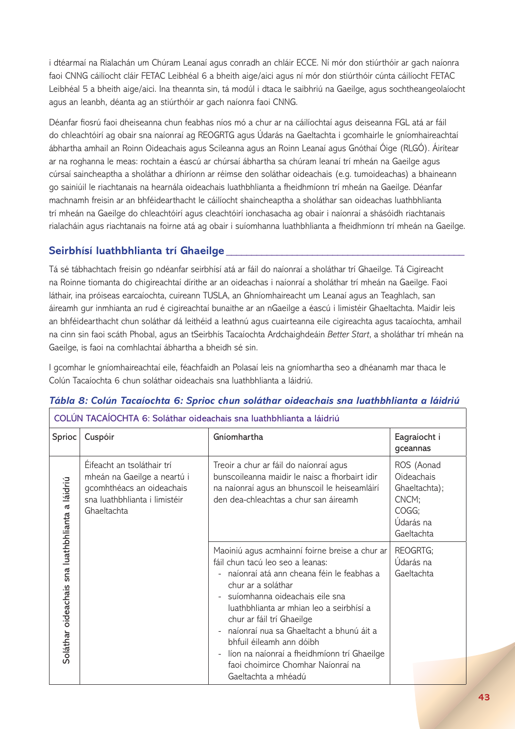i dtéarmaí na Rialachán um Chúram Leanaí agus conradh an chláir ECCE. Ní mór don stiúrthóir ar gach naíonra faoi CNNG cáilíocht cláir FETAC Leibhéal 6 a bheith aige/aici agus ní mór don stiúrthóir cúnta cáilíocht FETAC Leibhéal 5 a bheith aige/aici. Ina theannta sin, tá modúl i dtaca le saibhriú na Gaeilge, agus sochtheangeolaíocht agus an leanbh, déanta ag an stiúrthóir ar gach naíonra faoi CNNG.

Déanfar fiosrú faoi dheiseanna chun feabhas níos mó a chur ar na cáilíochtaí agus deiseanna FGL atá ar fáil do chleachtóirí ag obair sna naíonraí ag REOGRTG agus Údarás na Gaeltachta i gcomhairle le gníomhaireachtaí ábhartha amhail an Roinn Oideachais agus Scileanna agus an Roinn Leanaí agus Gnóthaí Óige (RLGÓ). Áirítear ar na roghanna le meas: rochtain a éascú ar chúrsaí ábhartha sa chúram leanaí trí mheán na Gaeilge agus cúrsaí saincheaptha a sholáthar a dhíríonn ar réimse den soláthar oideachais (e.g. tumoideachas) a bhaineann go sainiúil le riachtanais na hearnála oideachais luathbhlianta a fheidhmíonn trí mheán na Gaeilge. Déanfar machnamh freisin ar an bhféidearthacht le cáilíocht shaincheaptha a sholáthar san oideachas luathbhlianta trí mheán na Gaeilge do chleachtóirí agus cleachtóirí ionchasacha ag obair i naíonraí a shásóidh riachtanais rialacháin agus riachtanais na foirne atá ag obair i suíomhanna luathbhlianta a fheidhmíonn trí mheán na Gaeilge.

## Seirbhísí luathbhlianta trí Ghaeilge

Tá sé tábhachtach freisin go ndéanfar seirbhísí atá ar fáil do naíonraí a sholáthar trí Ghaeilge. Tá Cigireacht na Roinne tiomanta do chigireachtaí dírithe ar an oideachas i naíonraí a sholáthar trí mheán na Gaeilge. Faoi láthair, ina próiseas earcaíochta, cuireann TUSLA, an Ghníomhaireacht um Leanaí agus an Teaghlach, san áireamh gur inmhianta an rud é cigireachtaí bunaithe ar an nGaeilge a éascú i limistéir Ghaeltachta. Maidir leis an bhféidearthacht chun soláthar dá leithéid a leathnú agus cuairteanna eile cigireachta agus tacaíochta, amhail na cinn sin faoi scáth Phobal, agus an tSeirbhís Tacaíochta Ardchaighdeáin *Better Start*, a sholáthar trí mheán na Gaeilge, is faoi na comhlachtaí ábhartha a bheidh sé sin.

I gcomhar le gníomhaireachtaí eile, féachfaidh an Polasaí leis na gníomhartha seo a dhéanamh mar thaca le Colún Tacaíochta 6 chun soláthar oideachais sna luathbhlianta a láidriú.

*Tábla 8: Colún Tacaíochta 6: Sprioc chun soláthar oideachais sna luathbhlianta a láidriú*

| COLÚN TACAÍOCHTA 6: Soláthar oideachais sna luathbhlianta a láidriú | | | |
|---|---|---|---|
| **Sprioc** | **Cuspóir** | **Gníomhartha** | **Eagraíocht i gceannas** |
| Soláthar oideachais sna luathbhlianta a láidriú | Éifeacht an tsoláthair trí mheán na Gaeilge a neartú i gcomhthéacs an oideachais sna luathbhlianta i limistéir Ghaeltachta | Treoir a chur ar fáil do naíonraí agus bunscoileanna maidir le naisc a fhorbairt idir na naíonraí agus an bhunscoil le heiseamláirí den dea-chleachtas a chur san áireamh | ROS (Aonad Oideachais Ghaeltachta); CNCM; COGG; Údarás na Gaeltachta |
| | | Maoiniú agus acmhainní foirne breise a chur ar fáil chun tacú leo seo a leanas:<br>- naíonraí atá ann cheana féin le feabhas a chur ar a soláthar<br>- suíomhanna oideachais eile sna luathbhlianta ar mhian leo a seirbhísí a chur ar fáil trí Ghaeilge<br>- naíonraí nua sa Ghaeltacht a bhunú áit a bhfuil éileamh ann dóibh<br>- líon na naíonraí a fheidhmíonn trí Ghaeilge faoi choimirce Chomhar Naíonraí na Gaeltachta a mhéadú | REOGRTG; Údarás na Gaeltachta |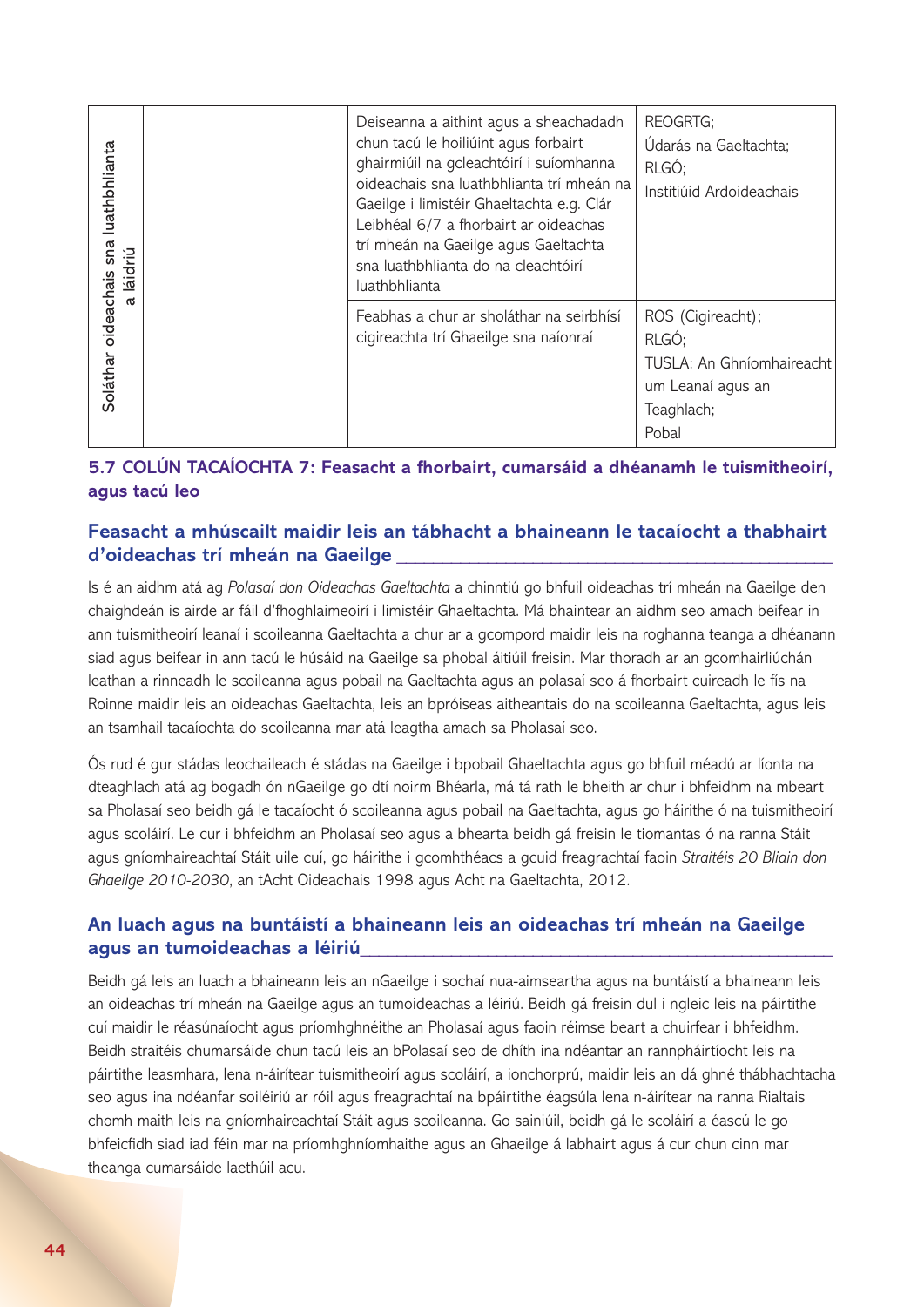| | | | |
|---|---|---|---|
| Soláthar oideachais sna luathbhlianta a láidriú | | Deiseanna a aithint agus a sheachadadh chun tacú le hoiliúint agus forbairt ghairmiúil na gcleachtóirí i suíomhanna oideachais sna luathbhlianta trí mheán na Gaeilge i limistéir Ghaeltachta e.g. Clár Leibhéal 6/7 a fhorbairt ar oideachas trí mheán na Gaeilge agus Gaeltachta sna luathbhlianta do na cleachtóirí luathbhlianta | REOGRTG; Údarás na Gaeltachta; RLGÓ; Institiúid Ardoideachais |
| | | Feabhas a chur ar sholáthar na seirbhísí cigireachta trí Ghaeilge sna naíonraí | ROS (Cigireacht); RLGÓ; TUSLA: An Ghníomhaireacht um Leanaí agus an Teaghlach; Pobal |

## 5.7 COLÚN TACAÍOCHTA 7: Feasacht a fhorbairt, cumarsáid a dhéanamh le tuismitheoirí, agus tacú leo

### Feasacht a mhúscailt maidir leis an tábhacht a bhaineann le tacaíocht a thabhairt d'oideachas trí mheán na Gaeilge

Is é an aidhm atá ag *Polasaí don Oideachas Gaeltachta* a chinntiú go bhfuil oideachas trí mheán na Gaeilge den chaighdeán is airde ar fáil d'fhoghlaimeoirí i limistéir Ghaeltachta. Má bhaintear an aidhm seo amach beifear in ann tuismitheoirí leanaí i scoileanna Gaeltachta a chur ar a gcompord maidir leis na roghanna teanga a dhéanann siad agus beifear in ann tacú le húsáid na Gaeilge sa phobal áitiúil freisin. Mar thoradh ar an gcomhairliúchán leathan a rinneadh le scoileanna agus pobail na Gaeltachta agus an polasaí seo á fhorbairt cuireadh le fís na Roinne maidir leis an oideachas Gaeltachta, leis an bpróiseas aitheantais do na scoileanna Gaeltachta, agus leis an tsamhail tacaíochta do scoileanna mar atá leagtha amach sa Pholasaí seo.

Ós rud é gur stádas leochaileach é stádas na Gaeilge i bpobail Ghaeltachta agus go bhfuil méadú ar líonta na dteaghlach atá ag bogadh ón nGaeilge go dtí noirm Bhéarla, má tá rath le bheith ar chur i bhfeidhm na mbeart sa Pholasaí seo beidh gá le tacaíocht ó scoileanna agus pobail na Gaeltachta, agus go háirithe ó na tuismitheoirí agus scoláirí. Le cur i bhfeidhm an Pholasaí seo agus a bhearta beidh gá freisin le tiomantas ó na ranna Stáit agus gníomhaireachtaí Stáit uile cuí, go háirithe i gcomhthéacs a gcuid freagrachtaí faoin *Straitéis 20 Bliain don Ghaeilge 2010-2030*, an tAcht Oideachais 1998 agus Acht na Gaeltachta, 2012.

### An luach agus na buntáistí a bhaineann leis an oideachas trí mheán na Gaeilge agus an tumoideachas a léiriú

Beidh gá leis an luach a bhaineann leis an nGaeilge i sochaí nua-aimseartha agus na buntáistí a bhaineann leis an oideachas trí mheán na Gaeilge agus an tumoideachas a léiriú. Beidh gá freisin dul i ngleic leis na páirtithe cuí maidir le réasúnaíocht agus príomhghnéithe an Pholasaí agus faoin réimse beart a chuirfear i bhfeidhm. Beidh straitéis chumarsáide chun tacú leis an bPolasaí seo de dhíth ina ndéantar an rannpháirtíocht leis na páirtithe leasmhara, lena n-áirítear tuismitheoirí agus scoláirí, a ionchorprú, maidir leis an dá ghné thábhachtacha seo agus ina ndéanfar soiléiriú ar róil agus freagrachtaí na bpáirtithe éagsúla lena n-áirítear na ranna Rialtais chomh maith leis na gníomhaireachtaí Stáit agus scoileanna. Go sainiúil, beidh gá le scoláirí a éascú le go bhfeicfidh siad iad féin mar na príomhghníomhaithe agus an Ghaeilge á labhairt agus á cur chun cinn mar theanga cumarsáide laethúil acu.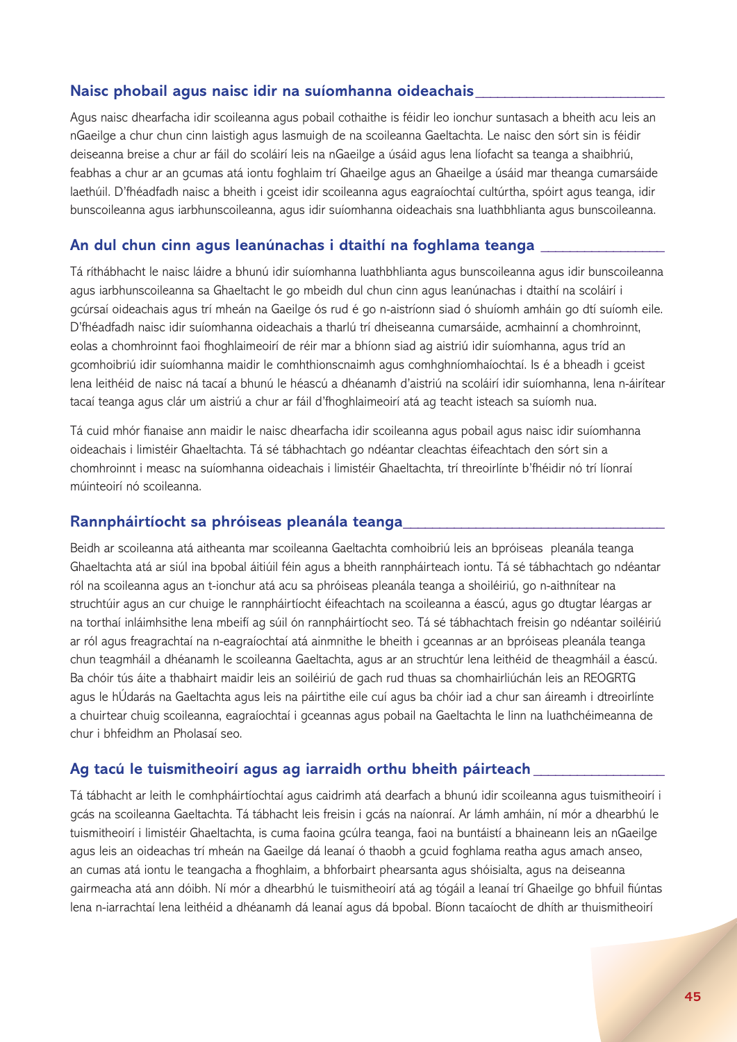## Naisc phobail agus naisc idir na suíomhanna oideachais

Agus naisc dhearfacha idir scoileanna agus pobail cothaithe is féidir leo ionchur suntasach a bheith acu leis an nGaeilge a chur chun cinn laistigh agus lasmuigh de na scoileanna Gaeltachta. Le naisc den sórt sin is féidir deiseanna breise a chur ar fáil do scoláirí leis na nGaeilge a úsáid agus lena líofacht sa teanga a shaibhriú, feabhas a chur ar an gcumas atá iontu foghlaim trí Ghaeilge agus an Ghaeilge a úsáid mar theanga cumarsáide laethúil. D'fhéadfadh naisc a bheith i gceist idir scoileanna agus eagraíochtaí cultúrtha, spóirt agus teanga, idir bunscoileanna agus iarbhunscoileanna, agus idir suíomhanna oideachais sna luathbhlianta agus bunscoileanna.

## An dul chun cinn agus leanúnachas i dtaithí na foghlama teanga

Tá ríthábhacht le naisc láidre a bhunú idir suíomhanna luathbhlianta agus bunscoileanna agus idir bunscoileanna agus iarbhunscoileanna sa Ghaeltacht le go mbeidh dul chun cinn agus leanúnachas i dtaithí na scoláirí i gcúrsaí oideachais agus trí mheán na Gaeilge ós rud é go n-aistríonn siad ó shuíomh amháin go dtí suíomh eile. D'fhéadfadh naisc idir suíomhanna oideachais a tharlú trí dheiseanna cumarsáide, acmhainní a chomhroinnt, eolas a chomhroinnt faoi fhoghlaimeoirí de réir mar a bhíonn siad ag aistriú idir suíomhanna, agus tríd an gcomhoibriú idir suíomhanna maidir le comhthionscnaimh agus comhghníomhaíochtaí. Is é a bheadh i gceist lena leithéid de naisc ná tacaí a bhunú le héascú a dhéanamh d'aistriú na scoláirí idir suíomhanna, lena n-áirítear tacaí teanga agus clár um aistriú a chur ar fáil d'fhoghlaimeoirí atá ag teacht isteach sa suíomh nua.

Tá cuid mhór fianaise ann maidir le naisc dhearfacha idir scoileanna agus pobail agus naisc idir suíomhanna oideachais i limistéir Ghaeltachta. Tá sé tábhachtach go ndéantar cleachtas éifeachtach den sórt sin a chomhroinnt i measc na suíomhanna oideachais i limistéir Ghaeltachta, trí threoirlínte b'fhéidir nó trí líonraí múinteoirí nó scoileanna.

## Rannpháirtíocht sa phróiseas pleanála teanga

Beidh ar scoileanna atá aitheanta mar scoileanna Gaeltachta comhoibriú leis an bpróiseas pleanála teanga Ghaeltachta atá ar siúl ina bpobal áitiúil féin agus a bheith rannpháirteach iontu. Tá sé tábhachtach go ndéantar ról na scoileanna agus an t-ionchur atá acu sa phróiseas pleanála teanga a shoiléiriú, go n-aithnítear na struchtúir agus an cur chuige le rannpháirtíocht éifeachtach na scoileanna a éascú, agus go dtugtar léargas ar na torthaí inláimhsithe lena mbeifí ag súil ón rannpháirtíocht seo. Tá sé tábhachtach freisin go ndéantar soiléiriú ar ról agus freagrachtaí na n-eagraíochtaí atá ainmnithe le bheith i gceannas ar an bpróiseas pleanála teanga chun teagmháil a dhéanamh le scoileanna Gaeltachta, agus ar an struchtúr lena leithéid de theagmháil a éascú. Ba chóir tús áite a thabhairt maidir leis an soiléiriú de gach rud thuas sa chomhairliúchán leis an REOGRTG agus le hÚdarás na Gaeltachta agus leis na páirtithe eile cuí agus ba chóir iad a chur san áireamh i dtreoirlínte a chuirtear chuig scoileanna, eagraíochtaí i gceannas agus pobail na Gaeltachta le linn na luathchéimeanna de chur i bhfeidhm an Pholasaí seo.

## Ag tacú le tuismitheoirí agus ag iarraidh orthu bheith páirteach

Tá tábhacht ar leith le comhpháirtíochtaí agus caidrimh atá dearfach a bhunú idir scoileanna agus tuismitheoirí i gcás na scoileanna Gaeltachta. Tá tábhacht leis freisin i gcás na naíonraí. Ar lámh amháin, ní mór a dhearbhú le tuismitheoirí i limistéir Ghaeltachta, is cuma faoina gcúlra teanga, faoi na buntáistí a bhaineann leis an nGaeilge agus leis an oideachas trí mheán na Gaeilge dá leanaí ó thaobh a gcuid foghlama reatha agus amach anseo, an cumas atá iontu le teangacha a fhoghlaim, a bhforbairt phearsanta agus shóisialta, agus na deiseanna gairmeacha atá ann dóibh. Ní mór a dhearbhú le tuismitheoirí atá ag tógáil a leanaí trí Ghaeilge go bhfuil fiúntas lena n-iarrachtaí lena leithéid a dhéanamh dá leanaí agus dá bpobal. Bíonn tacaíocht de dhíth ar thuismitheoirí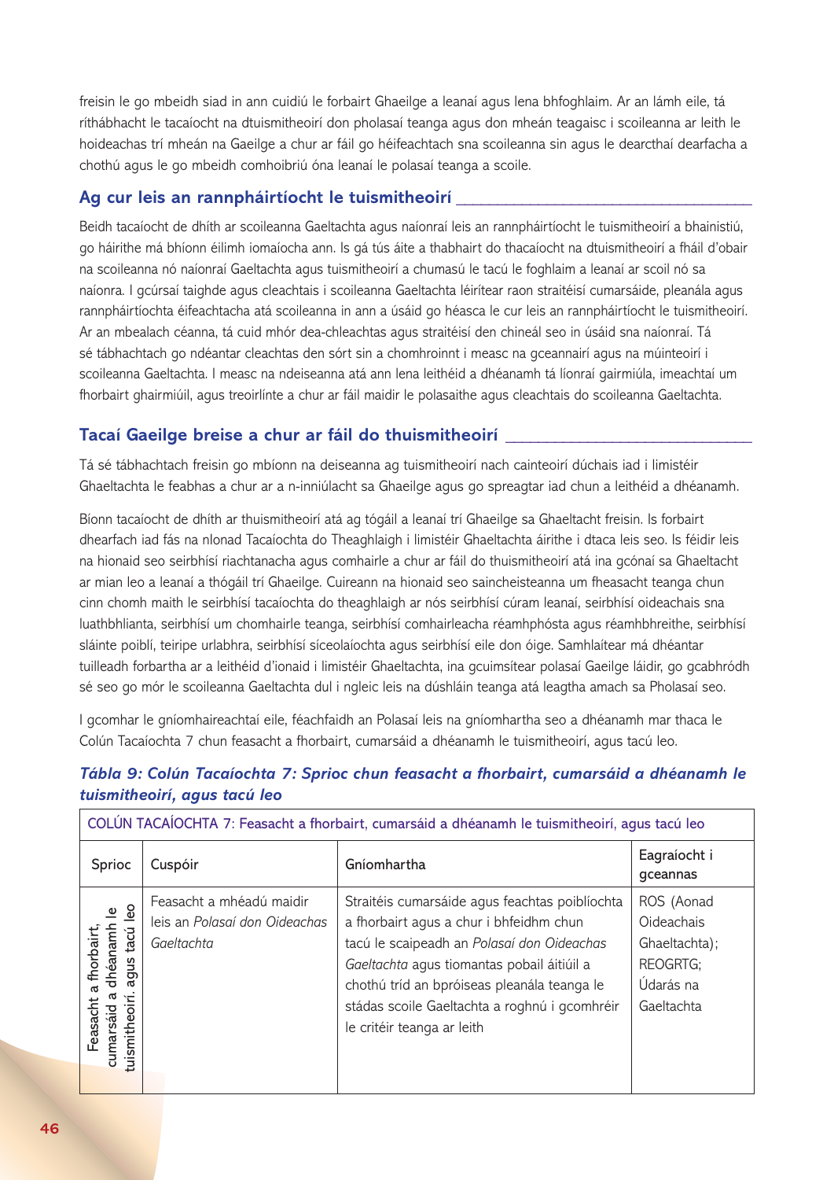freisin le go mbeidh siad in ann cuidiú le forbairt Ghaeilge a leanaí agus lena bhfoghlaim. Ar an lámh eile, tá ríthábhacht le tacaíocht na dtuismitheoirí don pholasaí teanga agus don mheán teagaisc i scoileanna ar leith le hoideachas trí mheán na Gaeilge a chur ar fáil go héifeachtach sna scoileanna sin agus le dearcthaí dearfacha a chothú agus le go mbeidh comhoibriú óna leanaí le polasaí teanga a scoile.

## Ag cur leis an rannpháirtíocht le tuismitheoirí

Beidh tacaíocht de dhíth ar scoileanna Gaeltachta agus naíonraí leis an rannpháirtíocht le tuismitheoirí a bhainistiú, go háirithe má bhíonn éilimh iomaíocha ann. Is gá tús áite a thabhairt do thacaíocht na dtuismitheoirí a fháil d'obair na scoileanna nó naíonraí Gaeltachta agus tuismitheoirí a chumasú le tacú le foghlaim a leanaí ar scoil nó sa naíonra. I gcúrsaí taighde agus cleachtais i scoileanna Gaeltachta léirítear raon straitéisí cumarsáide, pleanála agus rannpháirtíochta éifeachtacha atá scoileanna in ann a úsáid go héasca le cur leis an rannpháirtíocht le tuismitheoirí. Ar an mbealach céanna, tá cuid mhór dea-chleachtas agus straitéisí den chineál seo in úsáid sna naíonraí. Tá sé tábhachtach go ndéantar cleachtas den sórt sin a chomhroinnt i measc na gceannairí agus na múinteoirí i scoileanna Gaeltachta. I measc na ndeiseanna atá ann lena leithéid a dhéanamh tá líonraí gairmiúla, imeachtaí um fhorbairt ghairmiúil, agus treoirlínte a chur ar fáil maidir le polasaithe agus cleachtais do scoileanna Gaeltachta.

## Tacaí Gaeilge breise a chur ar fáil do thuismitheoirí

Tá sé tábhachtach freisin go mbíonn na deiseanna ag tuismitheoirí nach cainteoirí dúchais iad i limistéir Ghaeltachta le feabhas a chur ar a n-inniúlacht sa Ghaeilge agus go spreagtar iad chun a leithéid a dhéanamh.

Bíonn tacaíocht de dhíth ar thuismitheoirí atá ag tógáil a leanaí trí Ghaeilge sa Ghaeltacht freisin. Is forbairt dhearfach iad fás na nIonad Tacaíochta do Theaghlaigh i limistéir Ghaeltachta áirithe i dtaca leis seo. Is féidir leis na hionaid seo seirbhísí riachtanacha agus comhairle a chur ar fáil do thuismitheoirí atá ina gcónaí sa Ghaeltacht ar mian leo a leanaí a thógáil trí Ghaeilge. Cuireann na hionaid seo saincheisteanna um fheasacht teanga chun cinn chomh maith le seirbhísí tacaíochta do theaghlaigh ar nós seirbhísí cúram leanaí, seirbhísí oideachais sna luathbhlianta, seirbhísí um chomhairle teanga, seirbhísí comhairleacha réamhphósta agus réamhbhreithe, seirbhísí sláinte poiblí, teiripe urlabhra, seirbhísí síceolaíochta agus seirbhísí eile don óige. Samhlaítear má dhéantar tuilleadh forbartha ar a leithéid d'ionaid i limistéir Ghaeltachta, ina gcuimsítear polasaí Gaeilge láidir, go gcabhródh sé seo go mór le scoileanna Gaeltachta dul i ngleic leis na dúshláin teanga atá leagtha amach sa Pholasaí seo.

I gcomhar le gníomhaireachtaí eile, féachfaidh an Polasaí leis na gníomhartha seo a dhéanamh mar thaca le Colún Tacaíochta 7 chun feasacht a fhorbairt, cumarsáid a dhéanamh le tuismitheoirí, agus tacú leo.

***Tábla 9: Colún Tacaíochta 7: Sprioc chun feasacht a fhorbairt, cumarsáid a dhéanamh le tuismitheoirí, agus tacú leo***

| COLÚN TACAÍOCHTA 7: Feasacht a fhorbairt, cumarsáid a dhéanamh le tuismitheoirí, agus tacú leo | | | |
|---|---|---|---|
| **Sprioc** | **Cuspóir** | **Gníomhartha** | **Eagraíocht i gceannas** |
| Feasacht a fhorbairt, cumarsáid a dhéanamh le tuismitheoirí, agus tacú leo | Feasacht a mhéadú maidir leis an *Polasaí don Oideachas Gaeltachta* | Straitéis cumarsáide agus feachtas poiblíochta a fhorbairt agus a chur i bhfeidhm chun tacú le scaipeadh an *Polasaí don Oideachas Gaeltachta* agus tiomantas pobail áitiúil a chothú tríd an bpróiseas pleanála teanga le stádas scoile Gaeltachta a roghnú i gcomhréir le critéir teanga ar leith | ROS (Aonad Oideachais Ghaeltachta); REOGRTG; Údarás na Gaeltachta |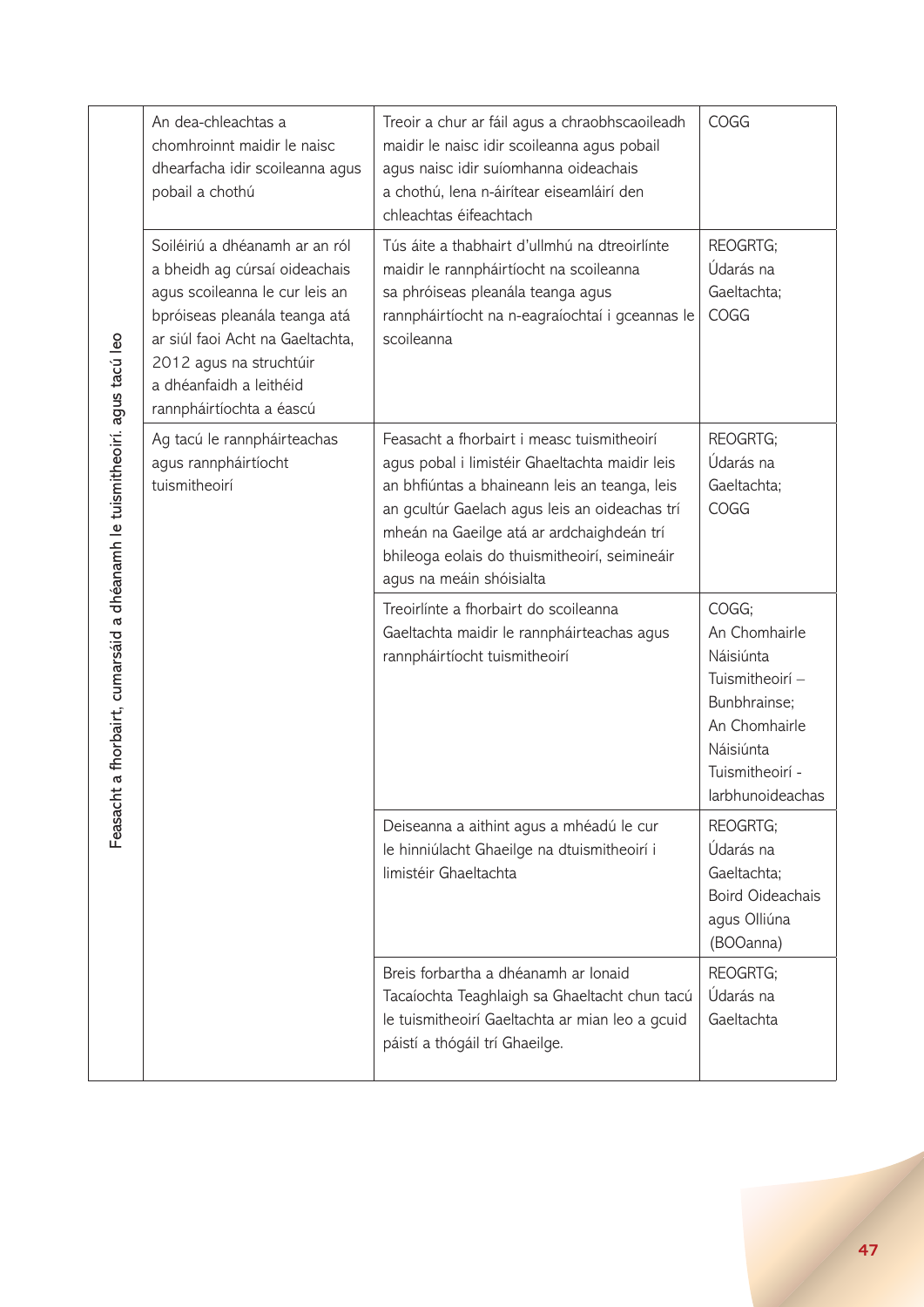| | | | |
|---|---|---|---|
| Feasacht a fhorbairt, cumarsáid a dhéanamh le tuismitheoirí, agus tacú leo | An dea-chleachtas a chomhroinnt maidir le naisc dhearfacha idir scoileanna agus pobail a chothú | Treoir a chur ar fáil agus a chraobhscaoileadh maidir le naisc idir scoileanna agus pobail agus naisc idir suíomhanna oideachais a chothú, lena n-áirítear eiseamláirí den chleachtas éifeachtach | COGG |
| | Soiléiriú a dhéanamh ar an ról a bheidh ag cúrsaí oideachais agus scoileanna le cur leis an bpróiseas pleanála teanga atá ar siúl faoi Acht na Gaeltachta, 2012 agus na struchtúir a dhéanfaidh a leithéid rannpháirtíochta a éascú | Tús áite a thabhairt d'ullmhú na dtreoirlínte maidir le rannpháirtíocht na scoileanna sa phróiseas pleanála teanga agus rannpháirtíocht na n-eagraíochtaí i gceannas le scoileanna | REOGRTG; Údarás na Gaeltachta; COGG |
| | Ag tacú le rannpháirteachas agus rannpháirtíocht tuismitheoirí | Feasacht a fhorbairt i measc tuismitheoirí agus pobal i limistéir Ghaeltachta maidir leis an bhfiúntas a bhaineann leis an teanga, leis an gcultúr Gaelach agus leis an oideachas trí mheán na Gaeilge atá ar ardchaighdeán trí bhileoga eolais do thuismitheoirí, seimineáir agus na meáin shóisialta | REOGRTG; Údarás na Gaeltachta; COGG |
| | | Treoirlínte a fhorbairt do scoileanna Gaeltachta maidir le rannpháirteachas agus rannpháirtíocht tuismitheoirí | COGG; An Chomhairle Náisiúnta Tuismitheoirí – Bunbhrainse; An Chomhairle Náisiúnta Tuismitheoirí - Iarbhunoideachas |
| | | Deiseanna a aithint agus a mhéadú le cur le hinniúlacht Ghaeilge na dtuismitheoirí i limistéir Ghaeltachta | REOGRTG; Údarás na Gaeltachta; Boird Oideachais agus Oiliúna (BOOanna) |
| | | Breis forbartha a dhéanamh ar Ionaid Tacaíochta Teaghlaigh sa Ghaeltacht chun tacú le tuismitheoirí Gaeltachta ar mian leo a gcuid páistí a thógáil trí Ghaeilge. | REOGRTG; Údarás na Gaeltachta |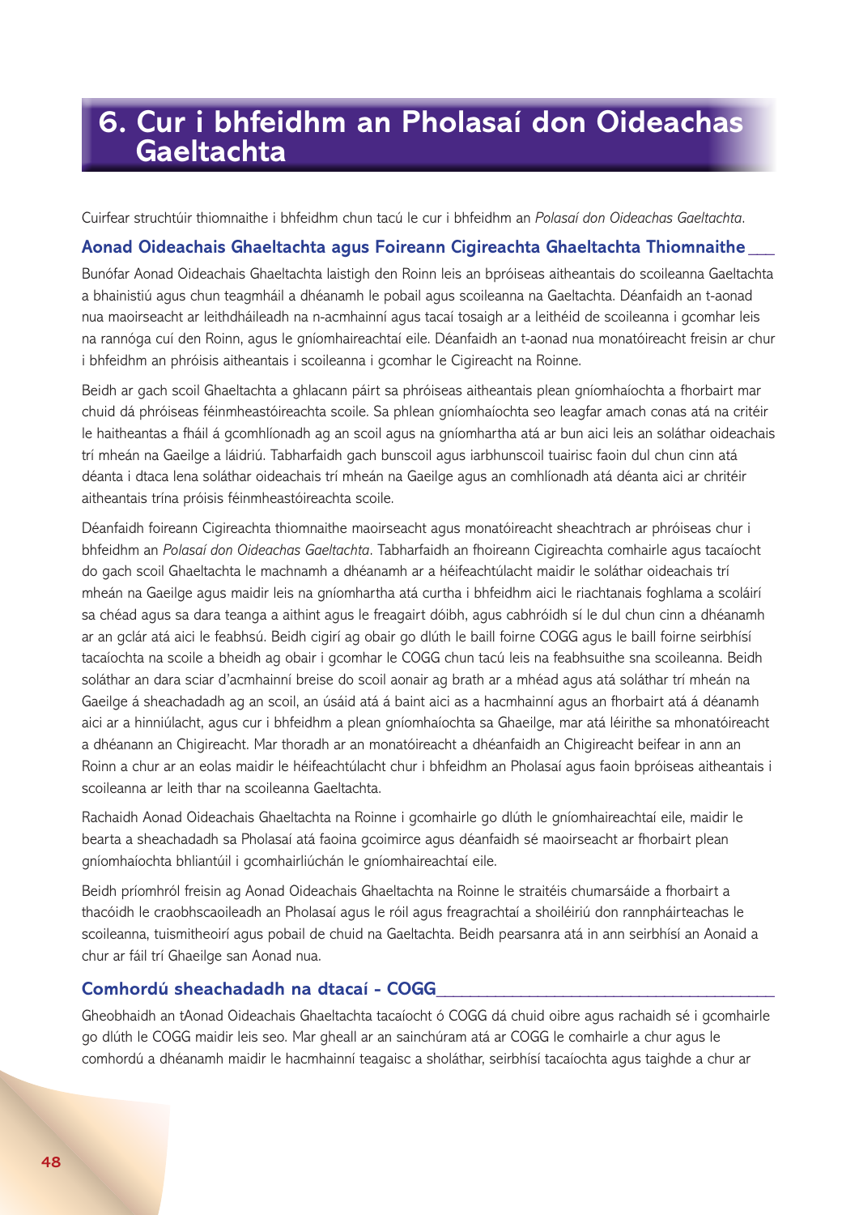# 6. Cur i bhfeidhm an Pholasaí don Oideachas Gaeltachta

Cuirfear struchtúir thiomnaithe i bhfeidhm chun tacú le cur i bhfeidhm an *Polasaí don Oideachas Gaeltachta*.

## Aonad Oideachais Ghaeltachta agus Foireann Cigireachta Ghaeltachta Thiomnaithe

Bunófar Aonad Oideachais Ghaeltachta laistigh den Roinn leis an bpróiseas aitheantais do scoileanna Gaeltachta a bhainistiú agus chun teagmháil a dhéanamh le pobail agus scoileanna na Gaeltachta. Déanfaidh an t-aonad nua maoirseacht ar leithdháileadh na n-acmhainní agus tacaí tosaigh ar a leithéid de scoileanna i gcomhar leis na rannóga cuí den Roinn, agus le gníomhaireachtaí eile. Déanfaidh an t-aonad nua monatóireacht freisin ar chur i bhfeidhm an phróisis aitheantais i scoileanna i gcomhar le Cigireacht na Roinne.

Beidh ar gach scoil Ghaeltachta a ghlacann páirt sa phróiseas aitheantais plean gníomhaíochta a fhorbairt mar chuid dá phróiseas féinmheastóireachta scoile. Sa phlean gníomhaíochta seo leagfar amach conas atá na critéir le haitheantas a fháil á gcomhlíonadh ag an scoil agus na gníomhartha atá ar bun aici leis an soláthar oideachais trí mheán na Gaeilge a láidriú. Tabharfaidh gach bunscoil agus iarbhunscoil tuairisc faoin dul chun cinn atá déanta i dtaca lena soláthar oideachais trí mheán na Gaeilge agus an comhlíonadh atá déanta aici ar chritéir aitheantais trína próisis féinmheastóireachta scoile.

Déanfaidh foireann Cigireachta thiomnaithe maoirseacht agus monatóireacht sheachtrach ar phróiseas chur i bhfeidhm an *Polasaí don Oideachas Gaeltachta*. Tabharfaidh an fhoireann Cigireachta comhairle agus tacaíocht do gach scoil Ghaeltachta le machnamh a dhéanamh ar a héifeachtúlacht maidir le soláthar oideachais trí mheán na Gaeilge agus maidir leis na gníomhartha atá curtha i bhfeidhm aici le riachtanais foghlama a scoláirí sa chéad agus sa dara teanga a aithint agus le freagairt dóibh, agus cabhróidh sí le dul chun cinn a dhéanamh ar an gclár atá aici le feabhsú. Beidh cigirí ag obair go dlúth le baill foirne COGG agus le baill foirne seirbhísí tacaíochta na scoile a bheidh ag obair i gcomhar le COGG chun tacú leis na feabhsuithe sna scoileanna. Beidh soláthar an dara sciar d'acmhainní breise do scoil aonair ag brath ar a mhéad agus atá soláthar trí mheán na Gaeilge á sheachadadh ag an scoil, an úsáid atá á baint aici as a hacmhainní agus an fhorbairt atá á déanamh aici ar a hinniúlacht, agus cur i bhfeidhm a plean gníomhaíochta sa Ghaeilge, mar atá léirithe sa mhonatóireacht a dhéanann an Chigireacht. Mar thoradh ar an monatóireacht a dhéanfaidh an Chigireacht beifear in ann an Roinn a chur ar an eolas maidir le héifeachtúlacht chur i bhfeidhm an Pholasaí agus faoin bpróiseas aitheantais i scoileanna ar leith thar na scoileanna Gaeltachta.

Rachaidh Aonad Oideachais Ghaeltachta na Roinne i gcomhairle go dlúth le gníomhaireachtaí eile, maidir le bearta a sheachadadh sa Pholasaí atá faoina gcoimirce agus déanfaidh sé maoirseacht ar fhorbairt plean gníomhaíochta bhliantúil i gcomhairliúchán le gníomhaireachtaí eile.

Beidh príomhról freisin ag Aonad Oideachais Ghaeltachta na Roinne le straitéis chumarsáide a fhorbairt a thacóidh le craobhscaoileadh an Pholasaí agus le róil agus freagrachtaí a shoiléiriú don rannpháirteachas le scoileanna, tuismitheoirí agus pobail de chuid na Gaeltachta. Beidh pearsanra atá in ann seirbhísí an Aonaid a chur ar fáil trí Ghaeilge san Aonad nua.

## Comhordú sheachadadh na dtacaí - COGG

Gheobhaidh an tAonad Oideachais Ghaeltachta tacaíocht ó COGG dá chuid oibre agus rachaidh sé i gcomhairle go dlúth le COGG maidir leis seo. Mar gheall ar an sainchúram atá ar COGG le comhairle a chur agus le comhordú a dhéanamh maidir le hacmhainní teagaisc a sholáthar, seirbhísí tacaíochta agus taighde a chur ar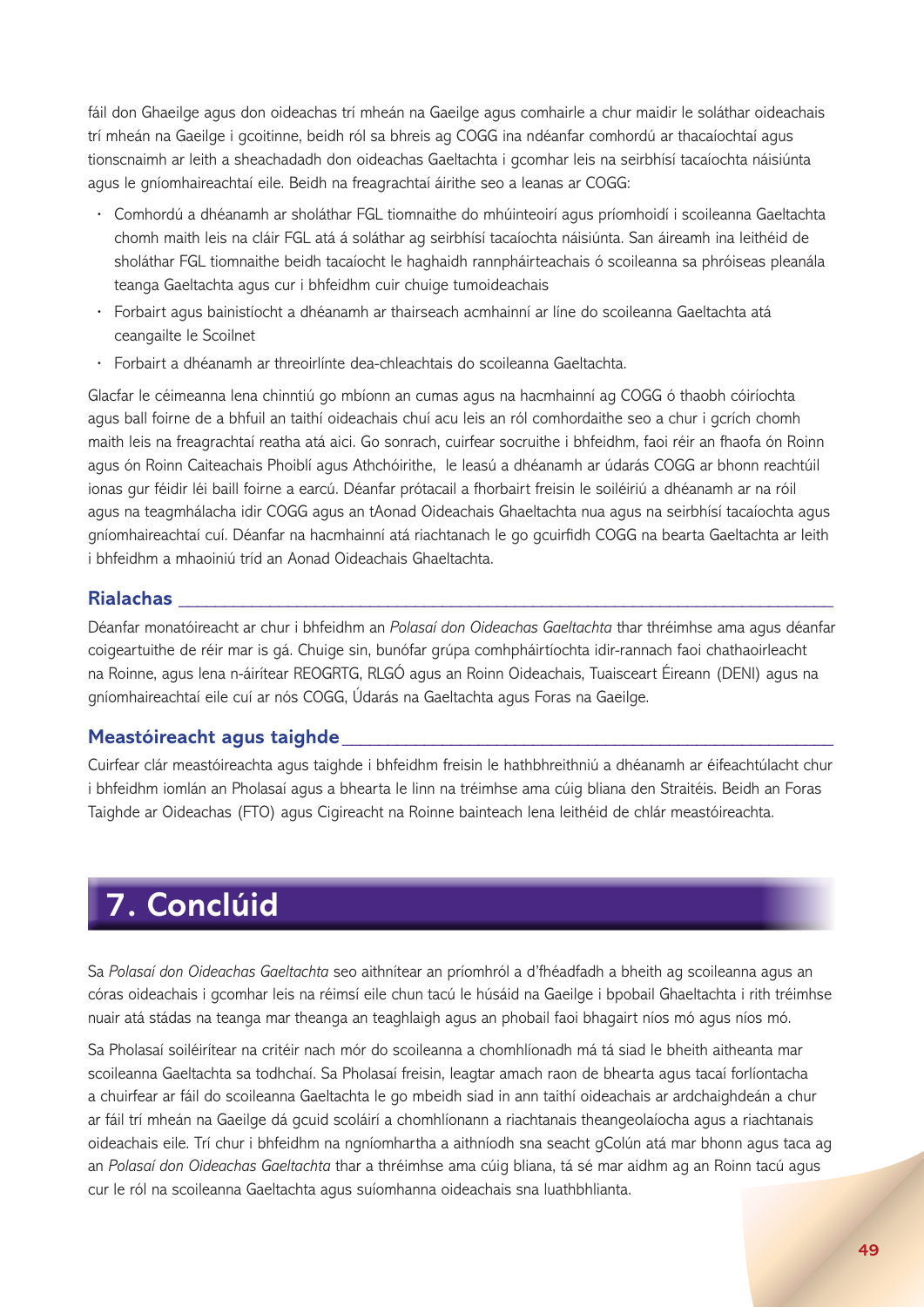fáil don Ghaeilge agus don oideachas trí mheán na Gaeilge agus comhairle a chur maidir le soláthar oideachais trí mheán na Gaeilge i gcoitinne, beidh ról sa bhreis ag COGG ina ndéanfar comhordú ar thacaíochtaí agus tionscnaimh ar leith a sheachadadh don oideachas Gaeltachta i gcomhar leis na seirbhísí tacaíochta náisiúnta agus le gníomhaireachtaí eile. Beidh na freagrachtaí áirithe seo a leanas ar COGG:

- Comhordú a dhéanamh ar sholáthar FGL tiomnaithe do mhúinteoirí agus príomhoidí i scoileanna Gaeltachta chomh maith leis na cláir FGL atá á soláthar ag seirbhísí tacaíochta náisiúnta. San áireamh ina leithéid de sholáthar FGL tiomnaithe beidh tacaíocht le haghaidh rannpháirteachais ó scoileanna sa phróiseas pleanála teanga Gaeltachta agus cur i bhfeidhm cuir chuige tumoideachais
- Forbairt agus bainistíocht a dhéanamh ar thairseach acmhainní ar líne do scoileanna Gaeltachta atá ceangailte le Scoilnet
- Forbairt a dhéanamh ar threoirlínte dea-chleachtais do scoileanna Gaeltachta.

Glacfar le céimeanna lena chinntiú go mbíonn an cumas agus na hacmhainní ag COGG ó thaobh cóiríochta agus ball foirne de a bhfuil an taithí oideachais chuí acu leis an ról comhordaithe seo a chur i gcrích chomh maith leis na freagrachtaí reatha atá aici. Go sonrach, cuirfear socruithe i bhfeidhm, faoi réir an fhaofa ón Roinn agus ón Roinn Caiteachais Phoiblí agus Athchóirithe, le leasú a dhéanamh ar údarás COGG ar bhonn reachtúil ionas gur féidir léi baill foirne a earcú. Déanfar prótacail a fhorbairt freisin le soiléiriú a dhéanamh ar na róil agus na teagmhálacha idir COGG agus an tAonad Oideachais Ghaeltachta nua agus na seirbhísí tacaíochta agus gníomhaireachtaí cuí. Déanfar na hacmhainní atá riachtanach le go gcuirfidh COGG na bearta Gaeltachta ar leith i bhfeidhm a mhaoiniú tríd an Aonad Oideachais Ghaeltachta.

### Rialachas

Déanfar monatóireacht ar chur i bhfeidhm an *Polasaí don Oideachas Gaeltachta* thar thréimhse ama agus déanfar coigeartuithe de réir mar is gá. Chuige sin, bunófar grúpa comhpháirtíochta idir-rannach faoi chathaoirleacht na Roinne, agus lena n-áirítear REOGRTG, RLGÓ agus an Roinn Oideachais, Tuaisceart Éireann (DENI) agus na gníomhaireachtaí eile cuí ar nós COGG, Údarás na Gaeltachta agus Foras na Gaeilge.

### Meastóireacht agus taighde

Cuirfear clár meastóireachta agus taighde i bhfeidhm freisin le hathbhreithniú a dhéanamh ar éifeachtúlacht chur i bhfeidhm iomlán an Pholasaí agus a bhearta le linn na tréimhse ama cúig bliana den Straitéis. Beidh an Foras Taighde ar Oideachas (FTO) agus Cigireacht na Roinne bainteach lena leithéid de chlár meastóireachta.

## 7. Conclúid

Sa *Polasaí don Oideachas Gaeltachta* seo aithnítear an príomhról a d'fhéadfadh a bheith ag scoileanna agus an córas oideachais i gcomhar leis na réimsí eile chun tacú le húsáid na Gaeilge i bpobail Ghaeltachta i rith tréimhse nuair atá stádas na teanga mar theanga an teaghlaigh agus an phobail faoi bhagairt níos mó agus níos mó.

Sa Pholasaí soiléirítear na critéir nach mór do scoileanna a chomhlíonadh má tá siad le bheith aitheanta mar scoileanna Gaeltachta sa todhchaí. Sa Pholasaí freisin, leagtar amach raon de bhearta agus tacaí forlíontacha a chuirfear ar fáil do scoileanna Gaeltachta le go mbeidh siad in ann taithí oideachais ar ardchaighdeán a chur ar fáil trí mheán na Gaeilge dá gcuid scoláirí a chomhlíonann a riachtanais theangeolaíocha a riachtanais oideachais eile. Trí chur i bhfeidhm na ngníomhartha a aithníodh sna seacht gColún atá mar bhonn agus taca ag an *Polasaí don Oideachas Gaeltachta* thar a thréimhse ama cúig bliana, tá sé mar aidhm ag an Roinn tacú agus cur le ról na scoileanna Gaeltachta agus suíomhanna oideachais sna luathbhlianta.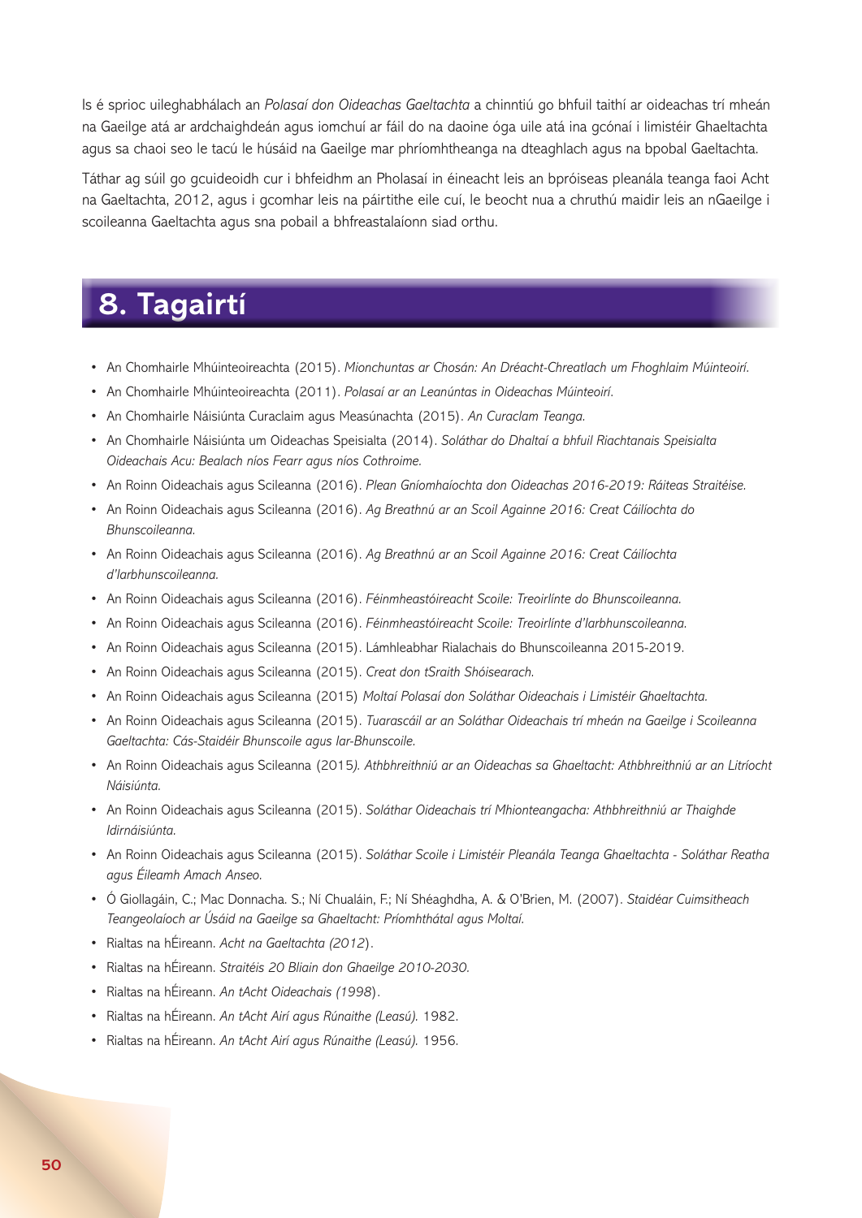Is é sprioc uileghabhálach an *Polasaí don Oideachas Gaeltachta* a chinntiú go bhfuil taithí ar oideachas trí mheán na Gaeilge atá ar ardchaighdeán agus iomchuí ar fáil do na daoine óga uile atá ina gcónaí i limistéir Ghaeltachta agus sa chaoi seo le tacú le húsáid na Gaeilge mar phríomhtheanga na dteaghlach agus na bpobal Gaeltachta.

Táthar ag súil go gcuideoidh cur i bhfeidhm an Pholasaí in éineacht leis an bpróiseas pleanála teanga faoi Acht na Gaeltachta, 2012, agus i gcomhar leis na páirtithe eile cuí, le beocht nua a chruthú maidir leis an nGaeilge i scoileanna Gaeltachta agus sna pobail a bhfreastalaíonn siad orthu.

# 8. Tagairtí

- An Chomhairle Mhúinteoireachta (2015). *Mionchuntas ar Chosán: An Dréacht-Chreatlach um Fhoghlaim Múinteoirí.*
- An Chomhairle Mhúinteoireachta (2011). *Polasaí ar an Leanúntas in Oideachas Múinteoirí.*
- An Chomhairle Náisiúnta Curaclaim agus Measúnachta (2015). *An Curaclam Teanga.*
- An Chomhairle Náisiúnta um Oideachas Speisialta (2014). *Soláthar do Dhaltaí a bhfuil Riachtanais Speisialta Oideachais Acu: Bealach níos Fearr agus níos Cothroime.*
- An Roinn Oideachais agus Scileanna (2016). *Plean Gníomhaíochta don Oideachas 2016-2019: Ráiteas Straitéise.*
- An Roinn Oideachais agus Scileanna (2016). *Ag Breathnú ar an Scoil Againne 2016: Creat Cáilíochta do Bhunscoileanna.*
- An Roinn Oideachais agus Scileanna (2016). *Ag Breathnú ar an Scoil Againne 2016: Creat Cáilíochta d'Iarbhunscoileanna.*
- An Roinn Oideachais agus Scileanna (2016). *Féinmheastóireacht Scoile: Treoirlínte do Bhunscoileanna.*
- An Roinn Oideachais agus Scileanna (2016). *Féinmheastóireacht Scoile: Treoirlínte d'Iarbhunscoileanna.*
- An Roinn Oideachais agus Scileanna (2015). Lámhleabhar Rialachais do Bhunscoileanna 2015-2019.
- An Roinn Oideachais agus Scileanna (2015). *Creat don tSraith Shóisearach.*
- An Roinn Oideachais agus Scileanna (2015) *Moltaí Polasaí don Soláthar Oideachais i Limistéir Ghaeltachta.*
- An Roinn Oideachais agus Scileanna (2015). *Tuarascáil ar an Soláthar Oideachais trí mheán na Gaeilge i Scoileanna Gaeltachta: Cás-Staidéir Bhunscoile agus Iar-Bhunscoile.*
- An Roinn Oideachais agus Scileanna (2015*). Athbhreithniú ar an Oideachas sa Ghaeltacht: Athbhreithniú ar an Litríocht Náisiúnta.*
- An Roinn Oideachais agus Scileanna (2015). *Soláthar Oideachais trí Mhionteangacha: Athbhreithniú ar Thaighde Idirnáisiúnta.*
- An Roinn Oideachais agus Scileanna (2015). *Soláthar Scoile i Limistéir Pleanála Teanga Ghaeltachta - Soláthar Reatha agus Éileamh Amach Anseo.*
- Ó Giollagáin, C.; Mac Donnacha. S.; Ní Chualáin, F.; Ní Shéaghdha, A. & O'Brien, M. (2007). *Staidéar Cuimsitheach Teangeolaíoch ar Úsáid na Gaeilge sa Ghaeltacht: Príomhthátal agus Moltaí.*
- Rialtas na hÉireann. *Acht na Gaeltachta (2012*).
- Rialtas na hÉireann. *Straitéis 20 Bliain don Ghaeilge 2010-2030.*
- Rialtas na hÉireann. *An tAcht Oideachais (1998*).
- Rialtas na hÉireann. *An tAcht Airí agus Rúnaithe (Leasú).* 1982.
- Rialtas na hÉireann. *An tAcht Airí agus Rúnaithe (Leasú).* 1956.